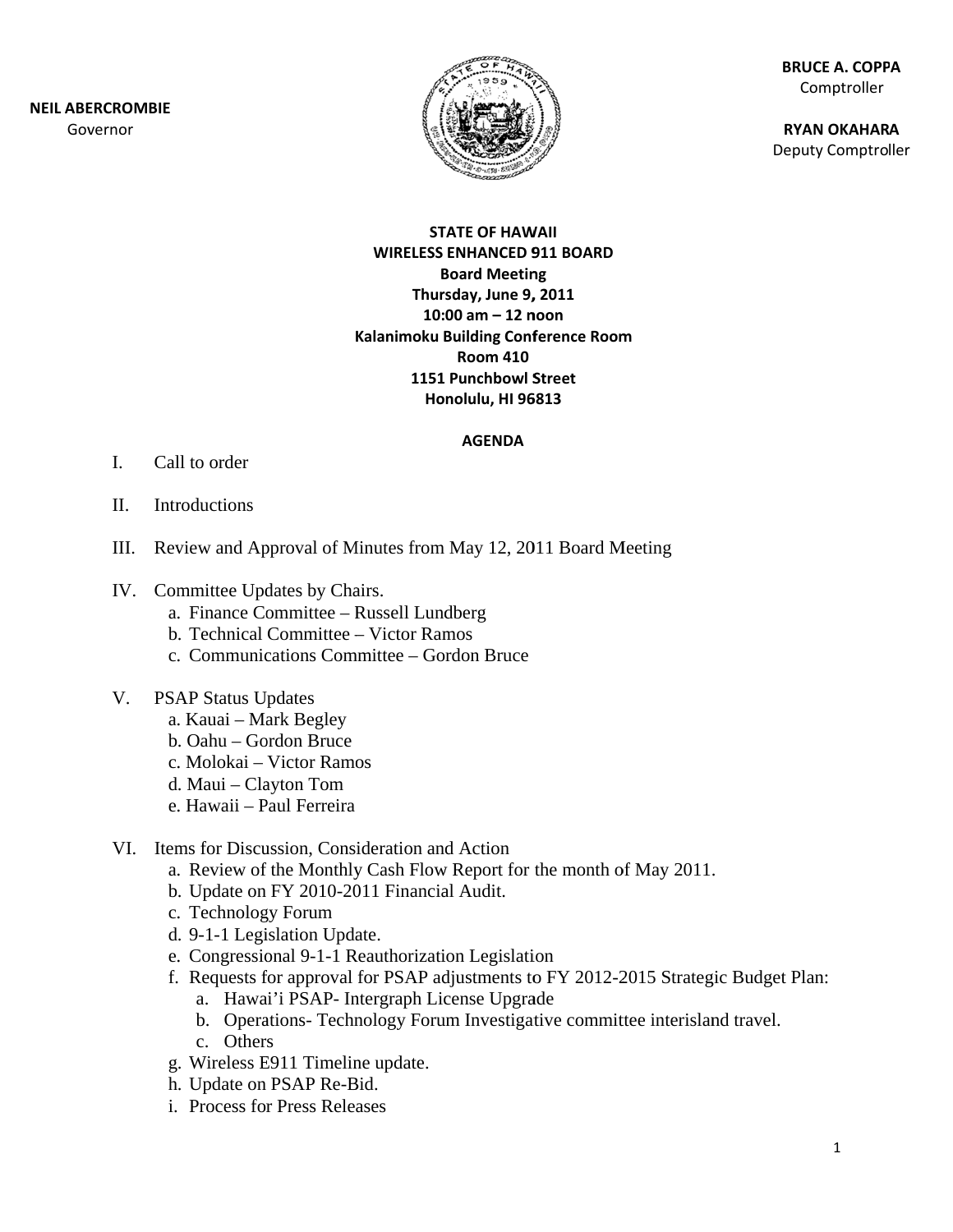**NEIL ABERCROMBIE**
Governor

**BRUCE A. COPPA**
Comptroller

**RYAN OKAHARA**
Deputy Comptroller

**STATE OF HAWAII**
**WIRELESS ENHANCED 911 BOARD**
**Board Meeting**
**Thursday, June 9, 2011**
**10:00 am – 12 noon**
**Kalanimoku Building Conference Room**
**Room 410**
**1151 Punchbowl Street**
**Honolulu, HI 96813**

## AGENDA

I. Call to order

II. Introductions

III. Review and Approval of Minutes from May 12, 2011 Board Meeting

IV. Committee Updates by Chairs.
   a. Finance Committee – Russell Lundberg
   b. Technical Committee – Victor Ramos
   c. Communications Committee – Gordon Bruce

V. PSAP Status Updates
   a. Kauai – Mark Begley
   b. Oahu – Gordon Bruce
   c. Molokai – Victor Ramos
   d. Maui – Clayton Tom
   e. Hawaii – Paul Ferreira

VI. Items for Discussion, Consideration and Action
   a. Review of the Monthly Cash Flow Report for the month of May 2011.
   b. Update on FY 2010-2011 Financial Audit.
   c. Technology Forum
   d. 9-1-1 Legislation Update.
   e. Congressional 9-1-1 Reauthorization Legislation
   f. Requests for approval for PSAP adjustments to FY 2012-2015 Strategic Budget Plan:
      a. Hawai'i PSAP- Intergraph License Upgrade
      b. Operations- Technology Forum Investigative committee interisland travel.
      c. Others
   g. Wireless E911 Timeline update.
   h. Update on PSAP Re-Bid.
   i. Process for Press Releases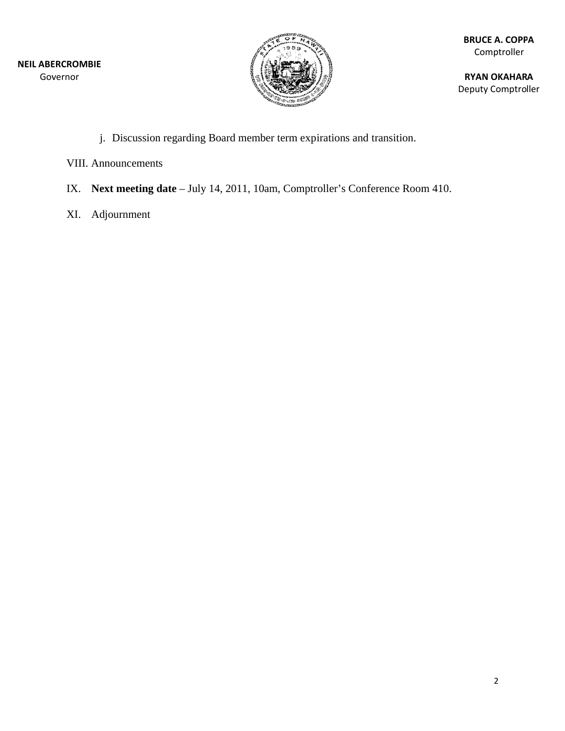NEIL ABERCROMBIE
Governor

BRUCE A. COPPA
Comptroller

RYAN OKAHARA
Deputy Comptroller

j. Discussion regarding Board member term expirations and transition.

VIII. Announcements

IX. **Next meeting date** – July 14, 2011, 10am, Comptroller's Conference Room 410.

XI. Adjournment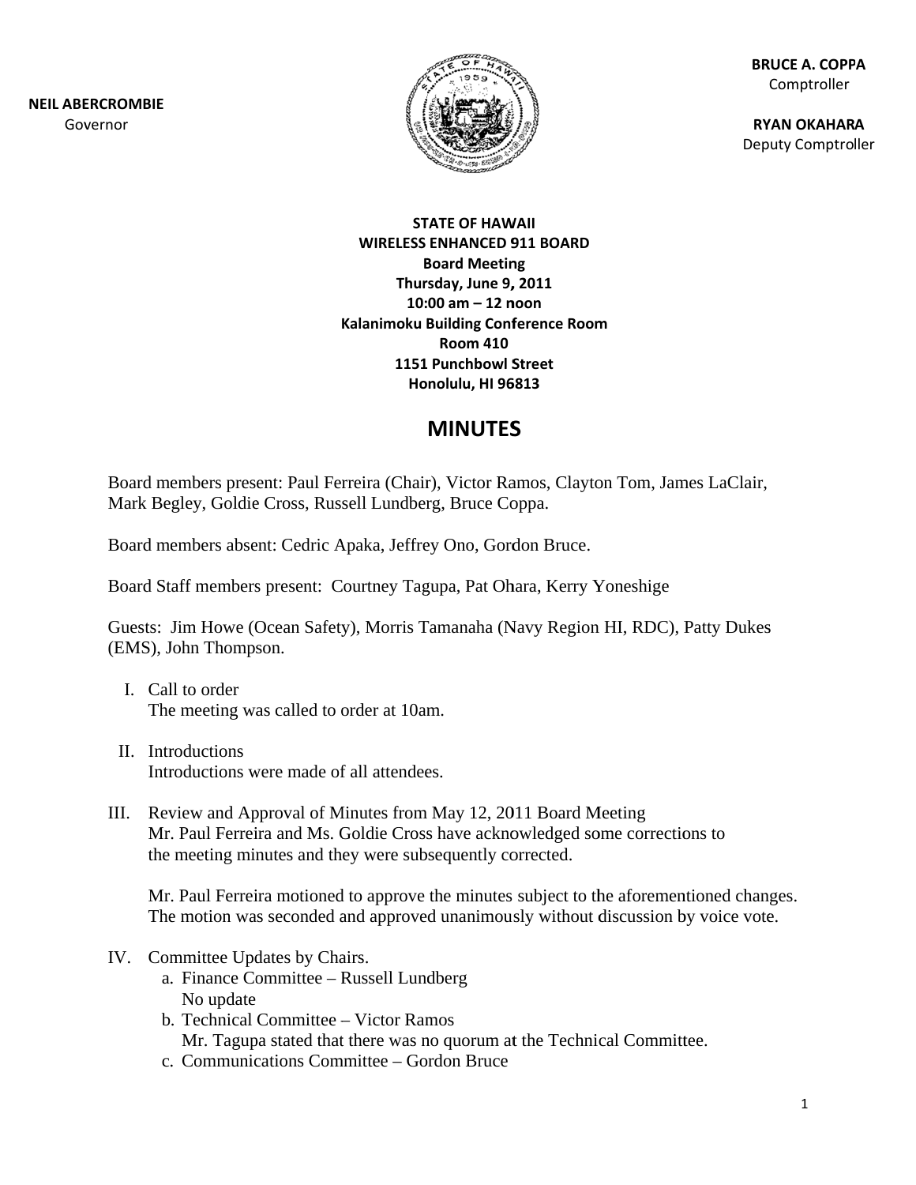**NEIL ABERCROMBIE**
Governor

**BRUCE A. COPPA**
Comptroller

**RYAN OKAHARA**
Deputy Comptroller

**STATE OF HAWAII**
**WIRELESS ENHANCED 911 BOARD**
**Board Meeting**
**Thursday, June 9, 2011**
**10:00 am – 12 noon**
**Kalanimoku Building Conference Room**
**Room 410**
**1151 Punchbowl Street**
**Honolulu, HI 96813**

# MINUTES

Board members present: Paul Ferreira (Chair), Victor Ramos, Clayton Tom, James LaClair, Mark Begley, Goldie Cross, Russell Lundberg, Bruce Coppa.

Board members absent: Cedric Apaka, Jeffrey Ono, Gordon Bruce.

Board Staff members present: Courtney Tagupa, Pat Ohara, Kerry Yoneshige

Guests: Jim Howe (Ocean Safety), Morris Tamanaha (Navy Region HI, RDC), Patty Dukes (EMS), John Thompson.

I. Call to order
   The meeting was called to order at 10am.

II. Introductions
   Introductions were made of all attendees.

III. Review and Approval of Minutes from May 12, 2011 Board Meeting
   Mr. Paul Ferreira and Ms. Goldie Cross have acknowledged some corrections to the meeting minutes and they were subsequently corrected.

   Mr. Paul Ferreira motioned to approve the minutes subject to the aforementioned changes. The motion was seconded and approved unanimously without discussion by voice vote.

IV. Committee Updates by Chairs.
   a. Finance Committee – Russell Lundberg
      No update
   b. Technical Committee – Victor Ramos
      Mr. Tagupa stated that there was no quorum at the Technical Committee.
   c. Communications Committee – Gordon Bruce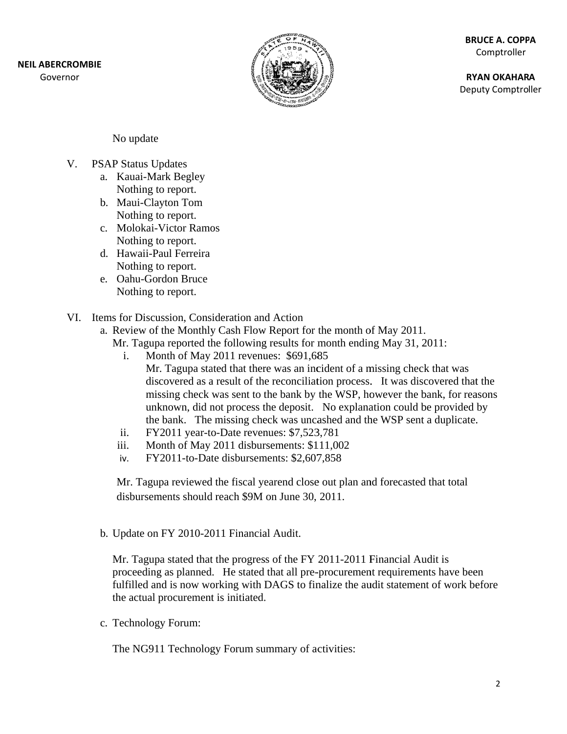No update

V. PSAP Status Updates
   a. Kauai-Mark Begley
      Nothing to report.
   b. Maui-Clayton Tom
      Nothing to report.
   c. Molokai-Victor Ramos
      Nothing to report.
   d. Hawaii-Paul Ferreira
      Nothing to report.
   e. Oahu-Gordon Bruce
      Nothing to report.

VI. Items for Discussion, Consideration and Action
   a. Review of the Monthly Cash Flow Report for the month of May 2011.
      Mr. Tagupa reported the following results for month ending May 31, 2011:
      i. Month of May 2011 revenues: $691,685
         Mr. Tagupa stated that there was an incident of a missing check that was discovered as a result of the reconciliation process. It was discovered that the missing check was sent to the bank by the WSP, however the bank, for reasons unknown, did not process the deposit. No explanation could be provided by the bank. The missing check was uncashed and the WSP sent a duplicate.
      ii. FY2011 year-to-Date revenues: $7,523,781
      iii. Month of May 2011 disbursements: $111,002
      iv. FY2011-to-Date disbursements: $2,607,858

      Mr. Tagupa reviewed the fiscal yearend close out plan and forecasted that total disbursements should reach $9M on June 30, 2011.

   b. Update on FY 2010-2011 Financial Audit.

      Mr. Tagupa stated that the progress of the FY 2011-2011 Financial Audit is proceeding as planned. He stated that all pre-procurement requirements have been fulfilled and is now working with DAGS to finalize the audit statement of work before the actual procurement is initiated.

   c. Technology Forum:

      The NG911 Technology Forum summary of activities: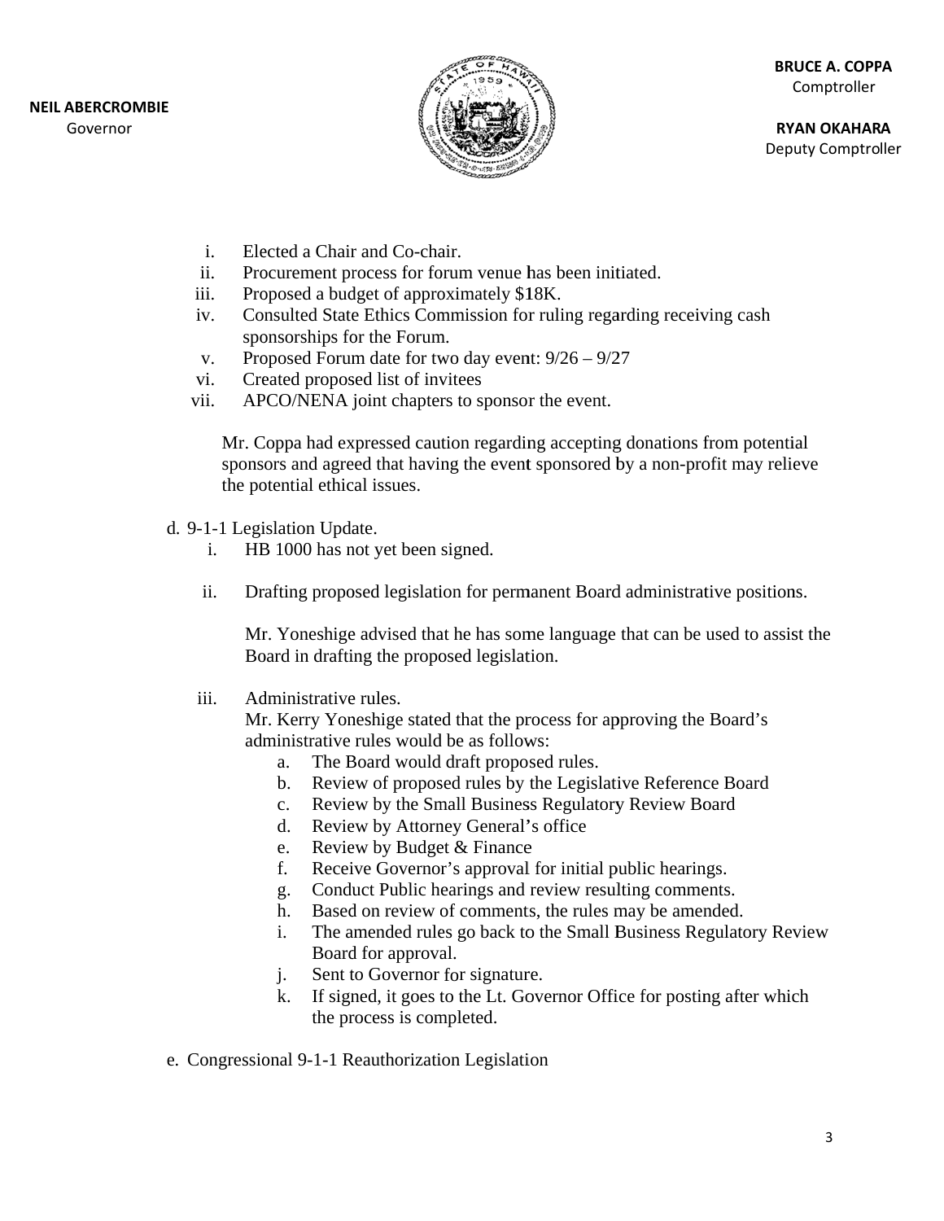i. Elected a Chair and Co-chair.
ii. Procurement process for forum venue has been initiated.
iii. Proposed a budget of approximately $18K.
iv. Consulted State Ethics Commission for ruling regarding receiving cash sponsorships for the Forum.
v. Proposed Forum date for two day event: 9/26 – 9/27
vi. Created proposed list of invitees
vii. APCO/NENA joint chapters to sponsor the event.

Mr. Coppa had expressed caution regarding accepting donations from potential sponsors and agreed that having the event sponsored by a non-profit may relieve the potential ethical issues.

d. 9-1-1 Legislation Update.

i. HB 1000 has not yet been signed.

ii. Drafting proposed legislation for permanent Board administrative positions.

Mr. Yoneshige advised that he has some language that can be used to assist the Board in drafting the proposed legislation.

iii. Administrative rules.

Mr. Kerry Yoneshige stated that the process for approving the Board's administrative rules would be as follows:

a. The Board would draft proposed rules.
b. Review of proposed rules by the Legislative Reference Board
c. Review by the Small Business Regulatory Review Board
d. Review by Attorney General's office
e. Review by Budget & Finance
f. Receive Governor's approval for initial public hearings.
g. Conduct Public hearings and review resulting comments.
h. Based on review of comments, the rules may be amended.
i. The amended rules go back to the Small Business Regulatory Review Board for approval.
j. Sent to Governor for signature.
k. If signed, it goes to the Lt. Governor Office for posting after which the process is completed.

e. Congressional 9-1-1 Reauthorization Legislation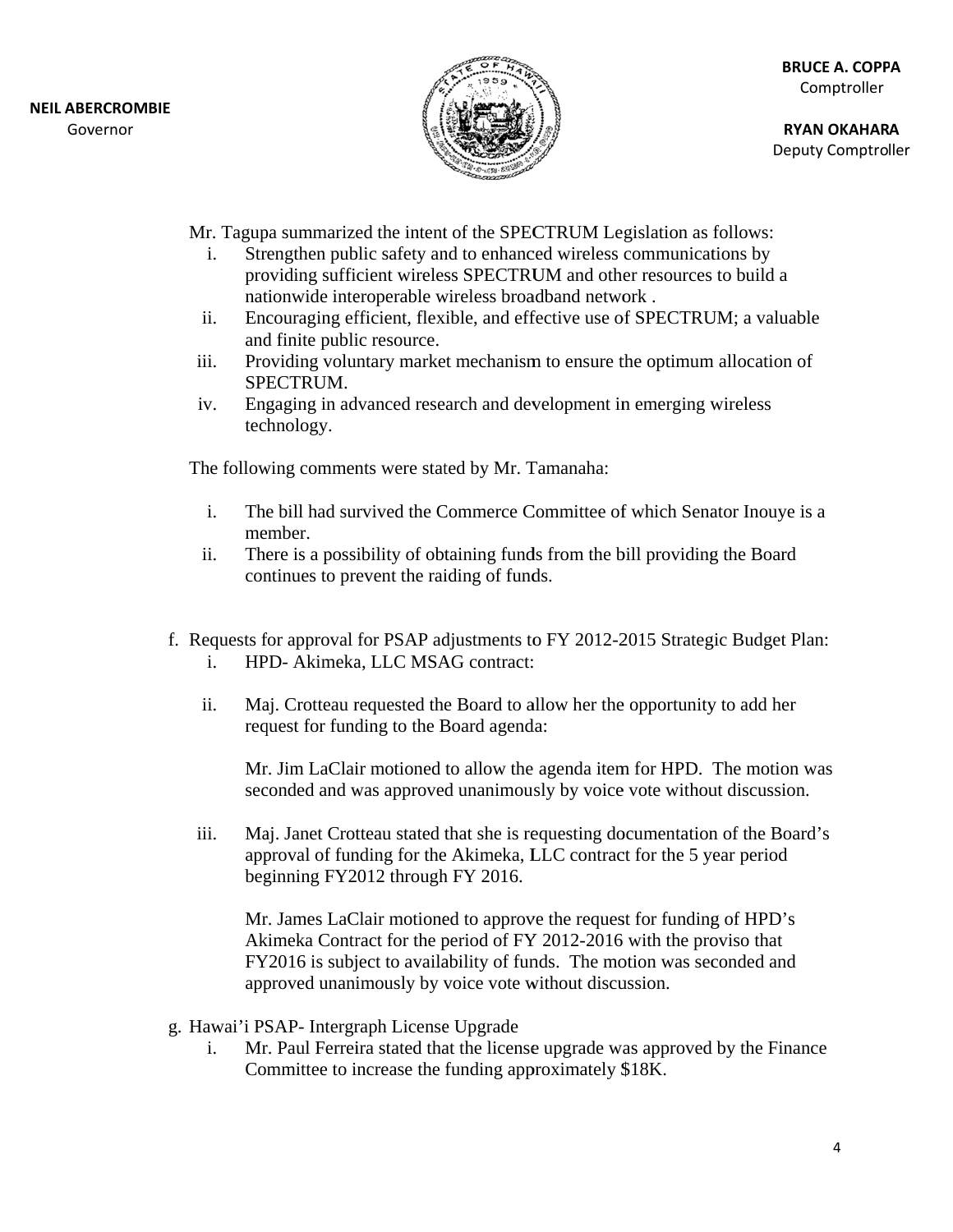Mr. Tagupa summarized the intent of the SPECTRUM Legislation as follows:

i. Strengthen public safety and to enhanced wireless communications by providing sufficient wireless SPECTRUM and other resources to build a nationwide interoperable wireless broadband network .
ii. Encouraging efficient, flexible, and effective use of SPECTRUM; a valuable and finite public resource.
iii. Providing voluntary market mechanism to ensure the optimum allocation of SPECTRUM.
iv. Engaging in advanced research and development in emerging wireless technology.

The following comments were stated by Mr. Tamanaha:

i. The bill had survived the Commerce Committee of which Senator Inouye is a member.
ii. There is a possibility of obtaining funds from the bill providing the Board continues to prevent the raiding of funds.

f. Requests for approval for PSAP adjustments to FY 2012-2015 Strategic Budget Plan:
   i. HPD- Akimeka, LLC MSAG contract:

   ii. Maj. Crotteau requested the Board to allow her the opportunity to add her request for funding to the Board agenda:

   Mr. Jim LaClair motioned to allow the agenda item for HPD. The motion was seconded and was approved unanimously by voice vote without discussion.

   iii. Maj. Janet Crotteau stated that she is requesting documentation of the Board's approval of funding for the Akimeka, LLC contract for the 5 year period beginning FY2012 through FY 2016.

   Mr. James LaClair motioned to approve the request for funding of HPD's Akimeka Contract for the period of FY 2012-2016 with the proviso that FY2016 is subject to availability of funds. The motion was seconded and approved unanimously by voice vote without discussion.

g. Hawai'i PSAP- Intergraph License Upgrade
   i. Mr. Paul Ferreira stated that the license upgrade was approved by the Finance Committee to increase the funding approximately $18K.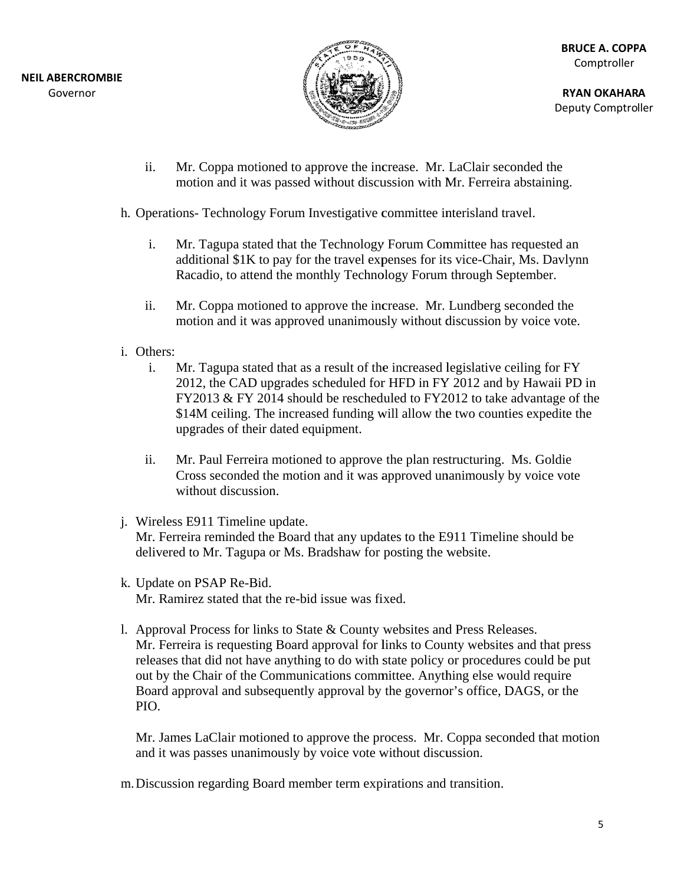**NEIL ABERCROMBIE**
Governor

**BRUCE A. COPPA**
Comptroller

**RYAN OKAHARA**
Deputy Comptroller

   ii. Mr. Coppa motioned to approve the increase. Mr. LaClair seconded the motion and it was passed without discussion with Mr. Ferreira abstaining.

h. Operations- Technology Forum Investigative committee interisland travel.

   i. Mr. Tagupa stated that the Technology Forum Committee has requested an additional $1K to pay for the travel expenses for its vice-Chair, Ms. Davlynn Racadio, to attend the monthly Technology Forum through September.

   ii. Mr. Coppa motioned to approve the increase. Mr. Lundberg seconded the motion and it was approved unanimously without discussion by voice vote.

i. Others:

   i. Mr. Tagupa stated that as a result of the increased legislative ceiling for FY 2012, the CAD upgrades scheduled for HFD in FY 2012 and by Hawaii PD in FY2013 & FY 2014 should be rescheduled to FY2012 to take advantage of the $14M ceiling. The increased funding will allow the two counties expedite the upgrades of their dated equipment.

   ii. Mr. Paul Ferreira motioned to approve the plan restructuring. Ms. Goldie Cross seconded the motion and it was approved unanimously by voice vote without discussion.

j. Wireless E911 Timeline update.
   Mr. Ferreira reminded the Board that any updates to the E911 Timeline should be delivered to Mr. Tagupa or Ms. Bradshaw for posting the website.

k. Update on PSAP Re-Bid.
   Mr. Ramirez stated that the re-bid issue was fixed.

l. Approval Process for links to State & County websites and Press Releases.
   Mr. Ferreira is requesting Board approval for links to County websites and that press releases that did not have anything to do with state policy or procedures could be put out by the Chair of the Communications committee. Anything else would require Board approval and subsequently approval by the governor's office, DAGS, or the PIO.

   Mr. James LaClair motioned to approve the process. Mr. Coppa seconded that motion and it was passes unanimously by voice vote without discussion.

m. Discussion regarding Board member term expirations and transition.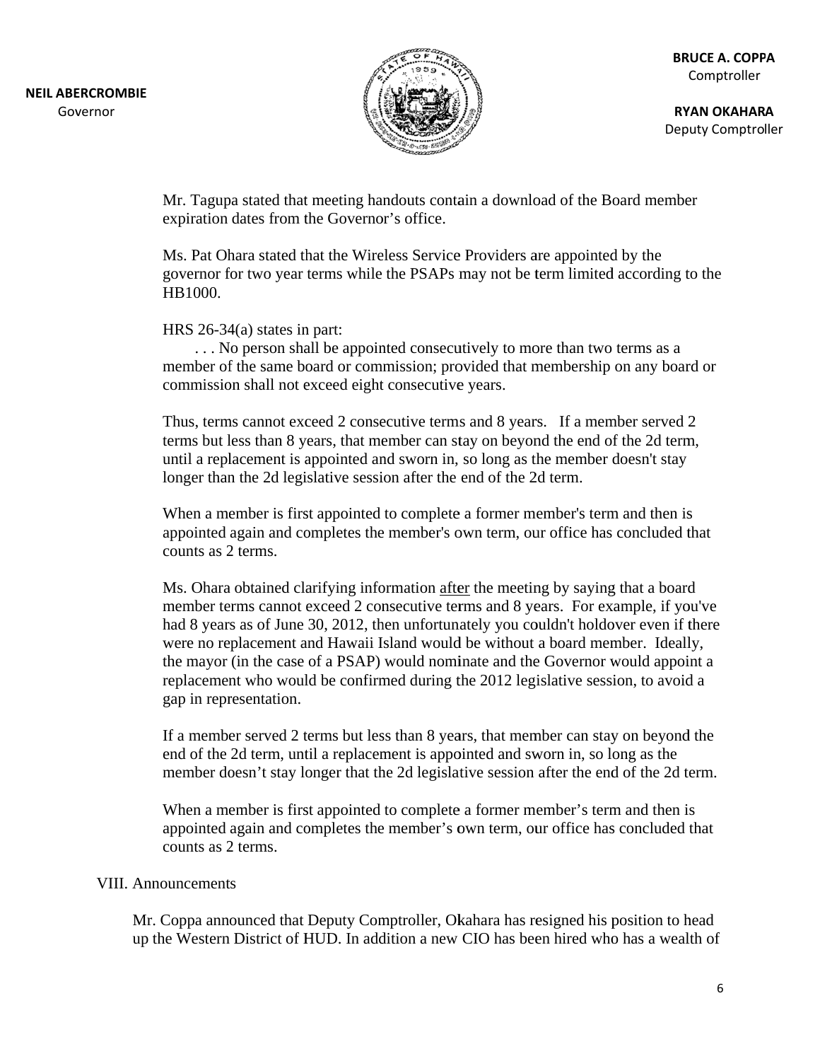Mr. Tagupa stated that meeting handouts contain a download of the Board member expiration dates from the Governor's office.

Ms. Pat Ohara stated that the Wireless Service Providers are appointed by the governor for two year terms while the PSAPs may not be term limited according to the HB1000.

HRS 26-34(a) states in part:

. . . No person shall be appointed consecutively to more than two terms as a member of the same board or commission; provided that membership on any board or commission shall not exceed eight consecutive years.

Thus, terms cannot exceed 2 consecutive terms and 8 years. If a member served 2 terms but less than 8 years, that member can stay on beyond the end of the 2d term, until a replacement is appointed and sworn in, so long as the member doesn't stay longer than the 2d legislative session after the end of the 2d term.

When a member is first appointed to complete a former member's term and then is appointed again and completes the member's own term, our office has concluded that counts as 2 terms.

Ms. Ohara obtained clarifying information <u>after</u> the meeting by saying that a board member terms cannot exceed 2 consecutive terms and 8 years. For example, if you've had 8 years as of June 30, 2012, then unfortunately you couldn't holdover even if there were no replacement and Hawaii Island would be without a board member. Ideally, the mayor (in the case of a PSAP) would nominate and the Governor would appoint a replacement who would be confirmed during the 2012 legislative session, to avoid a gap in representation.

If a member served 2 terms but less than 8 years, that member can stay on beyond the end of the 2d term, until a replacement is appointed and sworn in, so long as the member doesn't stay longer that the 2d legislative session after the end of the 2d term.

When a member is first appointed to complete a former member's term and then is appointed again and completes the member's own term, our office has concluded that counts as 2 terms.

VIII. Announcements

Mr. Coppa announced that Deputy Comptroller, Okahara has resigned his position to head up the Western District of HUD. In addition a new CIO has been hired who has a wealth of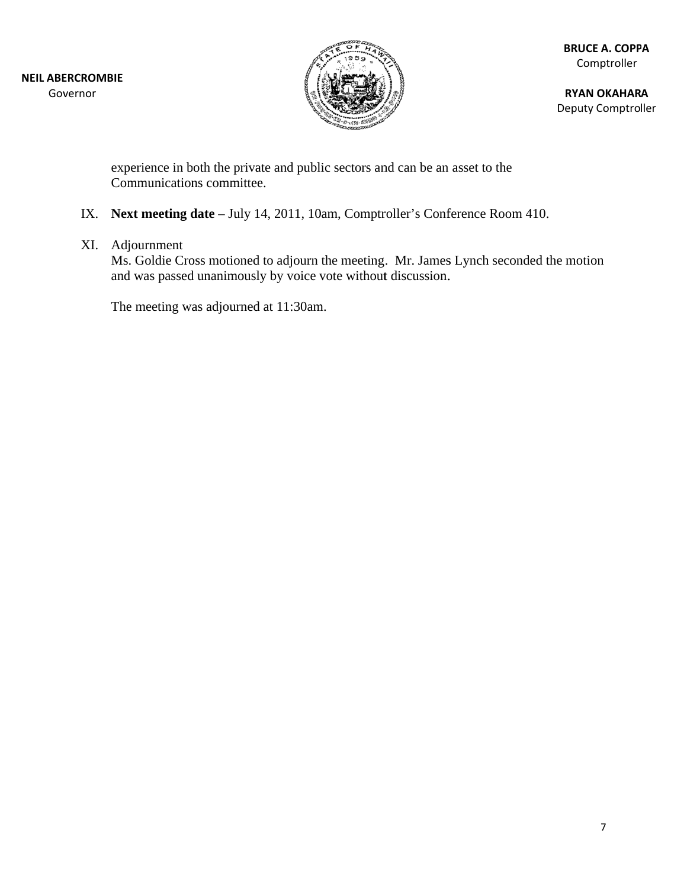experience in both the private and public sectors and can be an asset to the Communications committee.

IX. **Next meeting date** – July 14, 2011, 10am, Comptroller's Conference Room 410.

XI. Adjournment
Ms. Goldie Cross motioned to adjourn the meeting. Mr. James Lynch seconded the motion and was passed unanimously by voice vote without discussion.

The meeting was adjourned at 11:30am.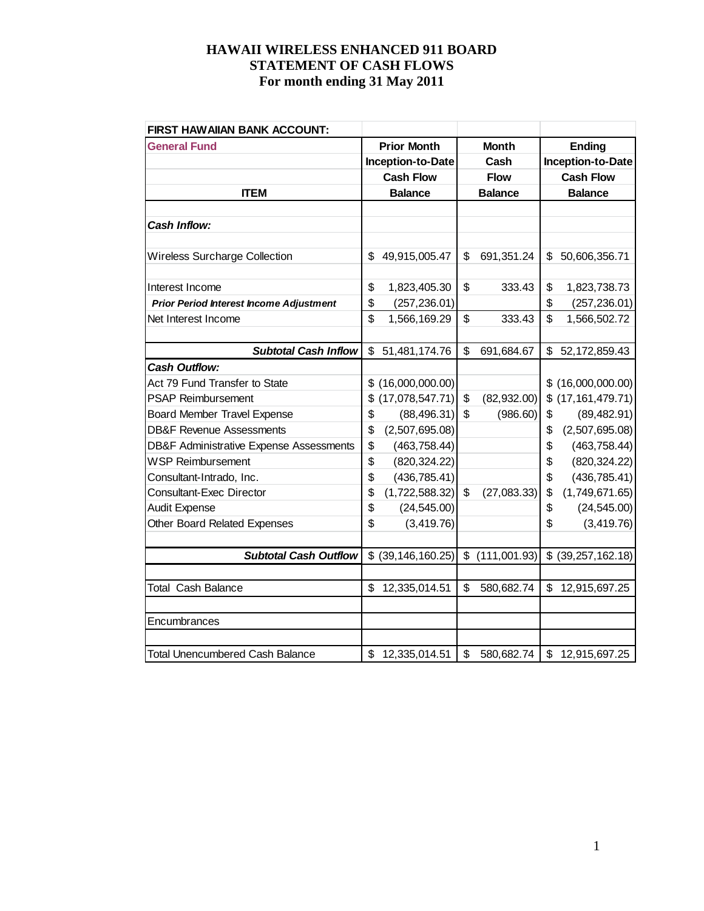# HAWAII WIRELESS ENHANCED 911 BOARD
## STATEMENT OF CASH FLOWS
### For month ending 31 May 2011

| FIRST HAWAIIAN BANK ACCOUNT: | | | |
|---|---|---|---|
| **General Fund** | **Prior Month Inception-to-Date Cash Flow Balance** | **Month Cash Flow Balance** | **Ending Inception-to-Date Cash Flow Balance** |
| **ITEM** | | | |
| ***Cash Inflow:*** | | | |
| Wireless Surcharge Collection | $ 49,915,005.47 | $ 691,351.24 | $ 50,606,356.71 |
| Interest Income | $ 1,823,405.30 | $ 333.43 | $ 1,823,738.73 |
| ***Prior Period Interest Income Adjustment*** | $ (257,236.01) | | $ (257,236.01) |
| Net Interest Income | $ 1,566,169.29 | $ 333.43 | $ 1,566,502.72 |
| ***Subtotal Cash Inflow*** | $ 51,481,174.76 | $ 691,684.67 | $ 52,172,859.43 |
| ***Cash Outflow:*** | | | |
| Act 79 Fund Transfer to State | $ (16,000,000.00) | | $ (16,000,000.00) |
| PSAP Reimbursement | $ (17,078,547.71) | $ (82,932.00) | $ (17,161,479.71) |
| Board Member Travel Expense | $ (88,496.31) | $ (986.60) | $ (89,482.91) |
| DB&F Revenue Assessments | $ (2,507,695.08) | | $ (2,507,695.08) |
| DB&F Administrative Expense Assessments | $ (463,758.44) | | $ (463,758.44) |
| WSP Reimbursement | $ (820,324.22) | | $ (820,324.22) |
| Consultant-Intrado, Inc. | $ (436,785.41) | | $ (436,785.41) |
| Consultant-Exec Director | $ (1,722,588.32) | $ (27,083.33) | $ (1,749,671.65) |
| Audit Expense | $ (24,545.00) | | $ (24,545.00) |
| Other Board Related Expenses | $ (3,419.76) | | $ (3,419.76) |
| ***Subtotal Cash Outflow*** | $ (39,146,160.25) | $ (111,001.93) | $ (39,257,162.18) |
| Total Cash Balance | $ 12,335,014.51 | $ 580,682.74 | $ 12,915,697.25 |
| Encumbrances | | | |
| Total Unencumbered Cash Balance | $ 12,335,014.51 | $ 580,682.74 | $ 12,915,697.25 |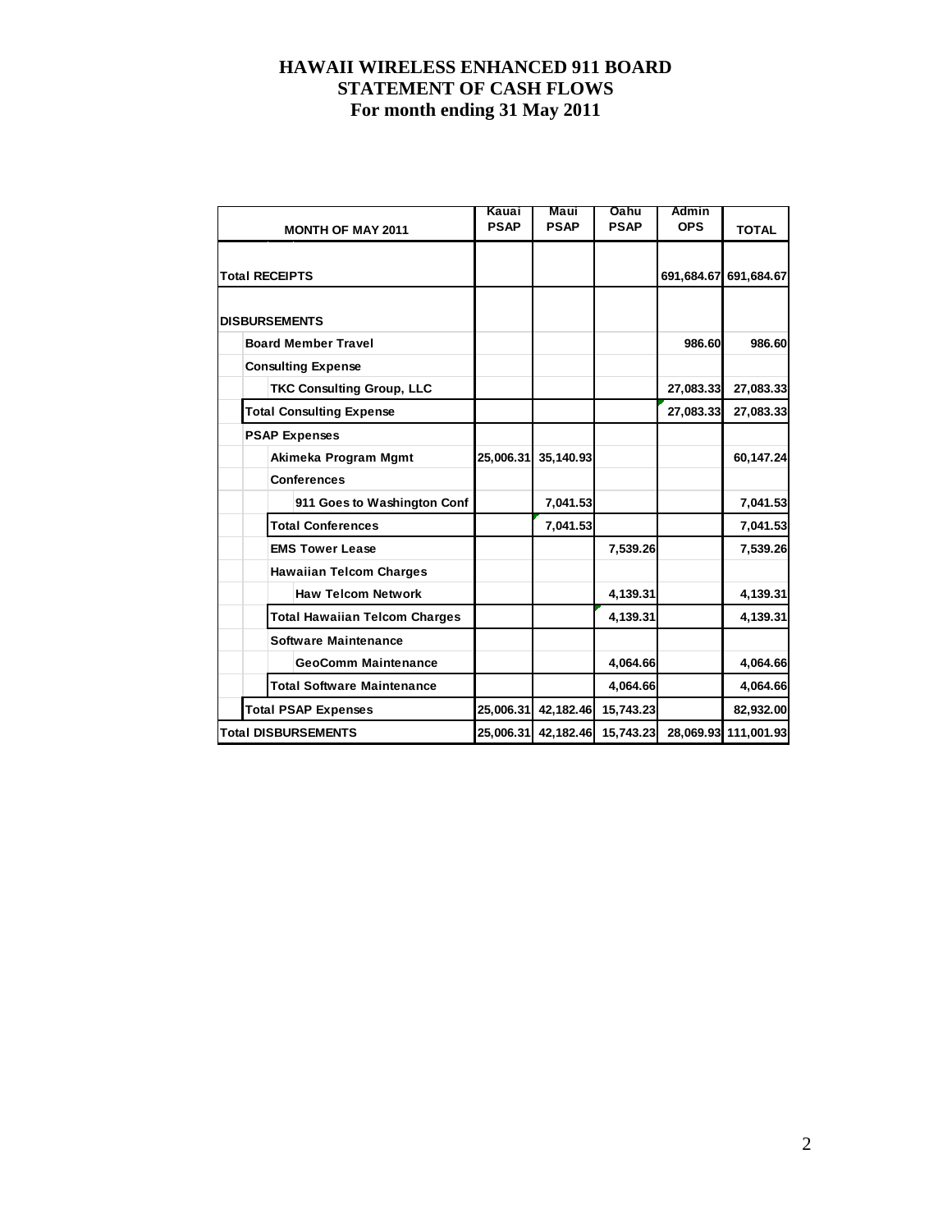# HAWAII WIRELESS ENHANCED 911 BOARD
# STATEMENT OF CASH FLOWS
# For month ending 31 May 2011

| MONTH OF MAY 2011 | Kauai PSAP | Maui PSAP | Oahu PSAP | Admin OPS | TOTAL |
|---|---|---|---|---|---|
| **Total RECEIPTS** | | | | 691,684.67 | 691,684.67 |
| **DISBURSEMENTS** | | | | | |
| Board Member Travel | | | | 986.60 | 986.60 |
| Consulting Expense | | | | | |
| TKC Consulting Group, LLC | | | | 27,083.33 | 27,083.33 |
| Total Consulting Expense | | | | 27,083.33 | 27,083.33 |
| PSAP Expenses | | | | | |
| Akimeka Program Mgmt | 25,006.31 | 35,140.93 | | | 60,147.24 |
| Conferences | | | | | |
| 911 Goes to Washington Conf | | 7,041.53 | | | 7,041.53 |
| Total Conferences | | 7,041.53 | | | 7,041.53 |
| EMS Tower Lease | | | 7,539.26 | | 7,539.26 |
| Hawaiian Telcom Charges | | | | | |
| Haw Telcom Network | | | 4,139.31 | | 4,139.31 |
| Total Hawaiian Telcom Charges | | | 4,139.31 | | 4,139.31 |
| Software Maintenance | | | | | |
| GeoComm Maintenance | | | 4,064.66 | | 4,064.66 |
| Total Software Maintenance | | | 4,064.66 | | 4,064.66 |
| Total PSAP Expenses | 25,006.31 | 42,182.46 | 15,743.23 | | 82,932.00 |
| **Total DISBURSEMENTS** | 25,006.31 | 42,182.46 | 15,743.23 | 28,069.93 | 111,001.93 |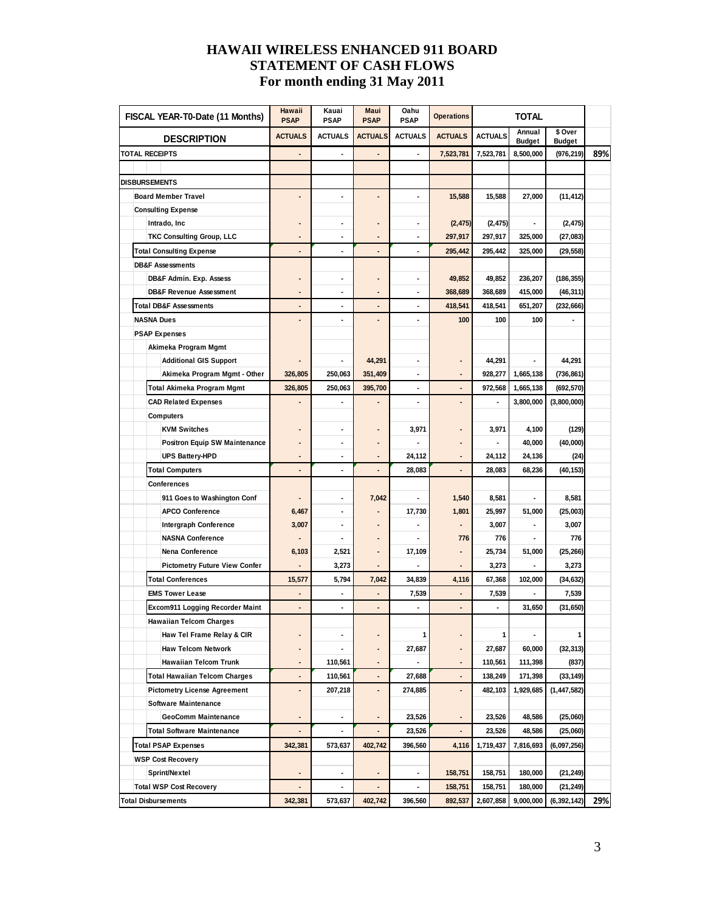# HAWAII WIRELESS ENHANCED 911 BOARD
# STATEMENT OF CASH FLOWS
# For month ending 31 May 2011

| FISCAL YEAR-T0-Date (11 Months) | Hawaii PSAP | Kauai PSAP | Maui PSAP | Oahu PSAP | Operations | TOTAL | | | |
|---|---|---|---|---|---|---|---|---|---|
| DESCRIPTION | ACTUALS | ACTUALS | ACTUALS | ACTUALS | ACTUALS | ACTUALS | Annual Budget | $ Over Budget | |
| TOTAL RECEIPTS | - | - | - | - | 7,523,781 | 7,523,781 | 8,500,000 | (976,219) | 89% |
| | | | | | | | | | |
| DISBURSEMENTS | | | | | | | | | |
| Board Member Travel | - | - | - | - | 15,588 | 15,588 | 27,000 | (11,412) | |
| Consulting Expense | | | | | | | | | |
| Intrado, Inc | - | - | - | - | (2,475) | (2,475) | - | (2,475) | |
| TKC Consulting Group, LLC | - | - | - | - | 297,917 | 297,917 | 325,000 | (27,083) | |
| Total Consulting Expense | - | - | - | - | 295,442 | 295,442 | 325,000 | (29,558) | |
| DB&F Assessments | | | | | | | | | |
| DB&F Admin. Exp. Assess | - | - | - | - | 49,852 | 49,852 | 236,207 | (186,355) | |
| DB&F Revenue Assessment | - | - | - | - | 368,689 | 368,689 | 415,000 | (46,311) | |
| Total DB&F Assessments | - | - | - | - | 418,541 | 418,541 | 651,207 | (232,666) | |
| NASNA Dues | - | - | - | - | 100 | 100 | 100 | - | |
| PSAP Expenses | | | | | | | | | |
| Akimeka Program Mgmt | | | | | | | | | |
| Additional GIS Support | - | - | 44,291 | - | - | 44,291 | - | 44,291 | |
| Akimeka Program Mgmt - Other | 326,805 | 250,063 | 351,409 | - | - | 928,277 | 1,665,138 | (736,861) | |
| Total Akimeka Program Mgmt | 326,805 | 250,063 | 395,700 | - | - | 972,568 | 1,665,138 | (692,570) | |
| CAD Related Expenses | - | - | - | - | - | - | 3,800,000 | (3,800,000) | |
| Computers | | | | | | | | | |
| KVM Switches | - | - | - | 3,971 | - | 3,971 | 4,100 | (129) | |
| Positron Equip SW Maintenance | - | - | - | - | - | - | 40,000 | (40,000) | |
| UPS Battery-HPD | - | - | - | 24,112 | - | 24,112 | 24,136 | (24) | |
| Total Computers | - | - | - | 28,083 | - | 28,083 | 68,236 | (40,153) | |
| Conferences | | | | | | | | | |
| 911 Goes to Washington Conf | - | - | 7,042 | - | 1,540 | 8,581 | - | 8,581 | |
| APCO Conference | 6,467 | - | - | 17,730 | 1,801 | 25,997 | 51,000 | (25,003) | |
| Intergraph Conference | 3,007 | - | - | - | - | 3,007 | - | 3,007 | |
| NASNA Conference | - | - | - | - | 776 | 776 | - | 776 | |
| Nena Conference | 6,103 | 2,521 | - | 17,109 | - | 25,734 | 51,000 | (25,266) | |
| Pictometry Future View Confer | - | 3,273 | - | - | - | 3,273 | - | 3,273 | |
| Total Conferences | 15,577 | 5,794 | 7,042 | 34,839 | 4,116 | 67,368 | 102,000 | (34,632) | |
| EMS Tower Lease | - | - | - | 7,539 | - | 7,539 | - | 7,539 | |
| Excom911 Logging Recorder Maint | - | - | - | - | - | - | 31,650 | (31,650) | |
| Hawaiian Telcom Charges | | | | | | | | | |
| Haw Tel Frame Relay & CIR | - | - | - | 1 | - | 1 | - | 1 | |
| Haw Telcom Network | - | - | - | 27,687 | - | 27,687 | 60,000 | (32,313) | |
| Hawaiian Telcom Trunk | - | 110,561 | - | - | - | 110,561 | 111,398 | (837) | |
| Total Hawaiian Telcom Charges | - | 110,561 | - | 27,688 | - | 138,249 | 171,398 | (33,149) | |
| Pictometry License Agreement | - | 207,218 | - | 274,885 | - | 482,103 | 1,929,685 | (1,447,582) | |
| Software Maintenance | | | | | | | | | |
| GeoComm Maintenance | - | - | - | 23,526 | - | 23,526 | 48,586 | (25,060) | |
| Total Software Maintenance | - | - | - | 23,526 | - | 23,526 | 48,586 | (25,060) | |
| Total PSAP Expenses | 342,381 | 573,637 | 402,742 | 396,560 | 4,116 | 1,719,437 | 7,816,693 | (6,097,256) | |
| WSP Cost Recovery | | | | | | | | | |
| Sprint/Nextel | - | - | - | - | 158,751 | 158,751 | 180,000 | (21,249) | |
| Total WSP Cost Recovery | - | - | - | - | 158,751 | 158,751 | 180,000 | (21,249) | |
| Total Disbursements | 342,381 | 573,637 | 402,742 | 396,560 | 892,537 | 2,607,858 | 9,000,000 | (6,392,142) | 29% |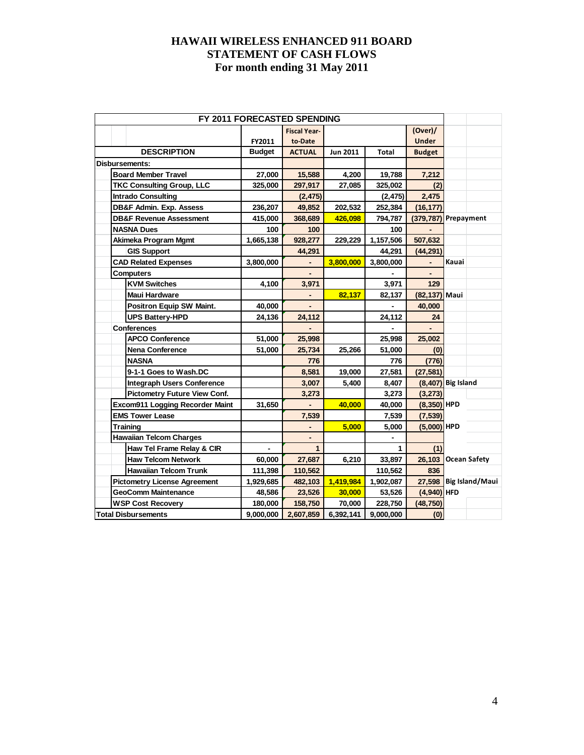# HAWAII WIRELESS ENHANCED 911 BOARD
# STATEMENT OF CASH FLOWS
# For month ending 31 May 2011

| FY 2011 FORECASTED SPENDING | | | | | | |
|---|---|---|---|---|---|---|
| | FY2011 | Fiscal Year-to-Date | | | (Over)/ Under | |
| **DESCRIPTION** | **Budget** | **ACTUAL** | **Jun 2011** | **Total** | **Budget** | |
| **Disbursements:** | | | | | | |
| Board Member Travel | 27,000 | 15,588 | 4,200 | 19,788 | 7,212 | |
| TKC Consulting Group, LLC | 325,000 | 297,917 | 27,085 | 325,002 | (2) | |
| Intrado Consulting | | (2,475) | | (2,475) | 2,475 | |
| DB&F Admin. Exp. Assess | 236,207 | 49,852 | 202,532 | 252,384 | (16,177) | |
| DB&F Revenue Assessment | 415,000 | 368,689 | 426,098 | 794,787 | (379,787) | Prepayment |
| NASNA Dues | 100 | 100 | | 100 | - | |
| Akimeka Program Mgmt | 1,665,138 | 928,277 | 229,229 | 1,157,506 | 507,632 | |
| GIS Support | | 44,291 | | 44,291 | (44,291) | |
| CAD Related Expenses | 3,800,000 | - | 3,800,000 | 3,800,000 | - | Kauai |
| Computers | | - | | - | - | |
| KVM Switches | 4,100 | 3,971 | | 3,971 | 129 | |
| Maui Hardware | | - | 82,137 | 82,137 | (82,137) | Maui |
| Positron Equip SW Maint. | 40,000 | - | | - | 40,000 | |
| UPS Battery-HPD | 24,136 | 24,112 | | 24,112 | 24 | |
| Conferences | | - | | - | - | |
| APCO Conference | 51,000 | 25,998 | | 25,998 | 25,002 | |
| Nena Conference | 51,000 | 25,734 | 25,266 | 51,000 | (0) | |
| NASNA | | 776 | | 776 | (776) | |
| 9-1-1 Goes to Wash.DC | | 8,581 | 19,000 | 27,581 | (27,581) | |
| Integraph Users Conference | | 3,007 | 5,400 | 8,407 | (8,407) | Big Island |
| Pictometry Future View Conf. | | 3,273 | | 3,273 | (3,273) | |
| Excom911 Logging Recorder Maint | 31,650 | - | 40,000 | 40,000 | (8,350) | HPD |
| EMS Tower Lease | | 7,539 | | 7,539 | (7,539) | |
| Training | | - | 5,000 | 5,000 | (5,000) | HPD |
| Hawaiian Telcom Charges | | - | | - | | |
| Haw Tel Frame Relay & CIR | - | 1 | | 1 | (1) | |
| Haw Telcom Network | 60,000 | 27,687 | 6,210 | 33,897 | 26,103 | Ocean Safety |
| Hawaiian Telcom Trunk | 111,398 | 110,562 | | 110,562 | 836 | |
| Pictometry License Agreement | 1,929,685 | 482,103 | 1,419,984 | 1,902,087 | 27,598 | Big Island/Maui |
| GeoComm Maintenance | 48,586 | 23,526 | 30,000 | 53,526 | (4,940) | HFD |
| WSP Cost Recovery | 180,000 | 158,750 | 70,000 | 228,750 | (48,750) | |
| **Total Disbursements** | 9,000,000 | 2,607,859 | 6,392,141 | 9,000,000 | (0) | |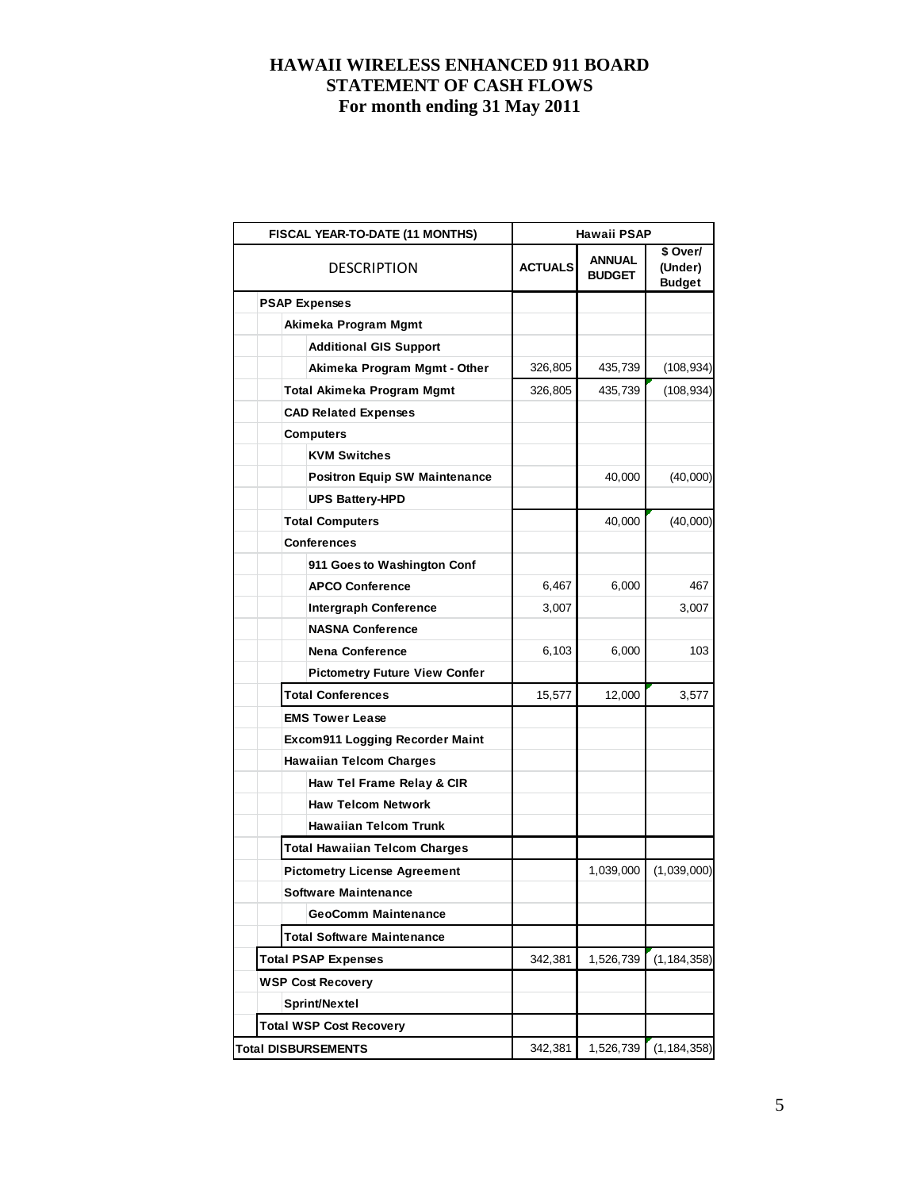# HAWAII WIRELESS ENHANCED 911 BOARD
# STATEMENT OF CASH FLOWS
# For month ending 31 May 2011

| FISCAL YEAR-TO-DATE (11 MONTHS) | Hawaii PSAP | | |
|---|---|---|---|
| DESCRIPTION | ACTUALS | ANNUAL BUDGET | $ Over/ (Under) Budget |
| **PSAP Expenses** | | | |
| **Akimeka Program Mgmt** | | | |
| **Additional GIS Support** | | | |
| **Akimeka Program Mgmt - Other** | 326,805 | 435,739 | (108,934) |
| **Total Akimeka Program Mgmt** | 326,805 | 435,739 | (108,934) |
| **CAD Related Expenses** | | | |
| **Computers** | | | |
| **KVM Switches** | | | |
| **Positron Equip SW Maintenance** | | 40,000 | (40,000) |
| **UPS Battery-HPD** | | | |
| **Total Computers** | | 40,000 | (40,000) |
| **Conferences** | | | |
| **911 Goes to Washington Conf** | | | |
| **APCO Conference** | 6,467 | 6,000 | 467 |
| **Intergraph Conference** | 3,007 | | 3,007 |
| **NASNA Conference** | | | |
| **Nena Conference** | 6,103 | 6,000 | 103 |
| **Pictometry Future View Confer** | | | |
| **Total Conferences** | 15,577 | 12,000 | 3,577 |
| **EMS Tower Lease** | | | |
| **Excom911 Logging Recorder Maint** | | | |
| **Hawaiian Telcom Charges** | | | |
| **Haw Tel Frame Relay & CIR** | | | |
| **Haw Telcom Network** | | | |
| **Hawaiian Telcom Trunk** | | | |
| **Total Hawaiian Telcom Charges** | | | |
| **Pictometry License Agreement** | | 1,039,000 | (1,039,000) |
| **Software Maintenance** | | | |
| **GeoComm Maintenance** | | | |
| **Total Software Maintenance** | | | |
| **Total PSAP Expenses** | 342,381 | 1,526,739 | (1,184,358) |
| **WSP Cost Recovery** | | | |
| **Sprint/Nextel** | | | |
| **Total WSP Cost Recovery** | | | |
| **Total DISBURSEMENTS** | 342,381 | 1,526,739 | (1,184,358) |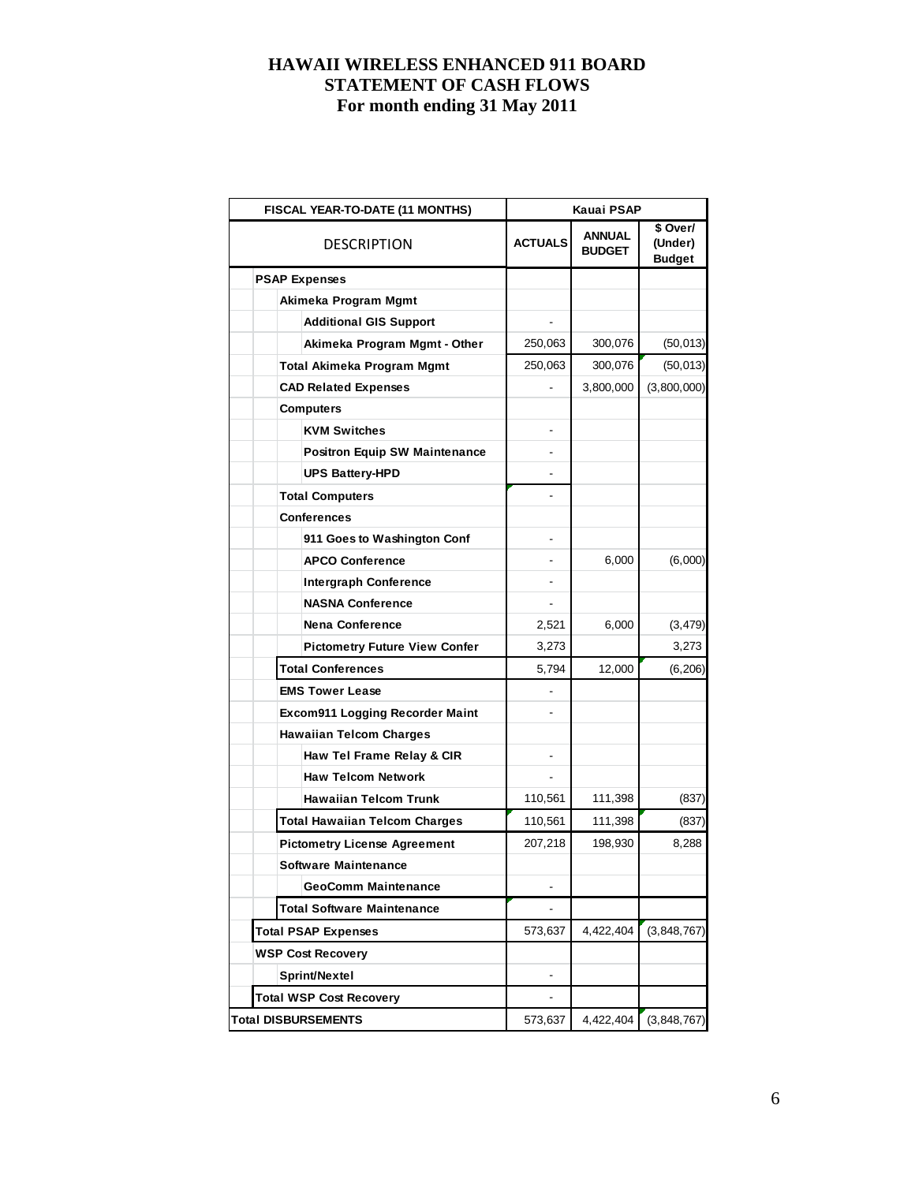# HAWAII WIRELESS ENHANCED 911 BOARD
# STATEMENT OF CASH FLOWS
# For month ending 31 May 2011

| FISCAL YEAR-TO-DATE (11 MONTHS) | Kauai PSAP | | |
|---|---|---|---|
| DESCRIPTION | ACTUALS | ANNUAL BUDGET | $ Over/ (Under) Budget |
| **PSAP Expenses** | | | |
| **Akimeka Program Mgmt** | | | |
| **Additional GIS Support** | - | | |
| **Akimeka Program Mgmt - Other** | 250,063 | 300,076 | (50,013) |
| **Total Akimeka Program Mgmt** | 250,063 | 300,076 | (50,013) |
| **CAD Related Expenses** | - | 3,800,000 | (3,800,000) |
| **Computers** | | | |
| **KVM Switches** | - | | |
| **Positron Equip SW Maintenance** | - | | |
| **UPS Battery-HPD** | - | | |
| **Total Computers** | - | | |
| **Conferences** | | | |
| **911 Goes to Washington Conf** | - | | |
| **APCO Conference** | - | 6,000 | (6,000) |
| **Intergraph Conference** | - | | |
| **NASNA Conference** | - | | |
| **Nena Conference** | 2,521 | 6,000 | (3,479) |
| **Pictometry Future View Confer** | 3,273 | | 3,273 |
| **Total Conferences** | 5,794 | 12,000 | (6,206) |
| **EMS Tower Lease** | - | | |
| **Excom911 Logging Recorder Maint** | - | | |
| **Hawaiian Telcom Charges** | | | |
| **Haw Tel Frame Relay & CIR** | - | | |
| **Haw Telcom Network** | - | | |
| **Hawaiian Telcom Trunk** | 110,561 | 111,398 | (837) |
| **Total Hawaiian Telcom Charges** | 110,561 | 111,398 | (837) |
| **Pictometry License Agreement** | 207,218 | 198,930 | 8,288 |
| **Software Maintenance** | | | |
| **GeoComm Maintenance** | - | | |
| **Total Software Maintenance** | - | | |
| **Total PSAP Expenses** | 573,637 | 4,422,404 | (3,848,767) |
| **WSP Cost Recovery** | | | |
| **Sprint/Nextel** | - | | |
| **Total WSP Cost Recovery** | - | | |
| **Total DISBURSEMENTS** | 573,637 | 4,422,404 | (3,848,767) |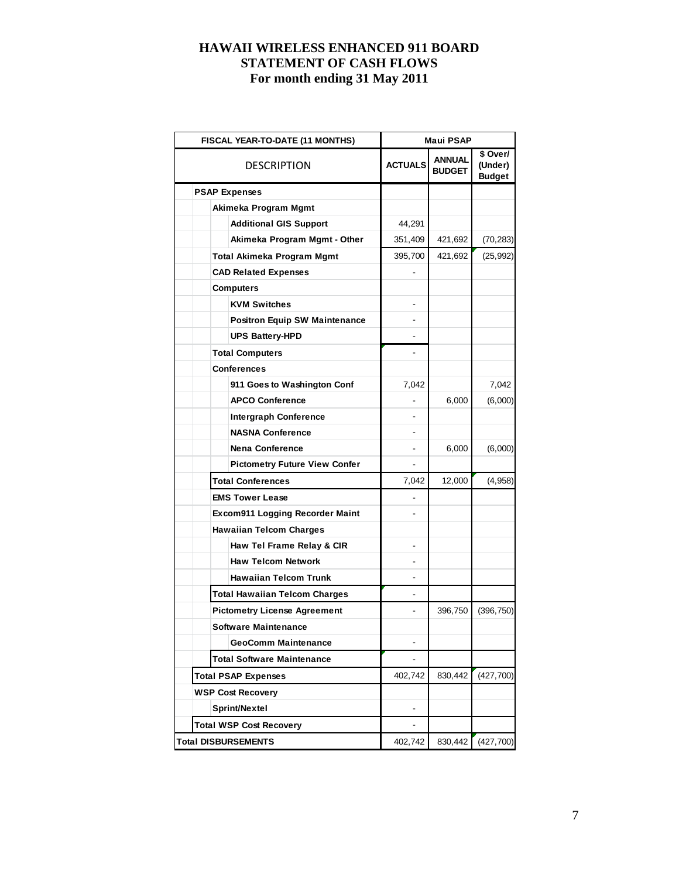# HAWAII WIRELESS ENHANCED 911 BOARD
# STATEMENT OF CASH FLOWS
# For month ending 31 May 2011

| FISCAL YEAR-TO-DATE (11 MONTHS) | Maui PSAP | | |
|---|---|---|---|
| DESCRIPTION | ACTUALS | ANNUAL BUDGET | $ Over/ (Under) Budget |
| **PSAP Expenses** | | | |
| **Akimeka Program Mgmt** | | | |
| **Additional GIS Support** | 44,291 | | |
| **Akimeka Program Mgmt - Other** | 351,409 | 421,692 | (70,283) |
| **Total Akimeka Program Mgmt** | 395,700 | 421,692 | (25,992) |
| **CAD Related Expenses** | - | | |
| **Computers** | | | |
| **KVM Switches** | - | | |
| **Positron Equip SW Maintenance** | - | | |
| **UPS Battery-HPD** | - | | |
| **Total Computers** | - | | |
| **Conferences** | | | |
| **911 Goes to Washington Conf** | 7,042 | | 7,042 |
| **APCO Conference** | - | 6,000 | (6,000) |
| **Intergraph Conference** | - | | |
| **NASNA Conference** | - | | |
| **Nena Conference** | - | 6,000 | (6,000) |
| **Pictometry Future View Confer** | - | | |
| **Total Conferences** | 7,042 | 12,000 | (4,958) |
| **EMS Tower Lease** | - | | |
| **Excom911 Logging Recorder Maint** | - | | |
| **Hawaiian Telcom Charges** | | | |
| **Haw Tel Frame Relay & CIR** | - | | |
| **Haw Telcom Network** | - | | |
| **Hawaiian Telcom Trunk** | - | | |
| **Total Hawaiian Telcom Charges** | - | | |
| **Pictometry License Agreement** | - | 396,750 | (396,750) |
| **Software Maintenance** | | | |
| **GeoComm Maintenance** | - | | |
| **Total Software Maintenance** | - | | |
| **Total PSAP Expenses** | 402,742 | 830,442 | (427,700) |
| **WSP Cost Recovery** | | | |
| **Sprint/Nextel** | - | | |
| **Total WSP Cost Recovery** | - | | |
| **Total DISBURSEMENTS** | 402,742 | 830,442 | (427,700) |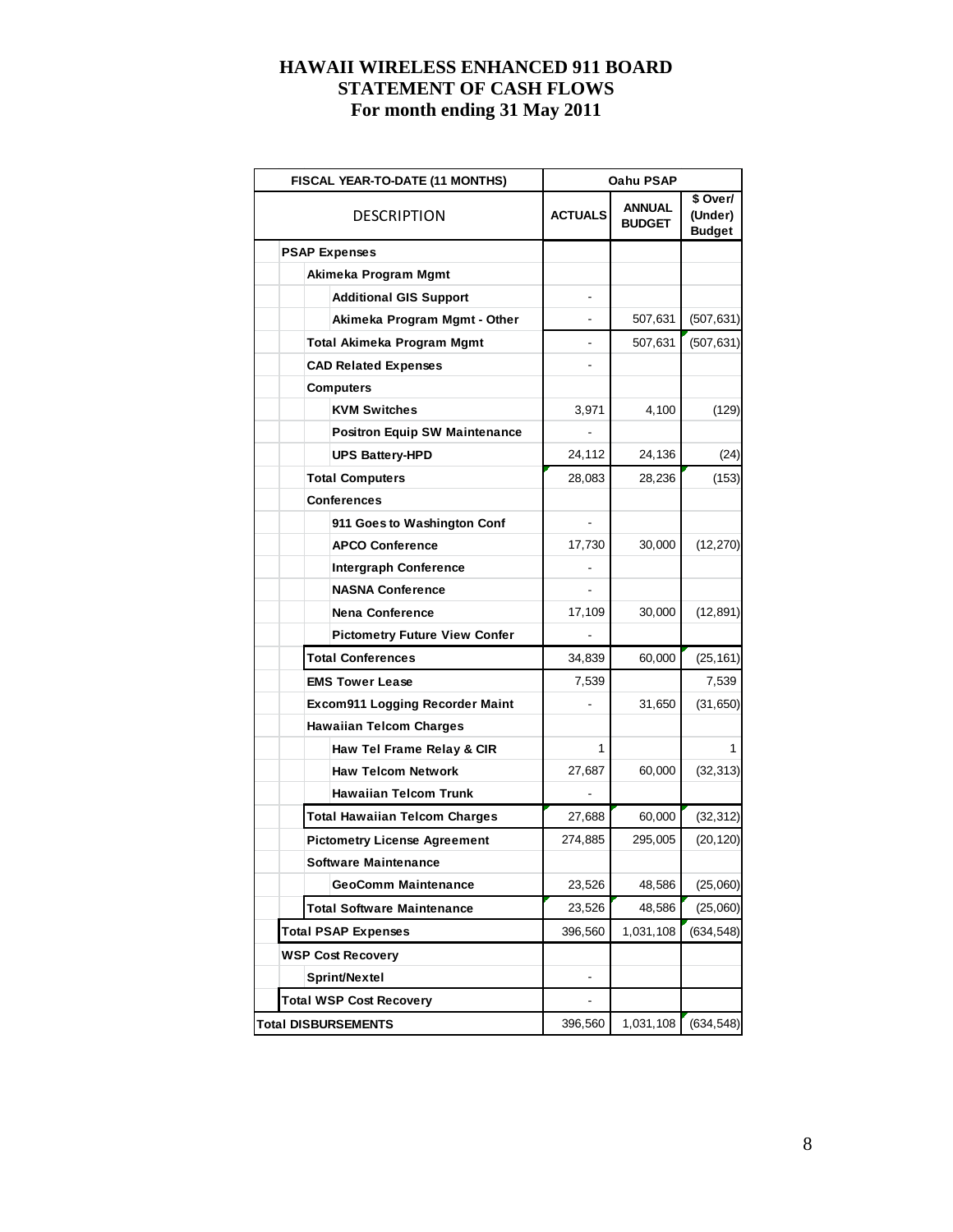# HAWAII WIRELESS ENHANCED 911 BOARD
## STATEMENT OF CASH FLOWS
## For month ending 31 May 2011

| FISCAL YEAR-TO-DATE (11 MONTHS) | Oahu PSAP | | |
|---|---|---|---|
| DESCRIPTION | ACTUALS | ANNUAL BUDGET | $ Over/ (Under) Budget |
| **PSAP Expenses** | | | |
| Akimeka Program Mgmt | | | |
| Additional GIS Support | - | | |
| Akimeka Program Mgmt - Other | - | 507,631 | (507,631) |
| Total Akimeka Program Mgmt | - | 507,631 | (507,631) |
| CAD Related Expenses | - | | |
| Computers | | | |
| KVM Switches | 3,971 | 4,100 | (129) |
| Positron Equip SW Maintenance | - | | |
| UPS Battery-HPD | 24,112 | 24,136 | (24) |
| Total Computers | 28,083 | 28,236 | (153) |
| Conferences | | | |
| 911 Goes to Washington Conf | - | | |
| APCO Conference | 17,730 | 30,000 | (12,270) |
| Intergraph Conference | - | | |
| NASNA Conference | - | | |
| Nena Conference | 17,109 | 30,000 | (12,891) |
| Pictometry Future View Confer | - | | |
| Total Conferences | 34,839 | 60,000 | (25,161) |
| EMS Tower Lease | 7,539 | | 7,539 |
| Excom911 Logging Recorder Maint | - | 31,650 | (31,650) |
| Hawaiian Telcom Charges | | | |
| Haw Tel Frame Relay & CIR | 1 | | 1 |
| Haw Telcom Network | 27,687 | 60,000 | (32,313) |
| Hawaiian Telcom Trunk | - | | |
| Total Hawaiian Telcom Charges | 27,688 | 60,000 | (32,312) |
| Pictometry License Agreement | 274,885 | 295,005 | (20,120) |
| Software Maintenance | | | |
| GeoComm Maintenance | 23,526 | 48,586 | (25,060) |
| Total Software Maintenance | 23,526 | 48,586 | (25,060) |
| **Total PSAP Expenses** | 396,560 | 1,031,108 | (634,548) |
| **WSP Cost Recovery** | | | |
| Sprint/Nextel | - | | |
| **Total WSP Cost Recovery** | - | | |
| **Total DISBURSEMENTS** | 396,560 | 1,031,108 | (634,548) |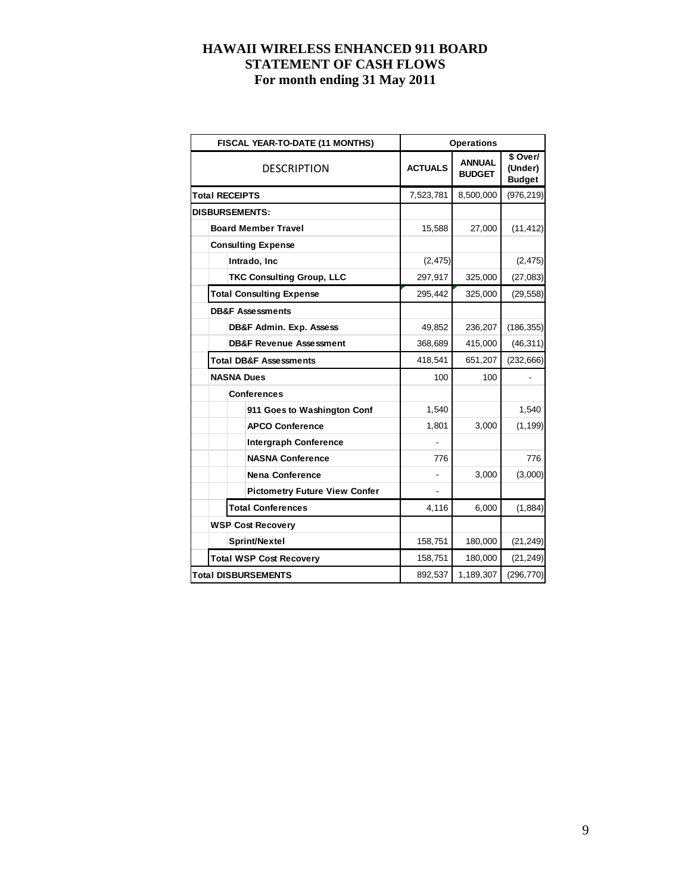# HAWAII WIRELESS ENHANCED 911 BOARD
## STATEMENT OF CASH FLOWS
### For month ending 31 May 2011

| FISCAL YEAR-TO-DATE (11 MONTHS) | Operations | | |
|---|---|---|---|
| DESCRIPTION | ACTUALS | ANNUAL BUDGET | $ Over/ (Under) Budget |
| **Total RECEIPTS** | 7,523,781 | 8,500,000 | (976,219) |
| **DISBURSEMENTS:** | | | |
| **Board Member Travel** | 15,588 | 27,000 | (11,412) |
| **Consulting Expense** | | | |
| **Intrado, Inc** | (2,475) | | (2,475) |
| **TKC Consulting Group, LLC** | 297,917 | 325,000 | (27,083) |
| **Total Consulting Expense** | 295,442 | 325,000 | (29,558) |
| **DB&F Assessments** | | | |
| **DB&F Admin. Exp. Assess** | 49,852 | 236,207 | (186,355) |
| **DB&F Revenue Assessment** | 368,689 | 415,000 | (46,311) |
| **Total DB&F Assessments** | 418,541 | 651,207 | (232,666) |
| **NASNA Dues** | 100 | 100 | - |
| **Conferences** | | | |
| **911 Goes to Washington Conf** | 1,540 | | 1,540 |
| **APCO Conference** | 1,801 | 3,000 | (1,199) |
| **Intergraph Conference** | - | | |
| **NASNA Conference** | 776 | | 776 |
| **Nena Conference** | - | 3,000 | (3,000) |
| **Pictometry Future View Confer** | - | | |
| **Total Conferences** | 4,116 | 6,000 | (1,884) |
| **WSP Cost Recovery** | | | |
| **Sprint/Nextel** | 158,751 | 180,000 | (21,249) |
| **Total WSP Cost Recovery** | 158,751 | 180,000 | (21,249) |
| **Total DISBURSEMENTS** | 892,537 | 1,189,307 | (296,770) |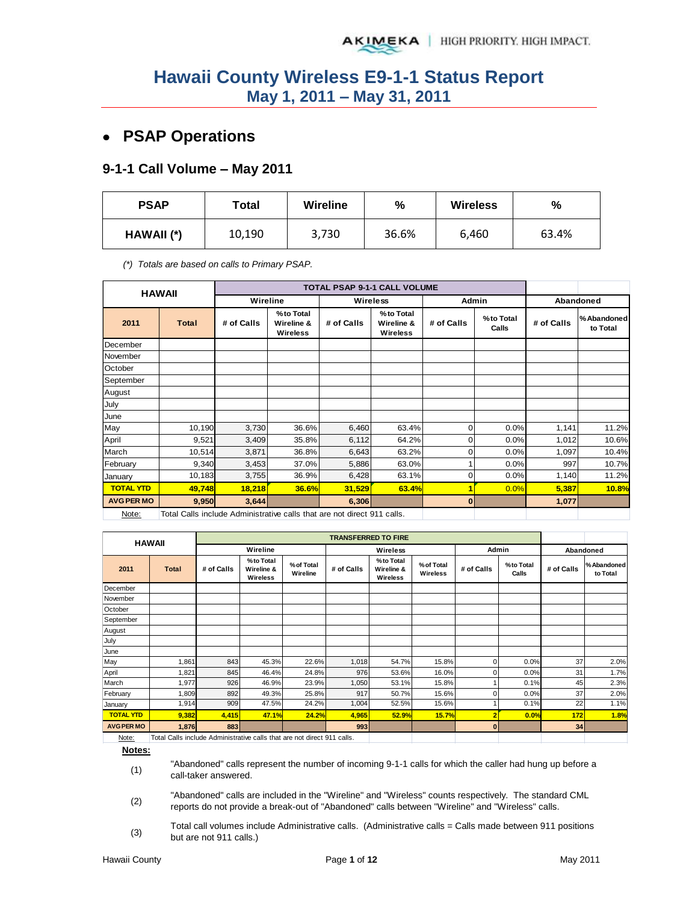# Hawaii County Wireless E9-1-1 Status Report
## May 1, 2011 – May 31, 2011

- **PSAP Operations**

### 9-1-1 Call Volume – May 2011

| PSAP | Total | Wireline | % | Wireless | % |
|---|---|---|---|---|---|
| HAWAII (*) | 10,190 | 3,730 | 36.6% | 6,460 | 63.4% |

*(\*) Totals are based on calls to Primary PSAP.*

| HAWAII | | TOTAL PSAP 9-1-1 CALL VOLUME | | | | | | | |
|---|---|---|---|---|---|---|---|---|---|
| | | Wireline | | Wireless | | Admin | | Abandoned | |
| 2011 | Total | # of Calls | % to Total Wireline & Wireless | # of Calls | % to Total Wireline & Wireless | # of Calls | % to Total Calls | # of Calls | % Abandoned to Total |
| December | | | | | | | | | |
| November | | | | | | | | | |
| October | | | | | | | | | |
| September | | | | | | | | | |
| August | | | | | | | | | |
| July | | | | | | | | | |
| June | | | | | | | | | |
| May | 10,190 | 3,730 | 36.6% | 6,460 | 63.4% | 0 | 0.0% | 1,141 | 11.2% |
| April | 9,521 | 3,409 | 35.8% | 6,112 | 64.2% | 0 | 0.0% | 1,012 | 10.6% |
| March | 10,514 | 3,871 | 36.8% | 6,643 | 63.2% | 0 | 0.0% | 1,097 | 10.4% |
| February | 9,340 | 3,453 | 37.0% | 5,886 | 63.0% | 1 | 0.0% | 997 | 10.7% |
| January | 10,183 | 3,755 | 36.9% | 6,428 | 63.1% | 0 | 0.0% | 1,140 | 11.2% |
| TOTAL YTD | 49,748 | 18,218 | 36.6% | 31,529 | 63.4% | 1 | 0.0% | 5,387 | 10.8% |
| AVG PER MO | 9,950 | 3,644 | | 6,306 | | 0 | | 1,077 | |

Note: Total Calls include Administrative calls that are not direct 911 calls.

| HAWAII | | TRANSFERRED TO FIRE | | | | | | | | | |
|---|---|---|---|---|---|---|---|---|---|---|---|
| | | Wireline | | | Wireless | | | Admin | | Abandoned | |
| 2011 | Total | # of Calls | % to Total Wireline & Wireless | % of Total Wireline | # of Calls | % to Total Wireline & Wireless | % of Total Wireless | # of Calls | % to Total Calls | # of Calls | % Abandoned to Total |
| December | | | | | | | | | | | |
| November | | | | | | | | | | | |
| October | | | | | | | | | | | |
| September | | | | | | | | | | | |
| August | | | | | | | | | | | |
| July | | | | | | | | | | | |
| June | | | | | | | | | | | |
| May | 1,861 | 843 | 45.3% | 22.6% | 1,018 | 54.7% | 15.8% | 0 | 0.0% | 37 | 2.0% |
| April | 1,821 | 845 | 46.4% | 24.8% | 976 | 53.6% | 16.0% | 0 | 0.0% | 31 | 1.7% |
| March | 1,977 | 926 | 46.9% | 23.9% | 1,050 | 53.1% | 15.8% | 1 | 0.1% | 45 | 2.3% |
| February | 1,809 | 892 | 49.3% | 25.8% | 917 | 50.7% | 15.6% | 0 | 0.0% | 37 | 2.0% |
| January | 1,914 | 909 | 47.5% | 24.2% | 1,004 | 52.5% | 15.6% | 1 | 0.1% | 22 | 1.1% |
| TOTAL YTD | 9,382 | 4,415 | 47.1% | 24.2% | 4,965 | 52.9% | 15.7% | 2 | 0.0% | 172 | 1.8% |
| AVG PER MO | 1,876 | 883 | | | 993 | | | 0 | | 34 | |

Note: Total Calls include Administrative calls that are not direct 911 calls.

**Notes:**

(1) "Abandoned" calls represent the number of incoming 9-1-1 calls for which the caller had hung up before a call-taker answered.

(2) "Abandoned" calls are included in the "Wireline" and "Wireless" counts respectively. The standard CML reports do not provide a break-out of "Abandoned" calls between "Wireline" and "Wireless" calls.

(3) Total call volumes include Administrative calls. (Administrative calls = Calls made between 911 positions but are not 911 calls.)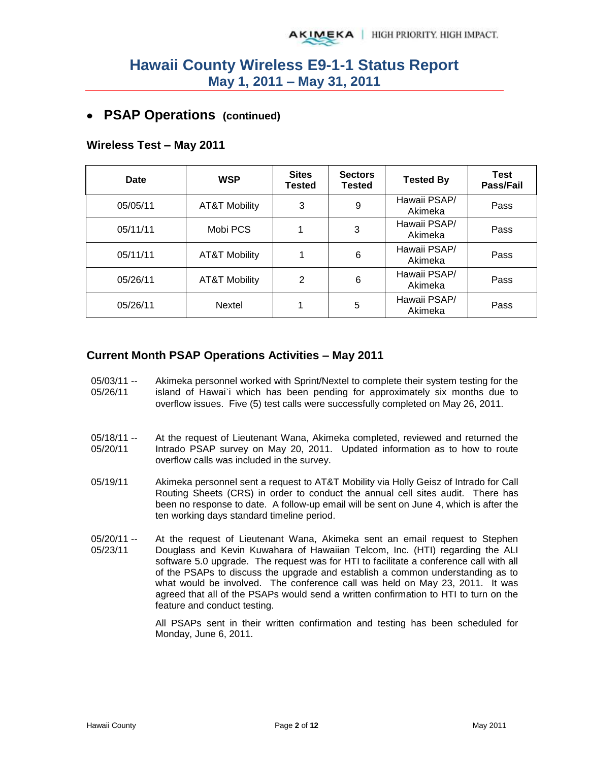# Hawaii County Wireless E9-1-1 Status Report
## May 1, 2011 – May 31, 2011

- **PSAP Operations (continued)**

### Wireless Test – May 2011

| Date | WSP | Sites Tested | Sectors Tested | Tested By | Test Pass/Fail |
|---|---|---|---|---|---|
| 05/05/11 | AT&T Mobility | 3 | 9 | Hawaii PSAP/ Akimeka | Pass |
| 05/11/11 | Mobi PCS | 1 | 3 | Hawaii PSAP/ Akimeka | Pass |
| 05/11/11 | AT&T Mobility | 1 | 6 | Hawaii PSAP/ Akimeka | Pass |
| 05/26/11 | AT&T Mobility | 2 | 6 | Hawaii PSAP/ Akimeka | Pass |
| 05/26/11 | Nextel | 1 | 5 | Hawaii PSAP/ Akimeka | Pass |

### Current Month PSAP Operations Activities – May 2011

05/03/11 -- 05/26/11 Akimeka personnel worked with Sprint/Nextel to complete their system testing for the island of Hawai`i which has been pending for approximately six months due to overflow issues. Five (5) test calls were successfully completed on May 26, 2011.

05/18/11 -- 05/20/11 At the request of Lieutenant Wana, Akimeka completed, reviewed and returned the Intrado PSAP survey on May 20, 2011. Updated information as to how to route overflow calls was included in the survey.

05/19/11 Akimeka personnel sent a request to AT&T Mobility via Holly Geisz of Intrado for Call Routing Sheets (CRS) in order to conduct the annual cell sites audit. There has been no response to date. A follow-up email will be sent on June 4, which is after the ten working days standard timeline period.

05/20/11 -- 05/23/11 At the request of Lieutenant Wana, Akimeka sent an email request to Stephen Douglass and Kevin Kuwahara of Hawaiian Telcom, Inc. (HTI) regarding the ALI software 5.0 upgrade. The request was for HTI to facilitate a conference call with all of the PSAPs to discuss the upgrade and establish a common understanding as to what would be involved. The conference call was held on May 23, 2011. It was agreed that all of the PSAPs would send a written confirmation to HTI to turn on the feature and conduct testing.

All PSAPs sent in their written confirmation and testing has been scheduled for Monday, June 6, 2011.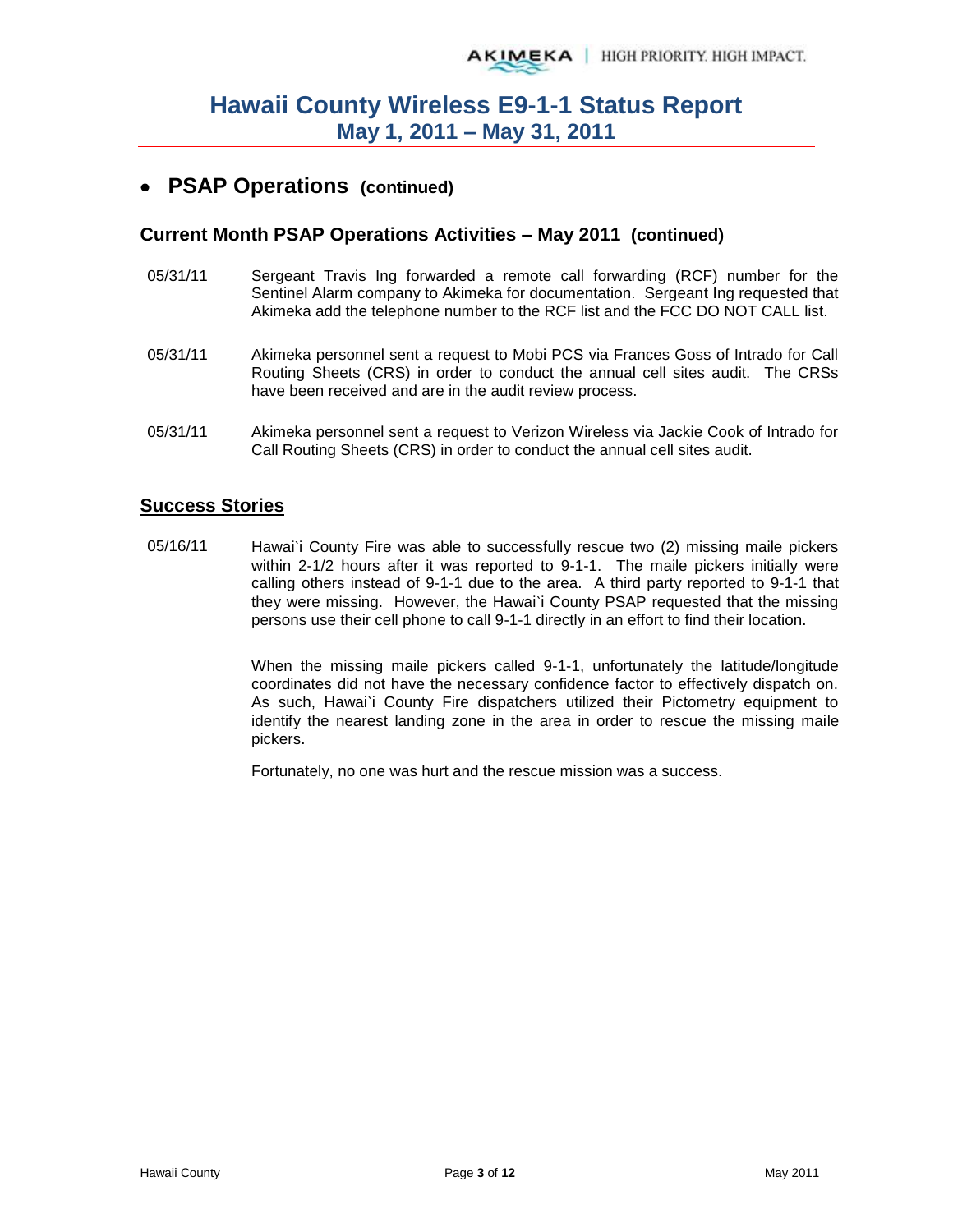# Hawaii County Wireless E9-1-1 Status Report
## May 1, 2011 – May 31, 2011

- **PSAP Operations (continued)**

### Current Month PSAP Operations Activities – May 2011 (continued)

05/31/11 Sergeant Travis Ing forwarded a remote call forwarding (RCF) number for the Sentinel Alarm company to Akimeka for documentation. Sergeant Ing requested that Akimeka add the telephone number to the RCF list and the FCC DO NOT CALL list.

05/31/11 Akimeka personnel sent a request to Mobi PCS via Frances Goss of Intrado for Call Routing Sheets (CRS) in order to conduct the annual cell sites audit. The CRSs have been received and are in the audit review process.

05/31/11 Akimeka personnel sent a request to Verizon Wireless via Jackie Cook of Intrado for Call Routing Sheets (CRS) in order to conduct the annual cell sites audit.

### Success Stories

05/16/11 Hawai`i County Fire was able to successfully rescue two (2) missing maile pickers within 2-1/2 hours after it was reported to 9-1-1. The maile pickers initially were calling others instead of 9-1-1 due to the area. A third party reported to 9-1-1 that they were missing. However, the Hawai`i County PSAP requested that the missing persons use their cell phone to call 9-1-1 directly in an effort to find their location.

When the missing maile pickers called 9-1-1, unfortunately the latitude/longitude coordinates did not have the necessary confidence factor to effectively dispatch on. As such, Hawai`i County Fire dispatchers utilized their Pictometry equipment to identify the nearest landing zone in the area in order to rescue the missing maile pickers.

Fortunately, no one was hurt and the rescue mission was a success.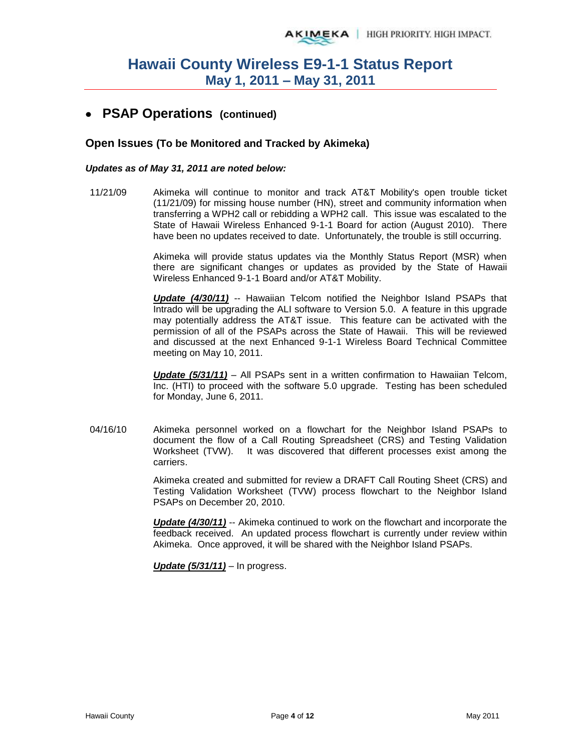# Hawaii County Wireless E9-1-1 Status Report
## May 1, 2011 – May 31, 2011

- **PSAP Operations (continued)**

### Open Issues (To be Monitored and Tracked by Akimeka)

***Updates as of May 31, 2011 are noted below:***

11/21/09 Akimeka will continue to monitor and track AT&T Mobility's open trouble ticket (11/21/09) for missing house number (HN), street and community information when transferring a WPH2 call or rebidding a WPH2 call. This issue was escalated to the State of Hawaii Wireless Enhanced 9-1-1 Board for action (August 2010). There have been no updates received to date. Unfortunately, the trouble is still occurring.

Akimeka will provide status updates via the Monthly Status Report (MSR) when there are significant changes or updates as provided by the State of Hawaii Wireless Enhanced 9-1-1 Board and/or AT&T Mobility.

***Update (4/30/11)*** -- Hawaiian Telcom notified the Neighbor Island PSAPs that Intrado will be upgrading the ALI software to Version 5.0. A feature in this upgrade may potentially address the AT&T issue. This feature can be activated with the permission of all of the PSAPs across the State of Hawaii. This will be reviewed and discussed at the next Enhanced 9-1-1 Wireless Board Technical Committee meeting on May 10, 2011.

***Update (5/31/11)*** – All PSAPs sent in a written confirmation to Hawaiian Telcom, Inc. (HTI) to proceed with the software 5.0 upgrade. Testing has been scheduled for Monday, June 6, 2011.

04/16/10 Akimeka personnel worked on a flowchart for the Neighbor Island PSAPs to document the flow of a Call Routing Spreadsheet (CRS) and Testing Validation Worksheet (TVW). It was discovered that different processes exist among the carriers.

Akimeka created and submitted for review a DRAFT Call Routing Sheet (CRS) and Testing Validation Worksheet (TVW) process flowchart to the Neighbor Island PSAPs on December 20, 2010.

***Update (4/30/11)*** -- Akimeka continued to work on the flowchart and incorporate the feedback received. An updated process flowchart is currently under review within Akimeka. Once approved, it will be shared with the Neighbor Island PSAPs.

***Update (5/31/11)*** – In progress.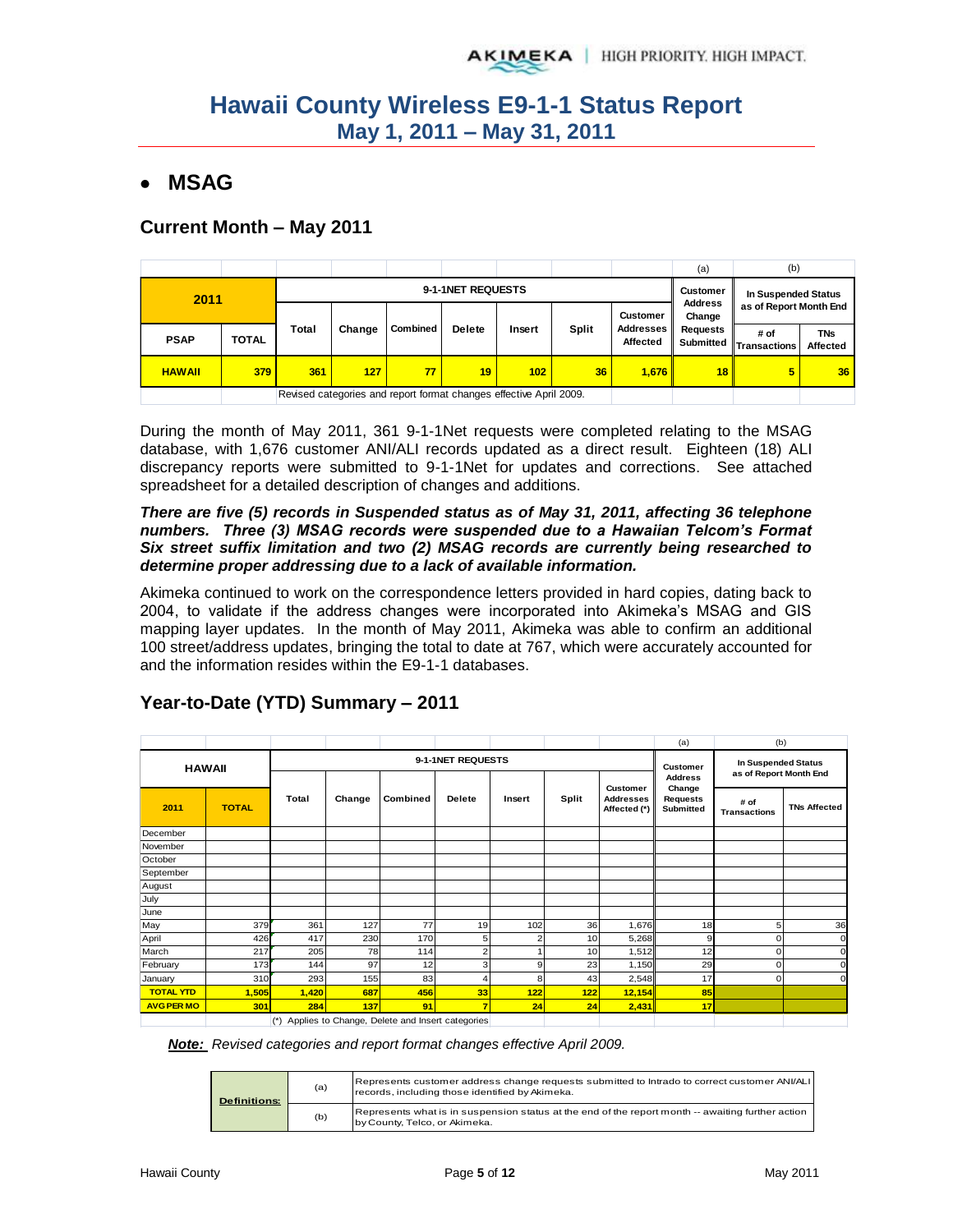# Hawaii County Wireless E9-1-1 Status Report
## May 1, 2011 – May 31, 2011

- **MSAG**

### Current Month – May 2011

| | | | | | | | | | (a) | (b) | |
|---|---|---|---|---|---|---|---|---|---|---|---|
| 2011 | | 9-1-1NET REQUESTS | | | | | | | Customer Address Change Requests Submitted | In Suspended Status as of Report Month End | |
| PSAP | TOTAL | Total | Change | Combined | Delete | Insert | Split | Customer Addresses Affected | | # of Transactions | TNs Affected |
| HAWAII | 379 | 361 | 127 | 77 | 19 | 102 | 36 | 1,676 | 18 | 5 | 36 |
| | | Revised categories and report format changes effective April 2009. | | | | | | | | | |

During the month of May 2011, 361 9-1-1Net requests were completed relating to the MSAG database, with 1,676 customer ANI/ALI records updated as a direct result. Eighteen (18) ALI discrepancy reports were submitted to 9-1-1Net for updates and corrections. See attached spreadsheet for a detailed description of changes and additions.

***There are five (5) records in Suspended status as of May 31, 2011, affecting 36 telephone numbers. Three (3) MSAG records were suspended due to a Hawaiian Telcom's Format Six street suffix limitation and two (2) MSAG records are currently being researched to determine proper addressing due to a lack of available information.***

Akimeka continued to work on the correspondence letters provided in hard copies, dating back to 2004, to validate if the address changes were incorporated into Akimeka's MSAG and GIS mapping layer updates. In the month of May 2011, Akimeka was able to confirm an additional 100 street/address updates, bringing the total to date at 767, which were accurately accounted for and the information resides within the E9-1-1 databases.

### Year-to-Date (YTD) Summary – 2011

| | | | | | | | | | (a) | (b) | |
|---|---|---|---|---|---|---|---|---|---|---|---|
| HAWAII | | 9-1-1NET REQUESTS | | | | | | | Customer Address Change Requests Submitted | In Suspended Status as of Report Month End | |
| 2011 | TOTAL | Total | Change | Combined | Delete | Insert | Split | Customer Addresses Affected (*) | | # of Transactions | TNs Affected |
| December | | | | | | | | | | | |
| November | | | | | | | | | | | |
| October | | | | | | | | | | | |
| September | | | | | | | | | | | |
| August | | | | | | | | | | | |
| July | | | | | | | | | | | |
| June | | | | | | | | | | | |
| May | 379 | 361 | 127 | 77 | 19 | 102 | 36 | 1,676 | 18 | 5 | 36 |
| April | 426 | 417 | 230 | 170 | 5 | 2 | 10 | 5,268 | 9 | 0 | 0 |
| March | 217 | 205 | 78 | 114 | 2 | 1 | 10 | 1,512 | 12 | 0 | 0 |
| February | 173 | 144 | 97 | 12 | 3 | 9 | 23 | 1,150 | 29 | 0 | 0 |
| January | 310 | 293 | 155 | 83 | 4 | 8 | 43 | 2,548 | 17 | 0 | 0 |
| TOTAL YTD | 1,505 | 1,420 | 687 | 456 | 33 | 122 | 122 | 12,154 | 85 | | |
| AVG PER MO | 301 | 284 | 137 | 91 | 7 | 24 | 24 | 2,431 | 17 | | |
| | | (*) Applies to Change, Delete and Insert categories | | | | | | | | | |

***Note:*** *Revised categories and report format changes effective April 2009.*

| Definitions: | | |
|---|---|---|
| | (a) | Represents customer address change requests submitted to Intrado to correct customer ANI/ALI records, including those identified by Akimeka. |
| | (b) | Represents what is in suspension status at the end of the report month -- awaiting further action by County, Telco, or Akimeka. |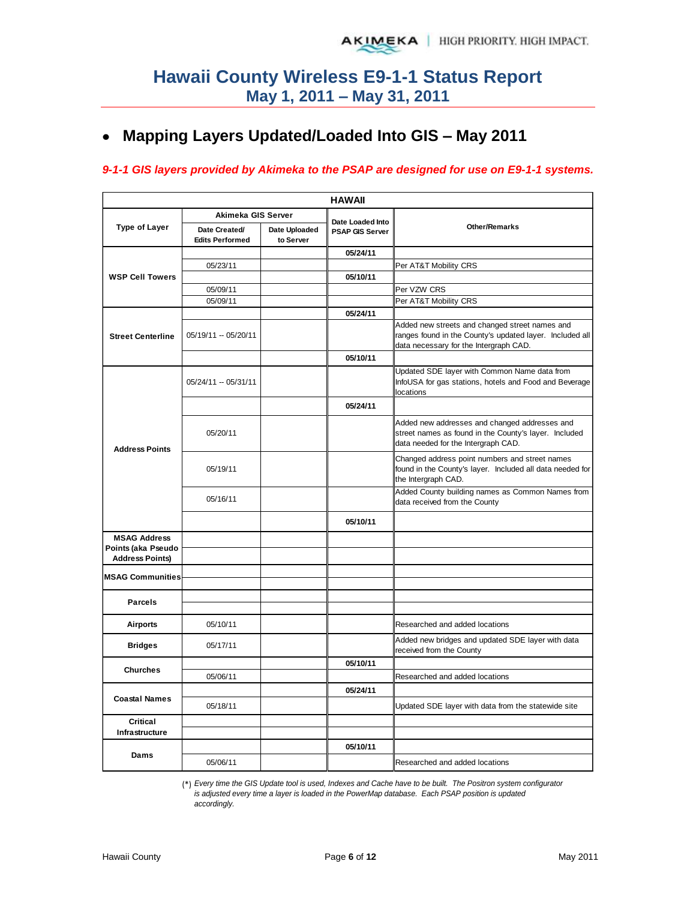# Hawaii County Wireless E9-1-1 Status Report
## May 1, 2011 – May 31, 2011

- ## Mapping Layers Updated/Loaded Into GIS – May 2011

*9-1-1 GIS layers provided by Akimeka to the PSAP are designed for use on E9-1-1 systems.*

| HAWAII | | | | |
|---|---|---|---|---|
| Type of Layer | Akimeka GIS Server | | Date Loaded Into PSAP GIS Server | Other/Remarks |
| | Date Created/ Edits Performed | Date Uploaded to Server | | |
| WSP Cell Towers | | | 05/24/11 | |
| | 05/23/11 | | | Per AT&T Mobility CRS |
| | | | 05/10/11 | |
| | 05/09/11 | | | Per VZW CRS |
| | 05/09/11 | | | Per AT&T Mobility CRS |
| Street Centerline | | | 05/24/11 | |
| | 05/19/11 -- 05/20/11 | | | Added new streets and changed street names and ranges found in the County's updated layer. Included all data necessary for the Intergraph CAD. |
| | | | 05/10/11 | |
| Address Points | 05/24/11 -- 05/31/11 | | | Updated SDE layer with Common Name data from InfoUSA for gas stations, hotels and Food and Beverage locations |
| | | | 05/24/11 | |
| | 05/20/11 | | | Added new addresses and changed addresses and street names as found in the County's layer. Included data needed for the Intergraph CAD. |
| | 05/19/11 | | | Changed address point numbers and street names found in the County's layer. Included all data needed for the Intergraph CAD. |
| | 05/16/11 | | | Added County building names as Common Names from data received from the County |
| | | | 05/10/11 | |
| MSAG Address Points (aka Pseudo Address Points) | | | | |
| | | | | |
| MSAG Communities | | | | |
| | | | | |
| Parcels | | | | |
| | | | | |
| Airports | 05/10/11 | | | Researched and added locations |
| Bridges | 05/17/11 | | | Added new bridges and updated SDE layer with data received from the County |
| Churches | | | 05/10/11 | |
| | 05/06/11 | | | Researched and added locations |
| Coastal Names | | | 05/24/11 | |
| | 05/18/11 | | | Updated SDE layer with data from the statewide site |
| Critical Infrastructure | | | | |
| | | | | |
| Dams | | | 05/10/11 | |
| | 05/06/11 | | | Researched and added locations |

(*) *Every time the GIS Update tool is used, Indexes and Cache have to be built. The Positron system configurator is adjusted every time a layer is loaded in the PowerMap database. Each PSAP position is updated accordingly.*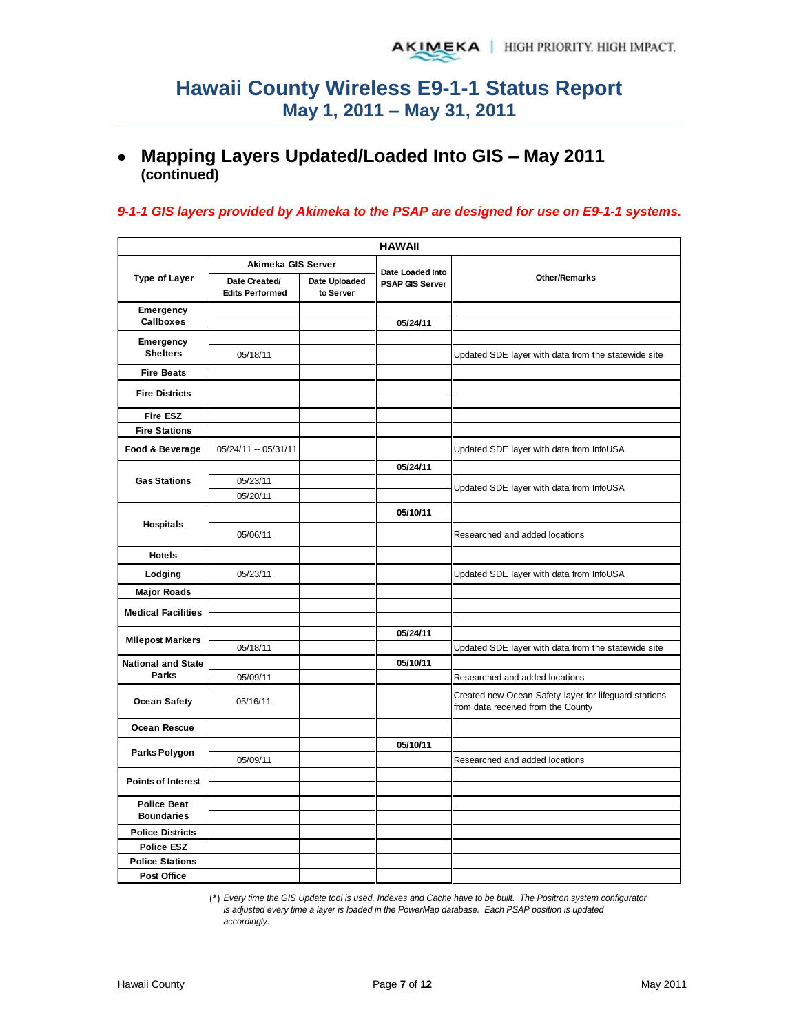# Hawaii County Wireless E9-1-1 Status Report
## May 1, 2011 – May 31, 2011

- **Mapping Layers Updated/Loaded Into GIS – May 2011 (continued)**

***9-1-1 GIS layers provided by Akimeka to the PSAP are designed for use on E9-1-1 systems.***

| HAWAII | | | | |
|---|---|---|---|---|
| **Type of Layer** | **Akimeka GIS Server** | | **Date Loaded Into PSAP GIS Server** | **Other/Remarks** |
| | **Date Created/ Edits Performed** | **Date Uploaded to Server** | | |
| **Emergency Callboxes** | | | | |
| | | | **05/24/11** | |
| **Emergency Shelters** | | | | |
| | 05/18/11 | | | Updated SDE layer with data from the statewide site |
| **Fire Beats** | | | | |
| **Fire Districts** | | | | |
| | | | | |
| **Fire ESZ** | | | | |
| **Fire Stations** | | | | |
| **Food & Beverage** | 05/24/11 -- 05/31/11 | | | Updated SDE layer with data from InfoUSA |
| **Gas Stations** | | | **05/24/11** | |
| | 05/23/11 | | | Updated SDE layer with data from InfoUSA |
| | 05/20/11 | | | |
| **Hospitals** | | | **05/10/11** | |
| | 05/06/11 | | | Researched and added locations |
| **Hotels** | | | | |
| **Lodging** | 05/23/11 | | | Updated SDE layer with data from InfoUSA |
| **Major Roads** | | | | |
| **Medical Facilities** | | | | |
| | | | | |
| **Milepost Markers** | | | **05/24/11** | |
| | 05/18/11 | | | Updated SDE layer with data from the statewide site |
| **National and State Parks** | | | **05/10/11** | |
| | 05/09/11 | | | Researched and added locations |
| **Ocean Safety** | 05/16/11 | | | Created new Ocean Safety layer for lifeguard stations from data received from the County |
| **Ocean Rescue** | | | | |
| **Parks Polygon** | | | **05/10/11** | |
| | 05/09/11 | | | Researched and added locations |
| **Points of Interest** | | | | |
| | | | | |
| **Police Beat Boundaries** | | | | |
| | | | | |
| **Police Districts** | | | | |
| **Police ESZ** | | | | |
| **Police Stations** | | | | |
| **Post Office** | | | | |

(*) *Every time the GIS Update tool is used, Indexes and Cache have to be built. The Positron system configurator is adjusted every time a layer is loaded in the PowerMap database. Each PSAP position is updated accordingly.*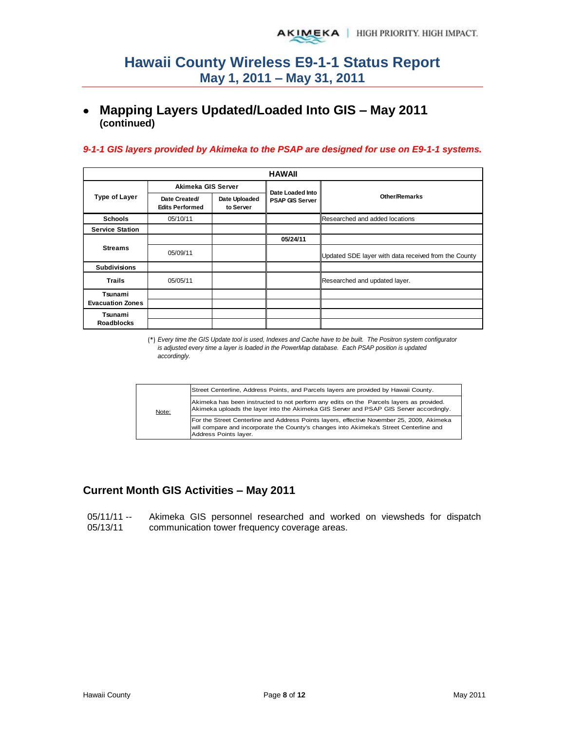# Hawaii County Wireless E9-1-1 Status Report
## May 1, 2011 – May 31, 2011

- **Mapping Layers Updated/Loaded Into GIS – May 2011 (continued)**

*9-1-1 GIS layers provided by Akimeka to the PSAP are designed for use on E9-1-1 systems.*

| HAWAII | | | | |
|---|---|---|---|---|
| Type of Layer | Akimeka GIS Server | | Date Loaded Into PSAP GIS Server | Other/Remarks |
| | Date Created/ Edits Performed | Date Uploaded to Server | | |
| Schools | 05/10/11 | | | Researched and added locations |
| Service Station | | | | |
| Streams | | | 05/24/11 | |
| | 05/09/11 | | | Updated SDE layer with data received from the County |
| Subdivisions | | | | |
| Trails | 05/05/11 | | | Researched and updated layer. |
| Tsunami Evacuation Zones | | | | |
| | | | | |
| Tsunami Roadblocks | | | | |
| | | | | |

(*) *Every time the GIS Update tool is used, Indexes and Cache have to be built. The Positron system configurator is adjusted every time a layer is loaded in the PowerMap database. Each PSAP position is updated accordingly.*

| Note: | |
|---|---|
| | Street Centerline, Address Points, and Parcels layers are provided by Hawaii County. |
| | Akimeka has been instructed to not perform any edits on the Parcels layers as provided. Akimeka uploads the layer into the Akimeka GIS Server and PSAP GIS Server accordingly. |
| | For the Street Centerline and Address Points layers, effective November 25, 2009, Akimeka will compare and incorporate the County's changes into Akimeka's Street Centerline and Address Points layer. |

## Current Month GIS Activities – May 2011

05/11/11 -- 05/13/11 Akimeka GIS personnel researched and worked on viewsheds for dispatch communication tower frequency coverage areas.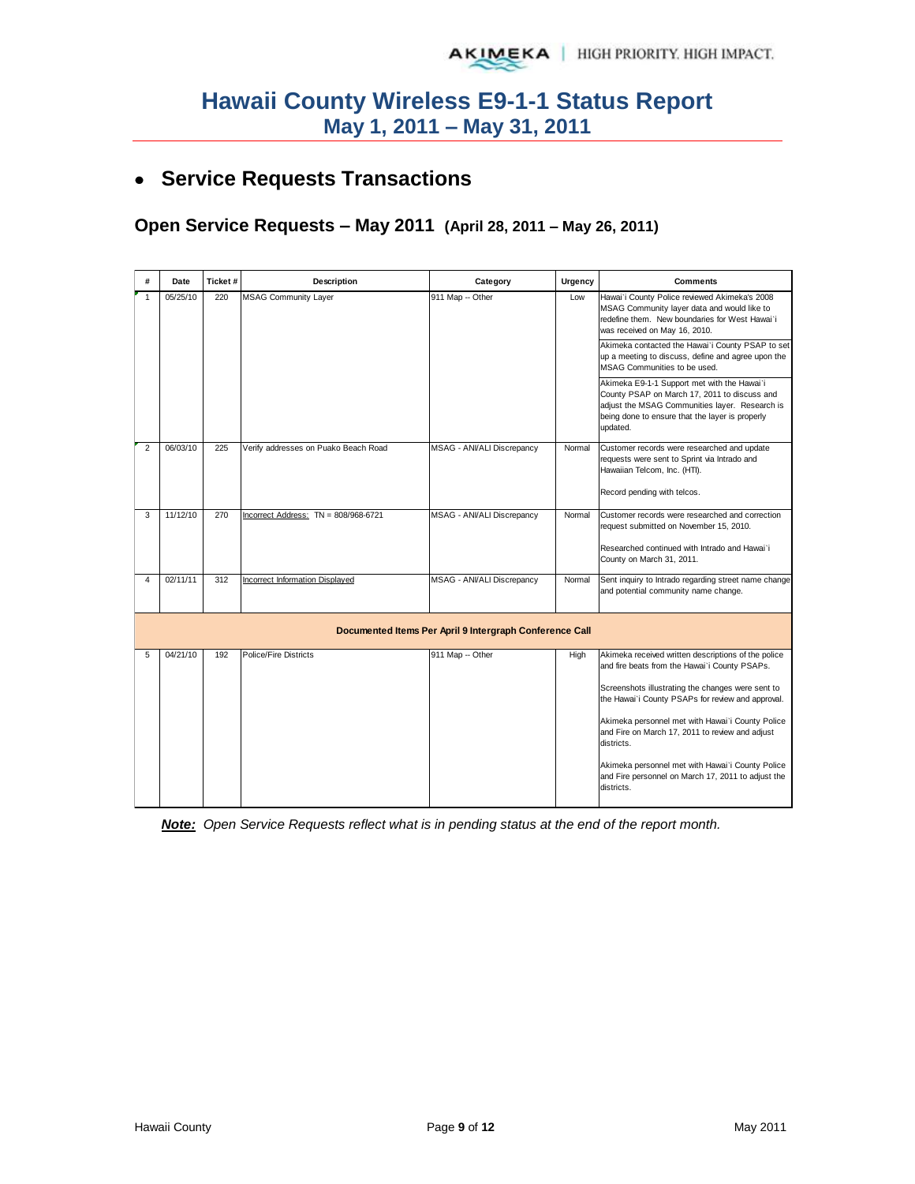# Hawaii County Wireless E9-1-1 Status Report
## May 1, 2011 – May 31, 2011

- ## Service Requests Transactions

### Open Service Requests – May 2011 (April 28, 2011 – May 26, 2011)

| # | Date | Ticket # | Description | Category | Urgency | Comments |
|---|---|---|---|---|---|---|
| 1 | 05/25/10 | 220 | MSAG Community Layer | 911 Map -- Other | Low | Hawai`i County Police reviewed Akimeka's 2008 MSAG Community layer data and would like to redefine them. New boundaries for West Hawai`i was received on May 16, 2010.<br><br>Akimeka contacted the Hawai`i County PSAP to set up a meeting to discuss, define and agree upon the MSAG Communities to be used.<br><br>Akimeka E9-1-1 Support met with the Hawai`i County PSAP on March 17, 2011 to discuss and adjust the MSAG Communities layer. Research is being done to ensure that the layer is properly updated. |
| 2 | 06/03/10 | 225 | Verify addresses on Puako Beach Road | MSAG - ANI/ALI Discrepancy | Normal | Customer records were researched and update requests were sent to Sprint via Intrado and Hawaiian Telcom, Inc. (HTI).<br><br>Record pending with telcos. |
| 3 | 11/12/10 | 270 | Incorrect Address: TN = 808/968-6721 | MSAG - ANI/ALI Discrepancy | Normal | Customer records were researched and correction request submitted on November 15, 2010.<br><br>Researched continued with Intrado and Hawai`i County on March 31, 2011. |
| 4 | 02/11/11 | 312 | Incorrect Information Displayed | MSAG - ANI/ALI Discrepancy | Normal | Sent inquiry to Intrado regarding street name change and potential community name change. |
| | | | **Documented Items Per April 9 Intergraph Conference Call** | | | |
| 5 | 04/21/10 | 192 | Police/Fire Districts | 911 Map -- Other | High | Akimeka received written descriptions of the police and fire beats from the Hawai`i County PSAPs.<br><br>Screenshots illustrating the changes were sent to the Hawai`i County PSAPs for review and approval.<br><br>Akimeka personnel met with Hawai`i County Police and Fire on March 17, 2011 to review and adjust districts.<br><br>Akimeka personnel met with Hawai`i County Police and Fire personnel on March 17, 2011 to adjust the districts. |

***Note:*** *Open Service Requests reflect what is in pending status at the end of the report month.*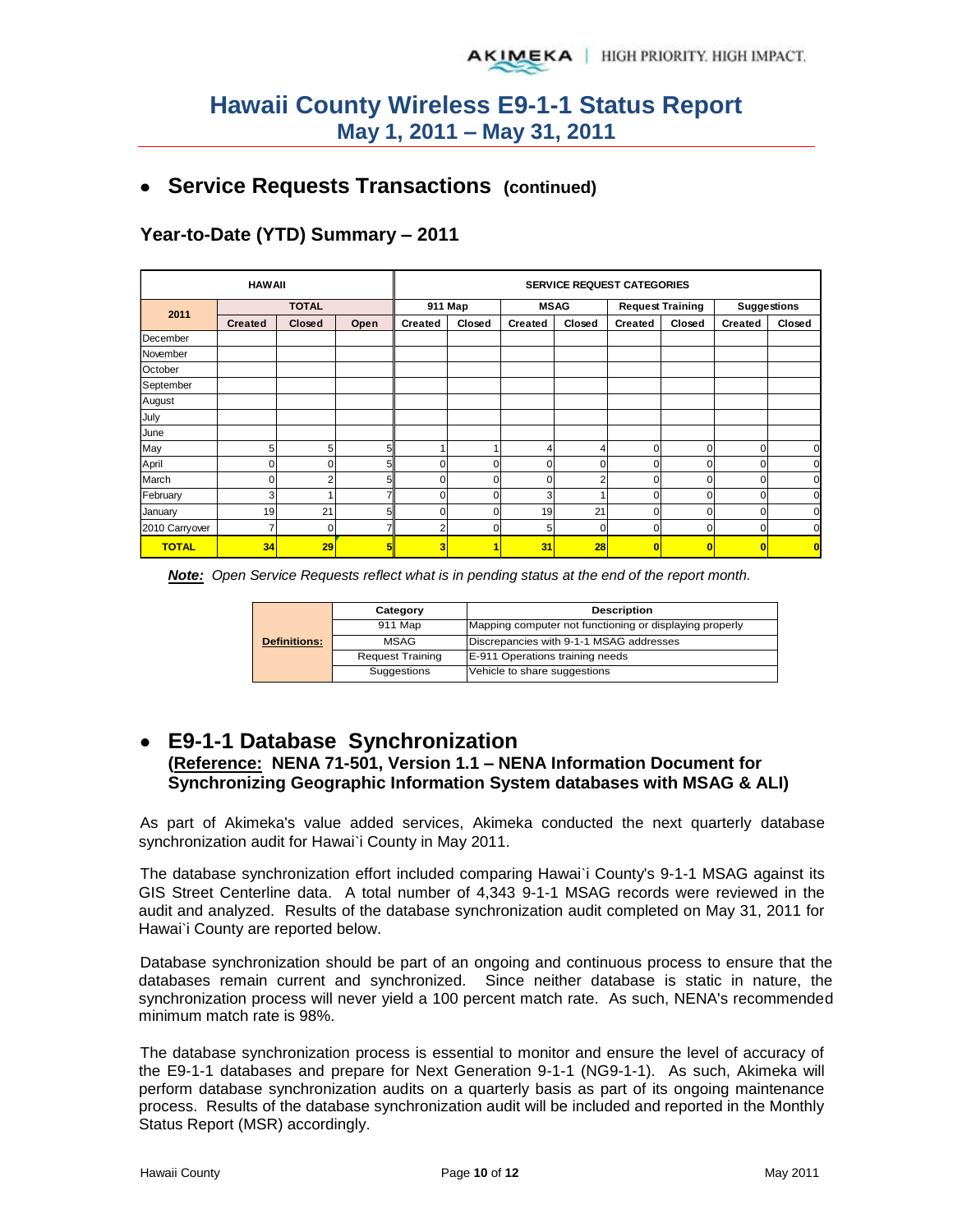# Hawaii County Wireless E9-1-1 Status Report
## May 1, 2011 – May 31, 2011

## • Service Requests Transactions (continued)

### Year-to-Date (YTD) Summary – 2011

| HAWAII | | | | SERVICE REQUEST CATEGORIES | | | | | | | |
|---|---|---|---|---|---|---|---|---|---|---|---|
| 2011 | TOTAL | | | 911 Map | | MSAG | | Request Training | | Suggestions | |
| | Created | Closed | Open | Created | Closed | Created | Closed | Created | Closed | Created | Closed |
| December | | | | | | | | | | | |
| November | | | | | | | | | | | |
| October | | | | | | | | | | | |
| September | | | | | | | | | | | |
| August | | | | | | | | | | | |
| July | | | | | | | | | | | |
| June | | | | | | | | | | | |
| May | 5 | 5 | 5 | 1 | 1 | 4 | 4 | 0 | 0 | 0 | 0 |
| April | 0 | 0 | 5 | 0 | 0 | 0 | 0 | 0 | 0 | 0 | 0 |
| March | 0 | 2 | 5 | 0 | 0 | 0 | 2 | 0 | 0 | 0 | 0 |
| February | 3 | 1 | 7 | 0 | 0 | 3 | 1 | 0 | 0 | 0 | 0 |
| January | 19 | 21 | 5 | 0 | 0 | 19 | 21 | 0 | 0 | 0 | 0 |
| 2010 Carryover | 7 | 0 | 7 | 2 | 0 | 5 | 0 | 0 | 0 | 0 | 0 |
| **TOTAL** | **34** | **29** | **5** | **3** | **1** | **31** | **28** | **0** | **0** | **0** | **0** |

***Note:*** *Open Service Requests reflect what is in pending status at the end of the report month.*

| Definitions: | Category | Description |
|---|---|---|
| | 911 Map | Mapping computer not functioning or displaying properly |
| | MSAG | Discrepancies with 9-1-1 MSAG addresses |
| | Request Training | E-911 Operations training needs |
| | Suggestions | Vehicle to share suggestions |

## • E9-1-1 Database Synchronization

**(Reference: NENA 71-501, Version 1.1 – NENA Information Document for Synchronizing Geographic Information System databases with MSAG & ALI)**

As part of Akimeka's value added services, Akimeka conducted the next quarterly database synchronization audit for Hawai`i County in May 2011.

The database synchronization effort included comparing Hawai`i County's 9-1-1 MSAG against its GIS Street Centerline data. A total number of 4,343 9-1-1 MSAG records were reviewed in the audit and analyzed. Results of the database synchronization audit completed on May 31, 2011 for Hawai`i County are reported below.

Database synchronization should be part of an ongoing and continuous process to ensure that the databases remain current and synchronized. Since neither database is static in nature, the synchronization process will never yield a 100 percent match rate. As such, NENA's recommended minimum match rate is 98%.

The database synchronization process is essential to monitor and ensure the level of accuracy of the E9-1-1 databases and prepare for Next Generation 9-1-1 (NG9-1-1). As such, Akimeka will perform database synchronization audits on a quarterly basis as part of its ongoing maintenance process. Results of the database synchronization audit will be included and reported in the Monthly Status Report (MSR) accordingly.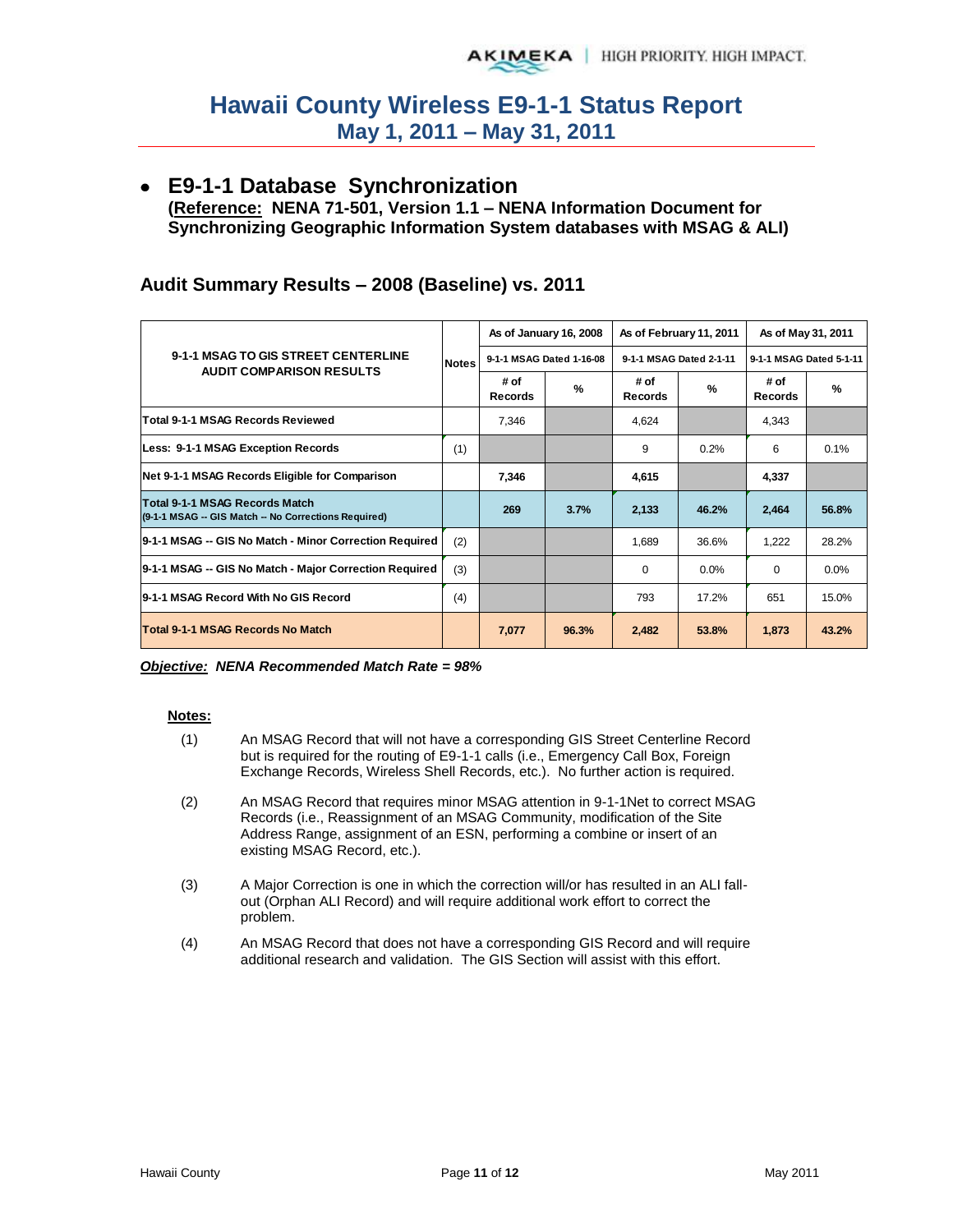# Hawaii County Wireless E9-1-1 Status Report
## May 1, 2011 – May 31, 2011

- **E9-1-1 Database Synchronization**
  **(Reference: NENA 71-501, Version 1.1 – NENA Information Document for Synchronizing Geographic Information System databases with MSAG & ALI)**

### Audit Summary Results – 2008 (Baseline) vs. 2011

| 9-1-1 MSAG TO GIS STREET CENTERLINE AUDIT COMPARISON RESULTS | Notes | As of January 16, 2008 | | As of February 11, 2011 | | As of May 31, 2011 | |
|---|---|---|---|---|---|---|---|
| | | 9-1-1 MSAG Dated 1-16-08 | | 9-1-1 MSAG Dated 2-1-11 | | 9-1-1 MSAG Dated 5-1-11 | |
| | | # of Records | % | # of Records | % | # of Records | % |
| Total 9-1-1 MSAG Records Reviewed | | 7,346 | | 4,624 | | 4,343 | |
| Less: 9-1-1 MSAG Exception Records | (1) | | | 9 | 0.2% | 6 | 0.1% |
| Net 9-1-1 MSAG Records Eligible for Comparison | | **7,346** | | **4,615** | | **4,337** | |
| **Total 9-1-1 MSAG Records Match** (9-1-1 MSAG -- GIS Match -- No Corrections Required) | | **269** | **3.7%** | **2,133** | **46.2%** | **2,464** | **56.8%** |
| 9-1-1 MSAG -- GIS No Match - Minor Correction Required | (2) | | | 1,689 | 36.6% | 1,222 | 28.2% |
| 9-1-1 MSAG -- GIS No Match - Major Correction Required | (3) | | | 0 | 0.0% | 0 | 0.0% |
| 9-1-1 MSAG Record With No GIS Record | (4) | | | 793 | 17.2% | 651 | 15.0% |
| **Total 9-1-1 MSAG Records No Match** | | **7,077** | **96.3%** | **2,482** | **53.8%** | **1,873** | **43.2%** |

***Objective:*** ***NENA Recommended Match Rate = 98%***

**Notes:**

(1) An MSAG Record that will not have a corresponding GIS Street Centerline Record but is required for the routing of E9-1-1 calls (i.e., Emergency Call Box, Foreign Exchange Records, Wireless Shell Records, etc.). No further action is required.

(2) An MSAG Record that requires minor MSAG attention in 9-1-1Net to correct MSAG Records (i.e., Reassignment of an MSAG Community, modification of the Site Address Range, assignment of an ESN, performing a combine or insert of an existing MSAG Record, etc.).

(3) A Major Correction is one in which the correction will/or has resulted in an ALI fall-out (Orphan ALI Record) and will require additional work effort to correct the problem.

(4) An MSAG Record that does not have a corresponding GIS Record and will require additional research and validation. The GIS Section will assist with this effort.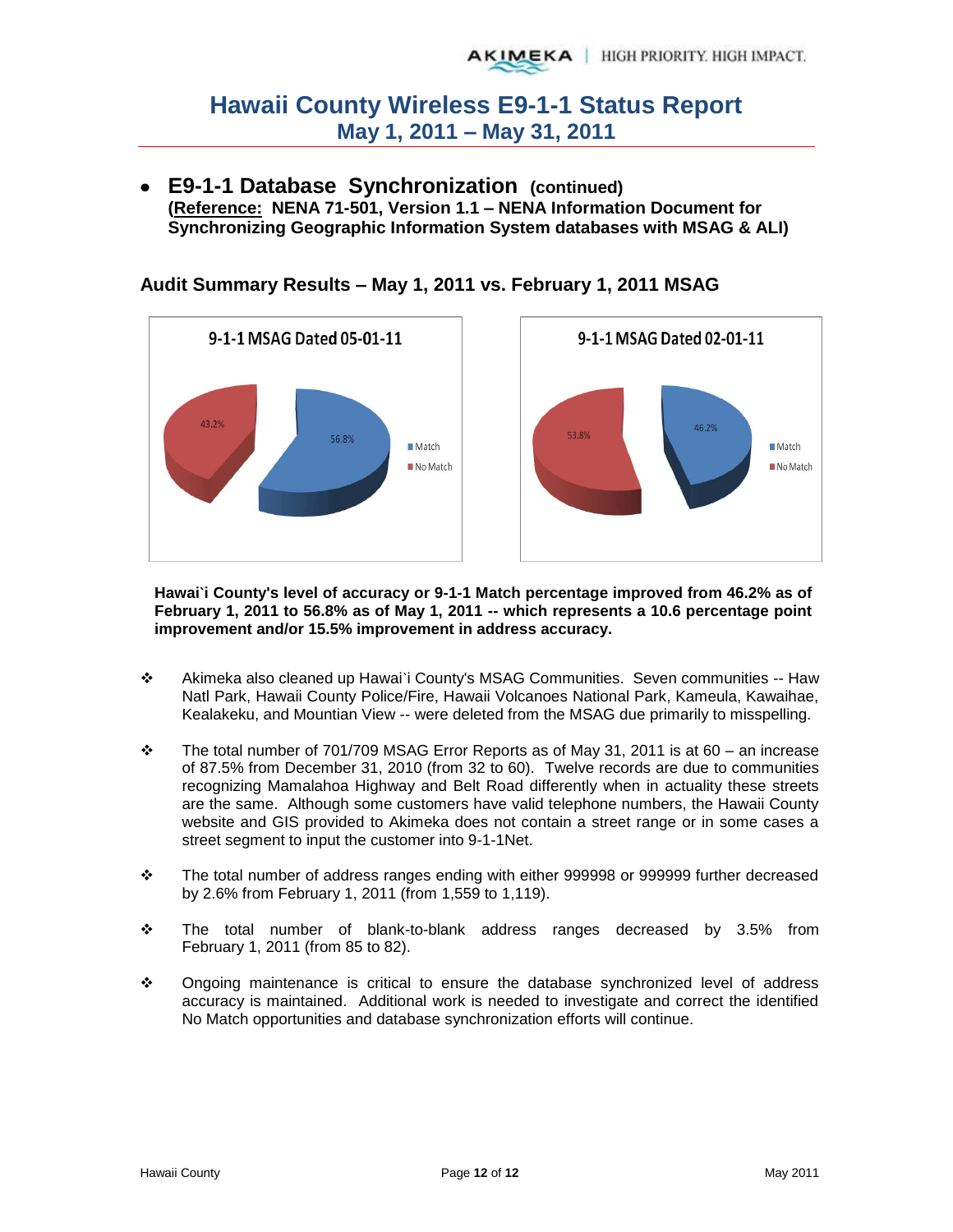# Hawaii County Wireless E9-1-1 Status Report
## May 1, 2011 – May 31, 2011

- **E9-1-1 Database Synchronization (continued)**
  **(Reference: NENA 71-501, Version 1.1 – NENA Information Document for Synchronizing Geographic Information System databases with MSAG & ALI)**

### Audit Summary Results – May 1, 2011 vs. February 1, 2011 MSAG

**9-1-1 MSAG Dated 05-01-11**

| | |
|---|---|
| Match | 56.8% |
| No Match | 43.2% |

**9-1-1 MSAG Dated 02-01-11**

| | |
|---|---|
| Match | 46.2% |
| No Match | 53.8% |

**Hawai`i County's level of accuracy or 9-1-1 Match percentage improved from 46.2% as of February 1, 2011 to 56.8% as of May 1, 2011 -- which represents a 10.6 percentage point improvement and/or 15.5% improvement in address accuracy.**

- Akimeka also cleaned up Hawai`i County's MSAG Communities. Seven communities -- Haw Natl Park, Hawaii County Police/Fire, Hawaii Volcanoes National Park, Kameula, Kawaihae, Kealakeku, and Mountian View -- were deleted from the MSAG due primarily to misspelling.
- The total number of 701/709 MSAG Error Reports as of May 31, 2011 is at 60 – an increase of 87.5% from December 31, 2010 (from 32 to 60). Twelve records are due to communities recognizing Mamalahoa Highway and Belt Road differently when in actuality these streets are the same. Although some customers have valid telephone numbers, the Hawaii County website and GIS provided to Akimeka does not contain a street range or in some cases a street segment to input the customer into 9-1-1Net.
- The total number of address ranges ending with either 999998 or 999999 further decreased by 2.6% from February 1, 2011 (from 1,559 to 1,119).
- The total number of blank-to-blank address ranges decreased by 3.5% from February 1, 2011 (from 85 to 82).
- Ongoing maintenance is critical to ensure the database synchronized level of address accuracy is maintained. Additional work is needed to investigate and correct the identified No Match opportunities and database synchronization efforts will continue.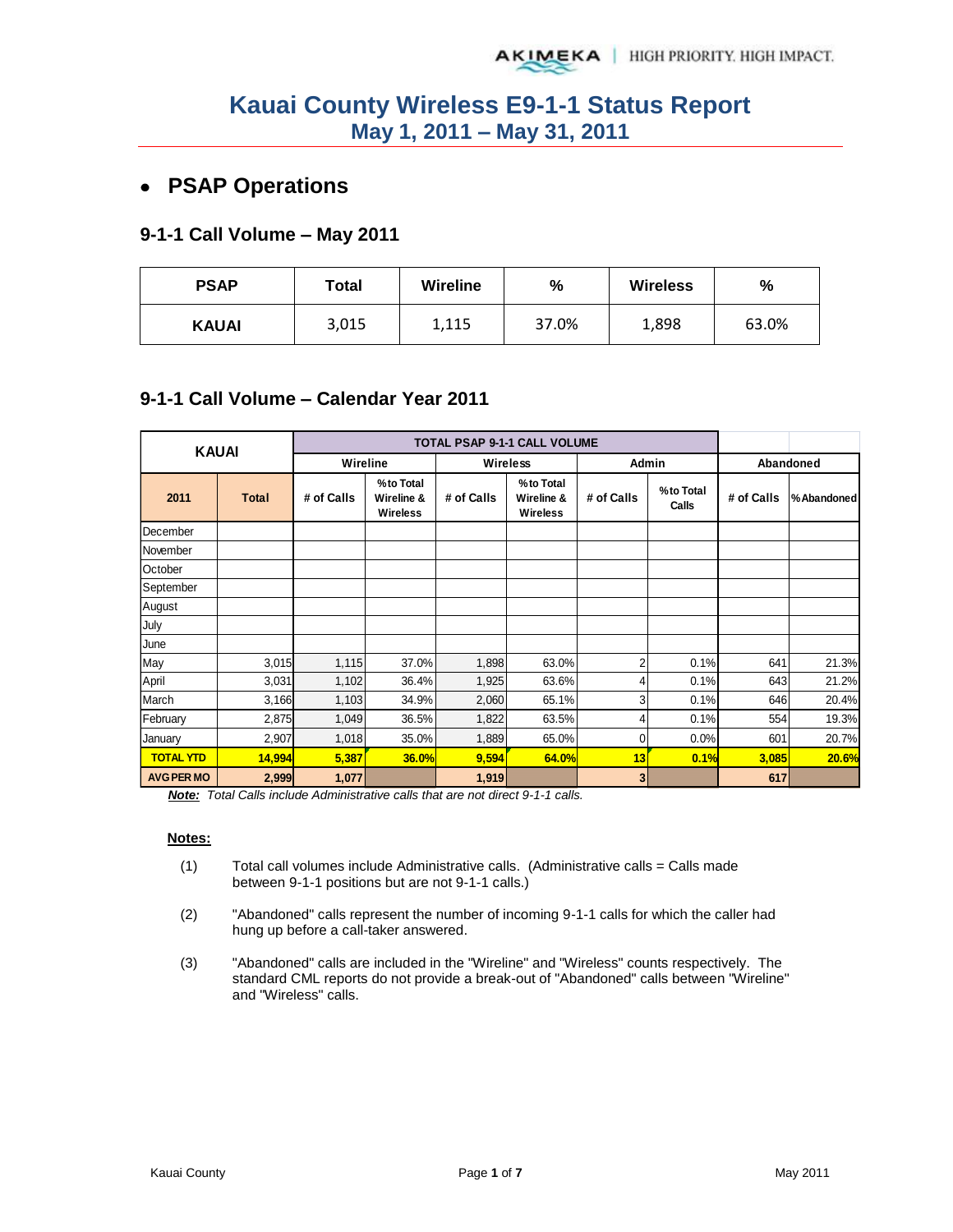# Kauai County Wireless E9-1-1 Status Report
## May 1, 2011 – May 31, 2011

- **PSAP Operations**

### 9-1-1 Call Volume – May 2011

| PSAP | Total | Wireline | % | Wireless | % |
|---|---|---|---|---|---|
| KAUAI | 3,015 | 1,115 | 37.0% | 1,898 | 63.0% |

### 9-1-1 Call Volume – Calendar Year 2011

| KAUAI | | TOTAL PSAP 9-1-1 CALL VOLUME | | | | | | | |
|---|---|---|---|---|---|---|---|---|---|
| | | Wireline | | Wireless | | Admin | | Abandoned | |
| 2011 | Total | # of Calls | % to Total Wireline & Wireless | # of Calls | % to Total Wireline & Wireless | # of Calls | % to Total Calls | # of Calls | % Abandoned |
| December | | | | | | | | | |
| November | | | | | | | | | |
| October | | | | | | | | | |
| September | | | | | | | | | |
| August | | | | | | | | | |
| July | | | | | | | | | |
| June | | | | | | | | | |
| May | 3,015 | 1,115 | 37.0% | 1,898 | 63.0% | 2 | 0.1% | 641 | 21.3% |
| April | 3,031 | 1,102 | 36.4% | 1,925 | 63.6% | 4 | 0.1% | 643 | 21.2% |
| March | 3,166 | 1,103 | 34.9% | 2,060 | 65.1% | 3 | 0.1% | 646 | 20.4% |
| February | 2,875 | 1,049 | 36.5% | 1,822 | 63.5% | 4 | 0.1% | 554 | 19.3% |
| January | 2,907 | 1,018 | 35.0% | 1,889 | 65.0% | 0 | 0.0% | 601 | 20.7% |
| **TOTAL YTD** | **14,994** | **5,387** | **36.0%** | **9,594** | **64.0%** | **13** | **0.1%** | **3,085** | **20.6%** |
| **AVG PER MO** | **2,999** | **1,077** | | **1,919** | | **3** | | **617** | |

***Note:*** *Total Calls include Administrative calls that are not direct 9-1-1 calls.*

**Notes:**

(1) Total call volumes include Administrative calls. (Administrative calls = Calls made between 9-1-1 positions but are not 9-1-1 calls.)

(2) "Abandoned" calls represent the number of incoming 9-1-1 calls for which the caller had hung up before a call-taker answered.

(3) "Abandoned" calls are included in the "Wireline" and "Wireless" counts respectively. The standard CML reports do not provide a break-out of "Abandoned" calls between "Wireline" and "Wireless" calls.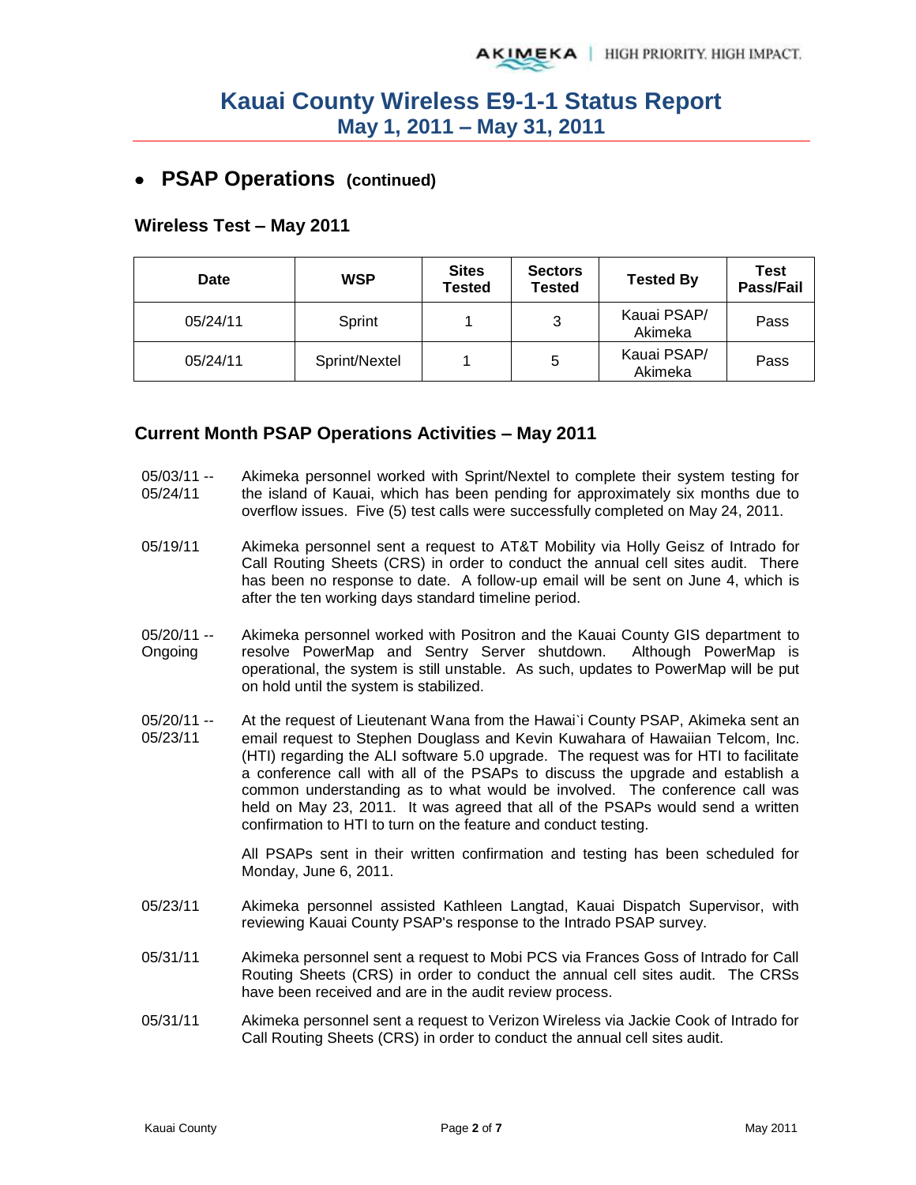# Kauai County Wireless E9-1-1 Status Report
## May 1, 2011 – May 31, 2011

- **PSAP Operations (continued)**

### Wireless Test – May 2011

| Date | WSP | Sites Tested | Sectors Tested | Tested By | Test Pass/Fail |
|---|---|---|---|---|---|
| 05/24/11 | Sprint | 1 | 3 | Kauai PSAP/ Akimeka | Pass |
| 05/24/11 | Sprint/Nextel | 1 | 5 | Kauai PSAP/ Akimeka | Pass |

### Current Month PSAP Operations Activities – May 2011

05/03/11 -- 05/24/11 — Akimeka personnel worked with Sprint/Nextel to complete their system testing for the island of Kauai, which has been pending for approximately six months due to overflow issues. Five (5) test calls were successfully completed on May 24, 2011.

05/19/11 — Akimeka personnel sent a request to AT&T Mobility via Holly Geisz of Intrado for Call Routing Sheets (CRS) in order to conduct the annual cell sites audit. There has been no response to date. A follow-up email will be sent on June 4, which is after the ten working days standard timeline period.

05/20/11 -- Ongoing — Akimeka personnel worked with Positron and the Kauai County GIS department to resolve PowerMap and Sentry Server shutdown. Although PowerMap is operational, the system is still unstable. As such, updates to PowerMap will be put on hold until the system is stabilized.

05/20/11 -- 05/23/11 — At the request of Lieutenant Wana from the Hawai`i County PSAP, Akimeka sent an email request to Stephen Douglass and Kevin Kuwahara of Hawaiian Telcom, Inc. (HTI) regarding the ALI software 5.0 upgrade. The request was for HTI to facilitate a conference call with all of the PSAPs to discuss the upgrade and establish a common understanding as to what would be involved. The conference call was held on May 23, 2011. It was agreed that all of the PSAPs would send a written confirmation to HTI to turn on the feature and conduct testing.

All PSAPs sent in their written confirmation and testing has been scheduled for Monday, June 6, 2011.

05/23/11 — Akimeka personnel assisted Kathleen Langtad, Kauai Dispatch Supervisor, with reviewing Kauai County PSAP's response to the Intrado PSAP survey.

05/31/11 — Akimeka personnel sent a request to Mobi PCS via Frances Goss of Intrado for Call Routing Sheets (CRS) in order to conduct the annual cell sites audit. The CRSs have been received and are in the audit review process.

05/31/11 — Akimeka personnel sent a request to Verizon Wireless via Jackie Cook of Intrado for Call Routing Sheets (CRS) in order to conduct the annual cell sites audit.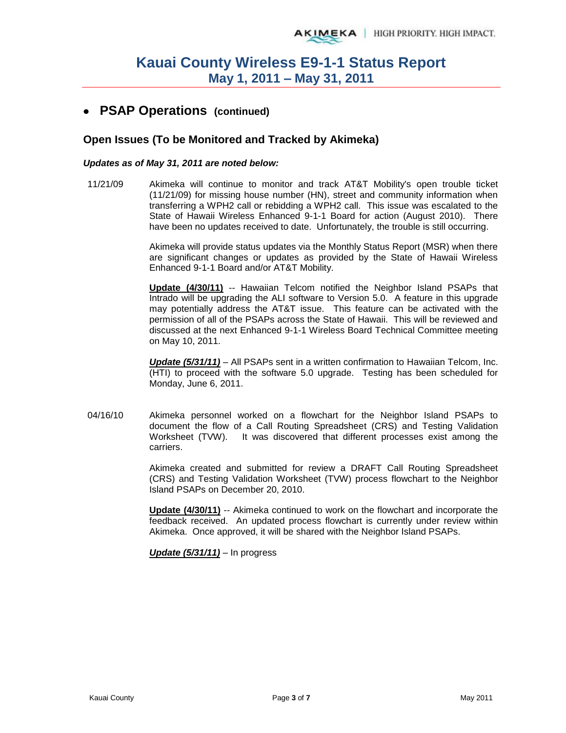# Kauai County Wireless E9-1-1 Status Report
## May 1, 2011 – May 31, 2011

- **PSAP Operations (continued)**

### Open Issues (To be Monitored and Tracked by Akimeka)

***Updates as of May 31, 2011 are noted below:***

11/21/09 Akimeka will continue to monitor and track AT&T Mobility's open trouble ticket (11/21/09) for missing house number (HN), street and community information when transferring a WPH2 call or rebidding a WPH2 call. This issue was escalated to the State of Hawaii Wireless Enhanced 9-1-1 Board for action (August 2010). There have been no updates received to date. Unfortunately, the trouble is still occurring.

Akimeka will provide status updates via the Monthly Status Report (MSR) when there are significant changes or updates as provided by the State of Hawaii Wireless Enhanced 9-1-1 Board and/or AT&T Mobility.

**Update (4/30/11)** -- Hawaiian Telcom notified the Neighbor Island PSAPs that Intrado will be upgrading the ALI software to Version 5.0. A feature in this upgrade may potentially address the AT&T issue. This feature can be activated with the permission of all of the PSAPs across the State of Hawaii. This will be reviewed and discussed at the next Enhanced 9-1-1 Wireless Board Technical Committee meeting on May 10, 2011.

***Update (5/31/11)*** – All PSAPs sent in a written confirmation to Hawaiian Telcom, Inc. (HTI) to proceed with the software 5.0 upgrade. Testing has been scheduled for Monday, June 6, 2011.

04/16/10 Akimeka personnel worked on a flowchart for the Neighbor Island PSAPs to document the flow of a Call Routing Spreadsheet (CRS) and Testing Validation Worksheet (TVW). It was discovered that different processes exist among the carriers.

Akimeka created and submitted for review a DRAFT Call Routing Spreadsheet (CRS) and Testing Validation Worksheet (TVW) process flowchart to the Neighbor Island PSAPs on December 20, 2010.

**Update (4/30/11)** -- Akimeka continued to work on the flowchart and incorporate the feedback received. An updated process flowchart is currently under review within Akimeka. Once approved, it will be shared with the Neighbor Island PSAPs.

***Update (5/31/11)*** – In progress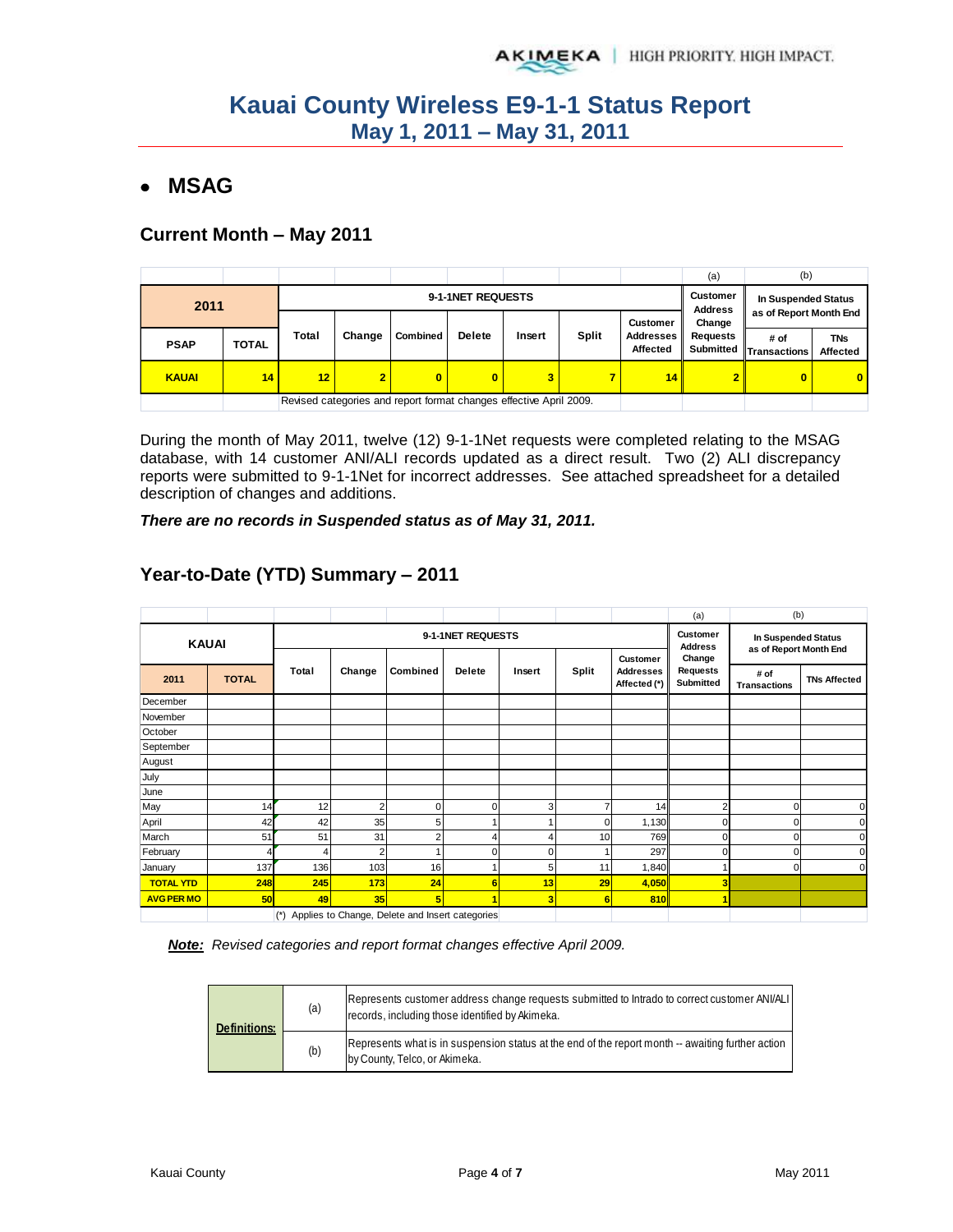# Kauai County Wireless E9-1-1 Status Report
## May 1, 2011 – May 31, 2011

- ## MSAG

### Current Month – May 2011

| 2011 | | 9-1-1NET REQUESTS | | | | | | | (a) Customer Address Change Requests Submitted | (b) In Suspended Status as of Report Month End | |
|---|---|---|---|---|---|---|---|---|---|---|---|
| **PSAP** | **TOTAL** | **Total** | **Change** | **Combined** | **Delete** | **Insert** | **Split** | **Customer Addresses Affected** | | **# of Transactions** | **TNs Affected** |
| **KAUAI** | **14** | **12** | **2** | **0** | **0** | **3** | **7** | **14** | **2** | **0** | **0** |

Revised categories and report format changes effective April 2009.

During the month of May 2011, twelve (12) 9-1-1Net requests were completed relating to the MSAG database, with 14 customer ANI/ALI records updated as a direct result. Two (2) ALI discrepancy reports were submitted to 9-1-1Net for incorrect addresses. See attached spreadsheet for a detailed description of changes and additions.

***There are no records in Suspended status as of May 31, 2011.***

### Year-to-Date (YTD) Summary – 2011

| KAUAI | | 9-1-1NET REQUESTS | | | | | | | (a) Customer Address Change Requests Submitted | (b) In Suspended Status as of Report Month End | |
|---|---|---|---|---|---|---|---|---|---|---|---|
| **2011** | **TOTAL** | **Total** | **Change** | **Combined** | **Delete** | **Insert** | **Split** | **Customer Addresses Affected (*)** | | **# of Transactions** | **TNs Affected** |
| December | | | | | | | | | | | |
| November | | | | | | | | | | | |
| October | | | | | | | | | | | |
| September | | | | | | | | | | | |
| August | | | | | | | | | | | |
| July | | | | | | | | | | | |
| June | | | | | | | | | | | |
| May | 14 | 12 | 2 | 0 | 0 | 3 | 7 | 14 | 2 | 0 | 0 |
| April | 42 | 42 | 35 | 5 | 1 | 1 | 0 | 1,130 | 0 | 0 | 0 |
| March | 51 | 51 | 31 | 2 | 4 | 4 | 10 | 769 | 0 | 0 | 0 |
| February | 4 | 4 | 2 | 1 | 0 | 0 | 1 | 297 | 0 | 0 | 0 |
| January | 137 | 136 | 103 | 16 | 1 | 5 | 11 | 1,840 | 1 | 0 | 0 |
| **TOTAL YTD** | **248** | **245** | **173** | **24** | **6** | **13** | **29** | **4,050** | **3** | | |
| **AVG PER MO** | **50** | **49** | **35** | **5** | **1** | **3** | **6** | **810** | **1** | | |

(*) Applies to Change, Delete and Insert categories

***Note:*** *Revised categories and report format changes effective April 2009.*

| Definitions: | | |
|---|---|---|
| | (a) | Represents customer address change requests submitted to Intrado to correct customer ANI/ALI records, including those identified by Akimeka. |
| | (b) | Represents what is in suspension status at the end of the report month -- awaiting further action by County, Telco, or Akimeka. |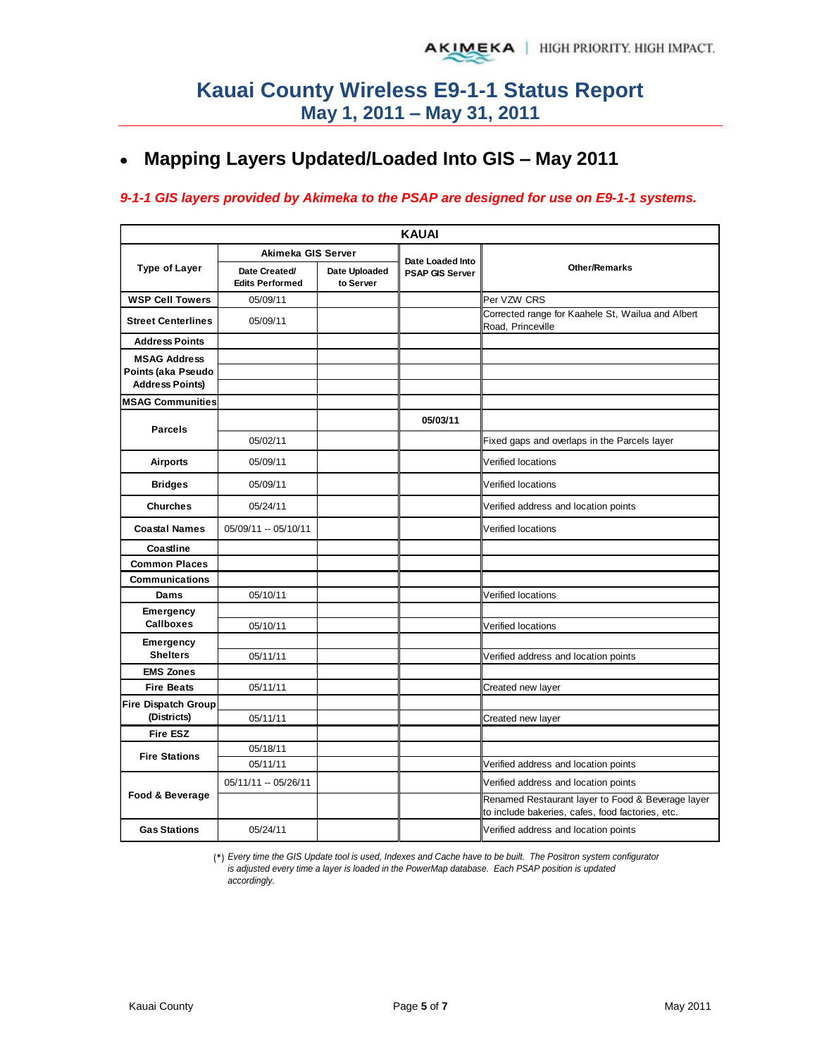# Kauai County Wireless E9-1-1 Status Report
## May 1, 2011 – May 31, 2011

- **Mapping Layers Updated/Loaded Into GIS – May 2011**

***9-1-1 GIS layers provided by Akimeka to the PSAP are designed for use on E9-1-1 systems.***

| KAUAI | | | | |
|---|---|---|---|---|
| **Type of Layer** | **Akimeka GIS Server** | | **Date Loaded Into PSAP GIS Server** | **Other/Remarks** |
| | **Date Created/ Edits Performed** | **Date Uploaded to Server** | | |
| **WSP Cell Towers** | 05/09/11 | | | Per VZW CRS |
| **Street Centerlines** | 05/09/11 | | | Corrected range for Kaahele St, Wailua and Albert Road, Princeville |
| **Address Points** | | | | |
| **MSAG Address Points (aka Pseudo Address Points)** | | | | |
| | | | | |
| | | | | |
| **MSAG Communities** | | | | |
| **Parcels** | | | **05/03/11** | |
| | 05/02/11 | | | Fixed gaps and overlaps in the Parcels layer |
| **Airports** | 05/09/11 | | | Verified locations |
| **Bridges** | 05/09/11 | | | Verified locations |
| **Churches** | 05/24/11 | | | Verified address and location points |
| **Coastal Names** | 05/09/11 -- 05/10/11 | | | Verified locations |
| **Coastline** | | | | |
| **Common Places** | | | | |
| **Communications** | | | | |
| **Dams** | 05/10/11 | | | Verified locations |
| **Emergency Callboxes** | | | | |
| | 05/10/11 | | | Verified locations |
| **Emergency Shelters** | | | | |
| | 05/11/11 | | | Verified address and location points |
| **EMS Zones** | | | | |
| **Fire Beats** | 05/11/11 | | | Created new layer |
| **Fire Dispatch Group (Districts)** | | | | |
| | 05/11/11 | | | Created new layer |
| **Fire ESZ** | | | | |
| **Fire Stations** | 05/18/11 | | | |
| | 05/11/11 | | | Verified address and location points |
| **Food & Beverage** | 05/11/11 -- 05/26/11 | | | Verified address and location points |
| | | | | Renamed Restaurant layer to Food & Beverage layer to include bakeries, cafes, food factories, etc. |
| **Gas Stations** | 05/24/11 | | | Verified address and location points |

(*) *Every time the GIS Update tool is used, Indexes and Cache have to be built. The Positron system configurator is adjusted every time a layer is loaded in the PowerMap database. Each PSAP position is updated accordingly.*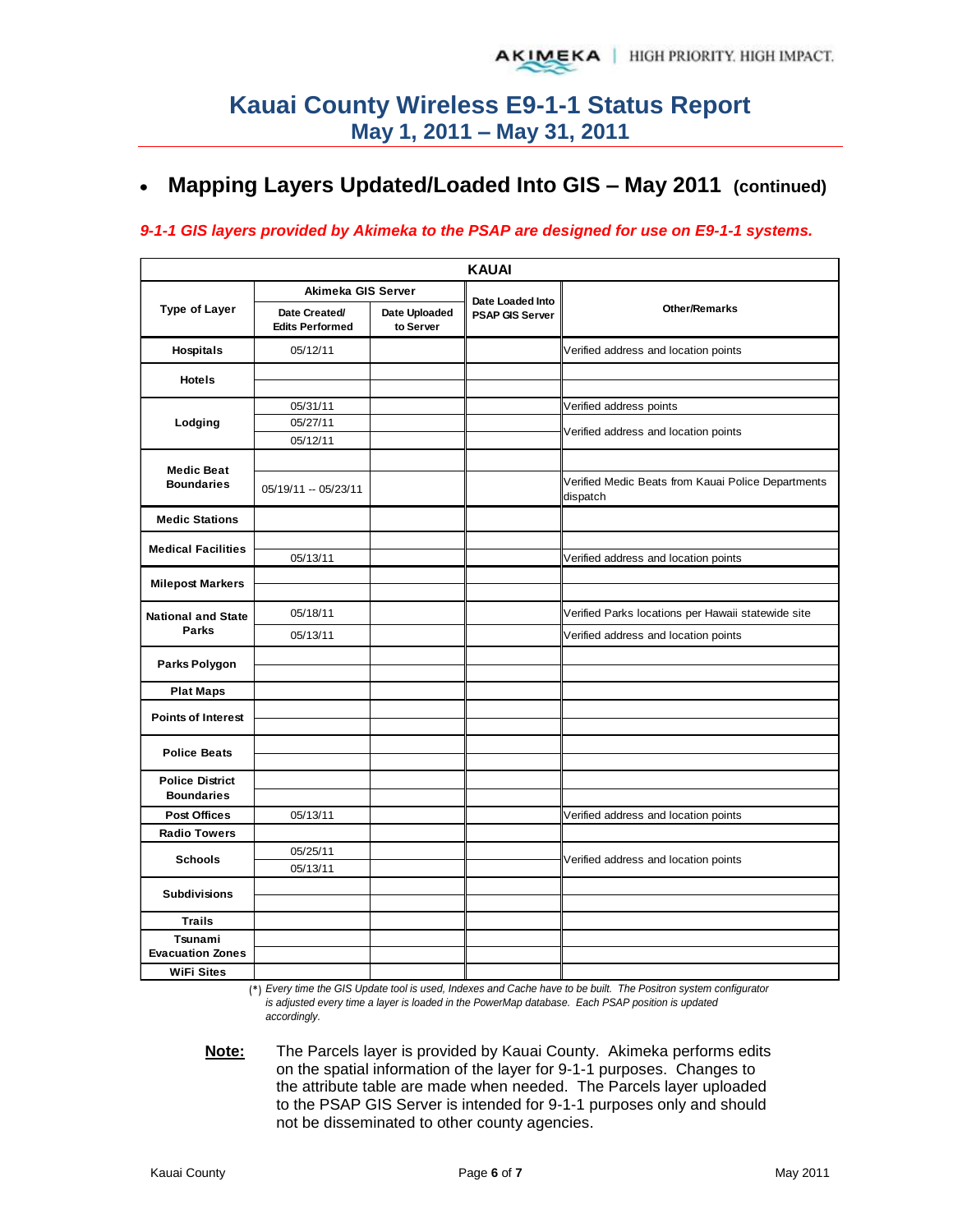# Kauai County Wireless E9-1-1 Status Report
## May 1, 2011 – May 31, 2011

- ## Mapping Layers Updated/Loaded Into GIS – May 2011 (continued)

*9-1-1 GIS layers provided by Akimeka to the PSAP are designed for use on E9-1-1 systems.*

| KAUAI | | | | |
|---|---|---|---|---|
| Type of Layer | Akimeka GIS Server | | Date Loaded Into PSAP GIS Server | Other/Remarks |
| | Date Created/ Edits Performed | Date Uploaded to Server | | |
| Hospitals | 05/12/11 | | | Verified address and location points |
| Hotels | | | | |
| | | | | |
| Lodging | 05/31/11 | | | Verified address points |
| | 05/27/11 | | | Verified address and location points |
| | 05/12/11 | | | |
| Medic Beat Boundaries | | | | |
| | 05/19/11 -- 05/23/11 | | | Verified Medic Beats from Kauai Police Departments dispatch |
| Medic Stations | | | | |
| Medical Facilities | | | | |
| | 05/13/11 | | | Verified address and location points |
| Milepost Markers | | | | |
| | | | | |
| National and State Parks | 05/18/11 | | | Verified Parks locations per Hawaii statewide site |
| | 05/13/11 | | | Verified address and location points |
| Parks Polygon | | | | |
| | | | | |
| Plat Maps | | | | |
| Points of Interest | | | | |
| | | | | |
| Police Beats | | | | |
| | | | | |
| Police District Boundaries | | | | |
| | | | | |
| Post Offices | 05/13/11 | | | Verified address and location points |
| Radio Towers | | | | |
| Schools | 05/25/11 | | | Verified address and location points |
| | 05/13/11 | | | |
| Subdivisions | | | | |
| | | | | |
| Trails | | | | |
| Tsunami Evacuation Zones | | | | |
| | | | | |
| WiFi Sites | | | | |

(*) *Every time the GIS Update tool is used, Indexes and Cache have to be built. The Positron system configurator is adjusted every time a layer is loaded in the PowerMap database. Each PSAP position is updated accordingly.*

**Note:** The Parcels layer is provided by Kauai County. Akimeka performs edits on the spatial information of the layer for 9-1-1 purposes. Changes to the attribute table are made when needed. The Parcels layer uploaded to the PSAP GIS Server is intended for 9-1-1 purposes only and should not be disseminated to other county agencies.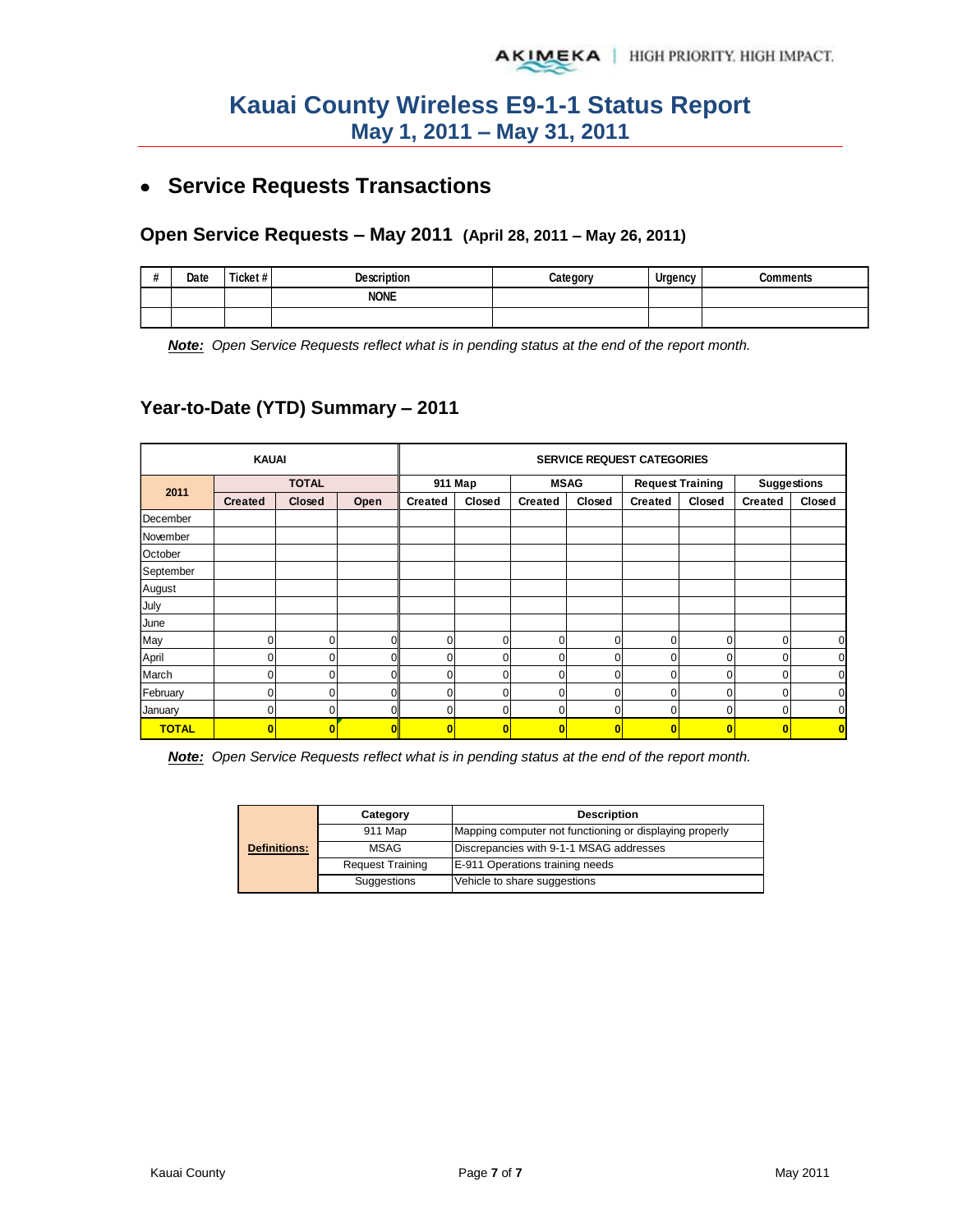# Kauai County Wireless E9-1-1 Status Report
## May 1, 2011 – May 31, 2011

- ## Service Requests Transactions

### Open Service Requests – May 2011 (April 28, 2011 – May 26, 2011)

| # | Date | Ticket # | Description | Category | Urgency | Comments |
|---|---|---|---|---|---|---|
| | | | NONE | | | |
| | | | | | | |

***Note:*** *Open Service Requests reflect what is in pending status at the end of the report month.*

### Year-to-Date (YTD) Summary – 2011

| KAUAI | | | | SERVICE REQUEST CATEGORIES | | | | | | | |
|---|---|---|---|---|---|---|---|---|---|---|---|
| 2011 | TOTAL | | | 911 Map | | MSAG | | Request Training | | Suggestions | |
| | Created | Closed | Open | Created | Closed | Created | Closed | Created | Closed | Created | Closed |
| December | | | | | | | | | | | |
| November | | | | | | | | | | | |
| October | | | | | | | | | | | |
| September | | | | | | | | | | | |
| August | | | | | | | | | | | |
| July | | | | | | | | | | | |
| June | | | | | | | | | | | |
| May | 0 | 0 | 0 | 0 | 0 | 0 | 0 | 0 | 0 | 0 | 0 |
| April | 0 | 0 | 0 | 0 | 0 | 0 | 0 | 0 | 0 | 0 | 0 |
| March | 0 | 0 | 0 | 0 | 0 | 0 | 0 | 0 | 0 | 0 | 0 |
| February | 0 | 0 | 0 | 0 | 0 | 0 | 0 | 0 | 0 | 0 | 0 |
| January | 0 | 0 | 0 | 0 | 0 | 0 | 0 | 0 | 0 | 0 | 0 |
| **TOTAL** | **0** | **0** | **0** | **0** | **0** | **0** | **0** | **0** | **0** | **0** | **0** |

***Note:*** *Open Service Requests reflect what is in pending status at the end of the report month.*

| Definitions: | Category | Description |
|---|---|---|
| | 911 Map | Mapping computer not functioning or displaying properly |
| | MSAG | Discrepancies with 9-1-1 MSAG addresses |
| | Request Training | E-911 Operations training needs |
| | Suggestions | Vehicle to share suggestions |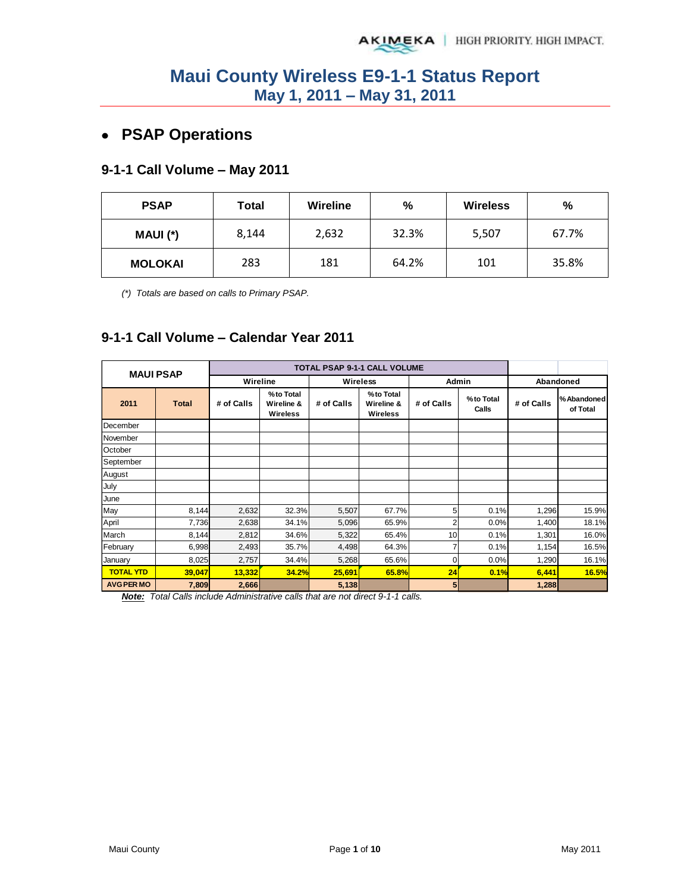# Maui County Wireless E9-1-1 Status Report
## May 1, 2011 – May 31, 2011

- ## PSAP Operations

### 9-1-1 Call Volume – May 2011

| PSAP | Total | Wireline | % | Wireless | % |
|---|---|---|---|---|---|
| MAUI (*) | 8,144 | 2,632 | 32.3% | 5,507 | 67.7% |
| MOLOKAI | 283 | 181 | 64.2% | 101 | 35.8% |

*(*) Totals are based on calls to Primary PSAP.*

### 9-1-1 Call Volume – Calendar Year 2011

| MAUI PSAP | | TOTAL PSAP 9-1-1 CALL VOLUME | | | | | | | |
|---|---|---|---|---|---|---|---|---|---|
| | | Wireline | | Wireless | | Admin | | Abandoned | |
| 2011 | Total | # of Calls | % to Total Wireline & Wireless | # of Calls | % to Total Wireline & Wireless | # of Calls | % to Total Calls | # of Calls | % Abandoned of Total |
| December | | | | | | | | | |
| November | | | | | | | | | |
| October | | | | | | | | | |
| September | | | | | | | | | |
| August | | | | | | | | | |
| July | | | | | | | | | |
| June | | | | | | | | | |
| May | 8,144 | 2,632 | 32.3% | 5,507 | 67.7% | 5 | 0.1% | 1,296 | 15.9% |
| April | 7,736 | 2,638 | 34.1% | 5,096 | 65.9% | 2 | 0.0% | 1,400 | 18.1% |
| March | 8,144 | 2,812 | 34.6% | 5,322 | 65.4% | 10 | 0.1% | 1,301 | 16.0% |
| February | 6,998 | 2,493 | 35.7% | 4,498 | 64.3% | 7 | 0.1% | 1,154 | 16.5% |
| January | 8,025 | 2,757 | 34.4% | 5,268 | 65.6% | 0 | 0.0% | 1,290 | 16.1% |
| **TOTAL YTD** | **39,047** | **13,332** | **34.2%** | **25,691** | **65.8%** | **24** | **0.1%** | **6,441** | **16.5%** |
| **AVG PER MO** | **7,809** | **2,666** | | **5,138** | | **5** | | **1,288** | |

***Note:*** *Total Calls include Administrative calls that are not direct 9-1-1 calls.*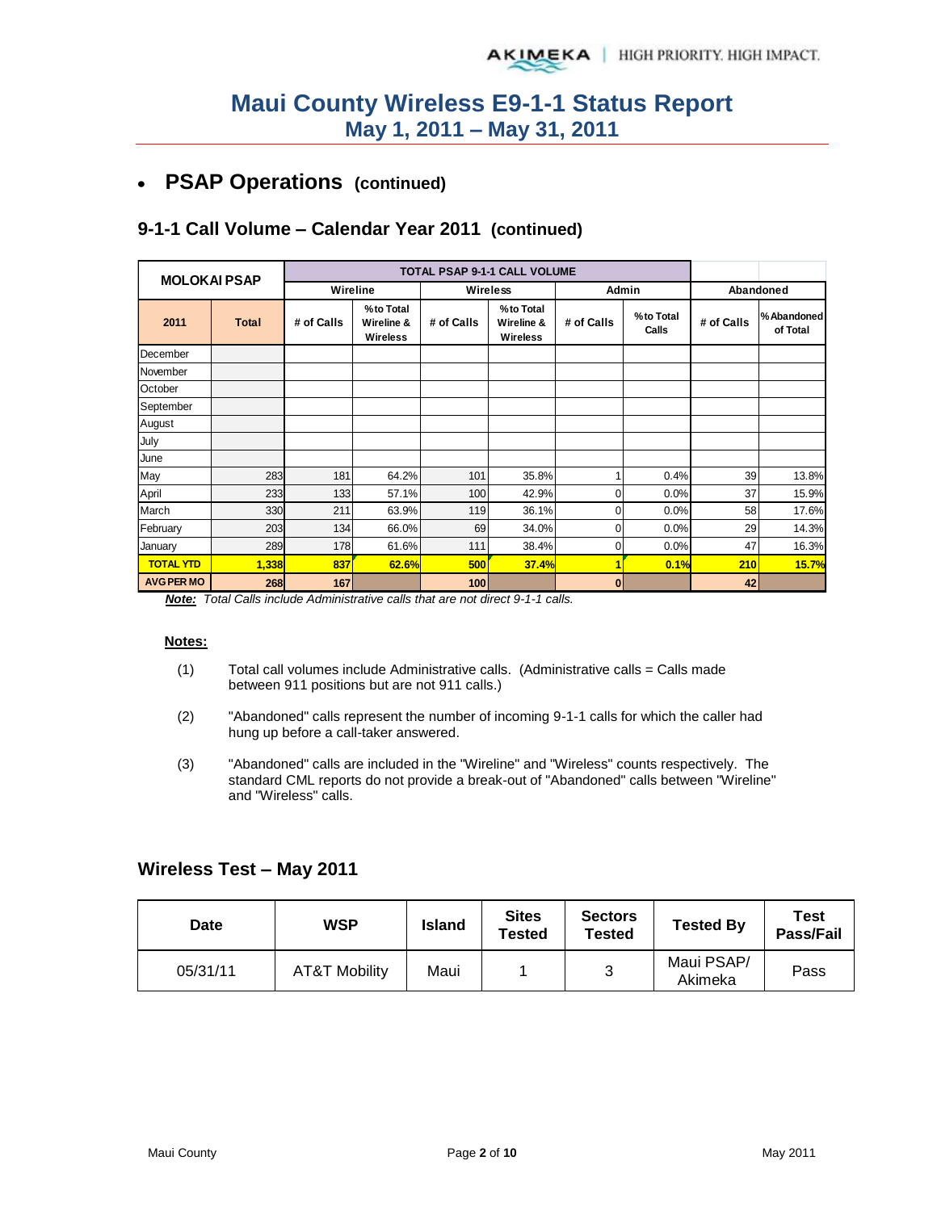# Maui County Wireless E9-1-1 Status Report
## May 1, 2011 – May 31, 2011

- **PSAP Operations** (continued)

### 9-1-1 Call Volume – Calendar Year 2011 (continued)

| MOLOKAI PSAP | | TOTAL PSAP 9-1-1 CALL VOLUME | | | | | | | |
|---|---|---|---|---|---|---|---|---|---|
| | | Wireline | | Wireless | | Admin | | Abandoned | |
| 2011 | Total | # of Calls | % to Total Wireline & Wireless | # of Calls | % to Total Wireline & Wireless | # of Calls | % to Total Calls | # of Calls | % Abandoned of Total |
| December | | | | | | | | | |
| November | | | | | | | | | |
| October | | | | | | | | | |
| September | | | | | | | | | |
| August | | | | | | | | | |
| July | | | | | | | | | |
| June | | | | | | | | | |
| May | 283 | 181 | 64.2% | 101 | 35.8% | 1 | 0.4% | 39 | 13.8% |
| April | 233 | 133 | 57.1% | 100 | 42.9% | 0 | 0.0% | 37 | 15.9% |
| March | 330 | 211 | 63.9% | 119 | 36.1% | 0 | 0.0% | 58 | 17.6% |
| February | 203 | 134 | 66.0% | 69 | 34.0% | 0 | 0.0% | 29 | 14.3% |
| January | 289 | 178 | 61.6% | 111 | 38.4% | 0 | 0.0% | 47 | 16.3% |
| **TOTAL YTD** | **1,338** | **837** | **62.6%** | **500** | **37.4%** | **1** | **0.1%** | **210** | **15.7%** |
| **AVG PER MO** | **268** | **167** | | **100** | | **0** | | **42** | |

***Note:*** *Total Calls include Administrative calls that are not direct 9-1-1 calls.*

**Notes:**

(1) Total call volumes include Administrative calls. (Administrative calls = Calls made between 911 positions but are not 911 calls.)

(2) "Abandoned" calls represent the number of incoming 9-1-1 calls for which the caller had hung up before a call-taker answered.

(3) "Abandoned" calls are included in the "Wireline" and "Wireless" counts respectively. The standard CML reports do not provide a break-out of "Abandoned" calls between "Wireline" and "Wireless" calls.

### Wireless Test – May 2011

| Date | WSP | Island | Sites Tested | Sectors Tested | Tested By | Test Pass/Fail |
|---|---|---|---|---|---|---|
| 05/31/11 | AT&T Mobility | Maui | 1 | 3 | Maui PSAP/ Akimeka | Pass |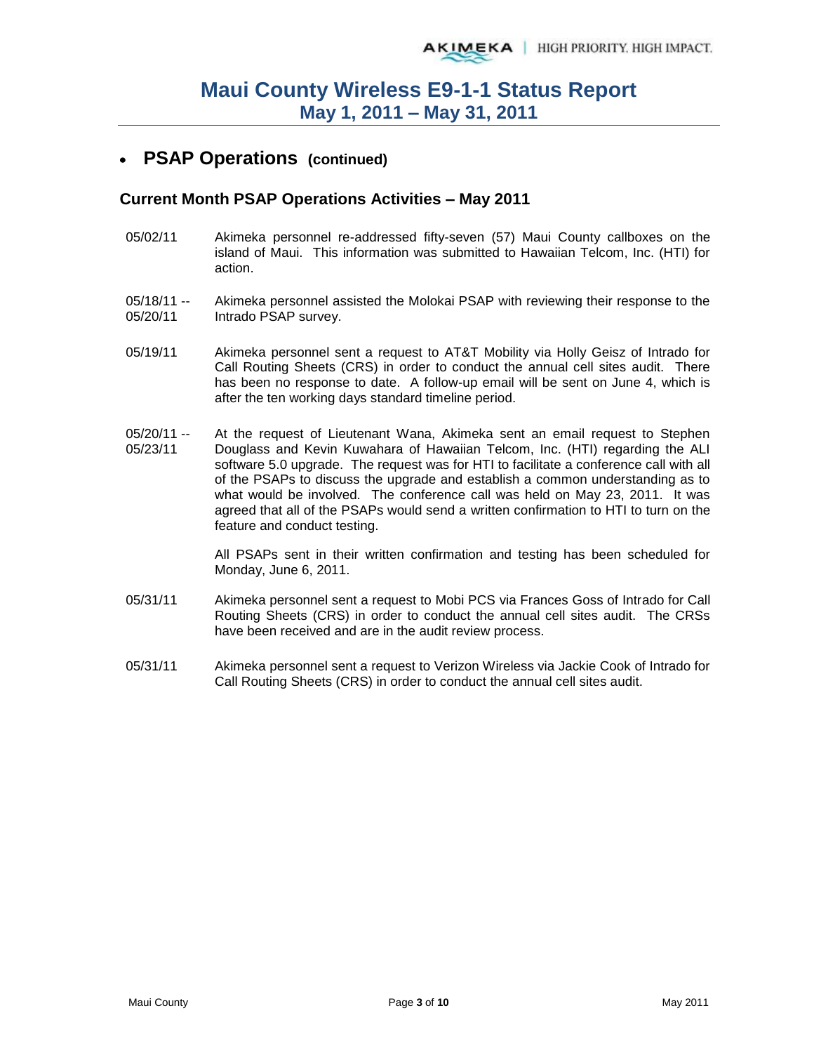- **PSAP Operations (continued)**

### Current Month PSAP Operations Activities – May 2011

05/02/11 Akimeka personnel re-addressed fifty-seven (57) Maui County callboxes on the island of Maui. This information was submitted to Hawaiian Telcom, Inc. (HTI) for action.

05/18/11 -- 05/20/11 Akimeka personnel assisted the Molokai PSAP with reviewing their response to the Intrado PSAP survey.

05/19/11 Akimeka personnel sent a request to AT&T Mobility via Holly Geisz of Intrado for Call Routing Sheets (CRS) in order to conduct the annual cell sites audit. There has been no response to date. A follow-up email will be sent on June 4, which is after the ten working days standard timeline period.

05/20/11 -- 05/23/11 At the request of Lieutenant Wana, Akimeka sent an email request to Stephen Douglass and Kevin Kuwahara of Hawaiian Telcom, Inc. (HTI) regarding the ALI software 5.0 upgrade. The request was for HTI to facilitate a conference call with all of the PSAPs to discuss the upgrade and establish a common understanding as to what would be involved. The conference call was held on May 23, 2011. It was agreed that all of the PSAPs would send a written confirmation to HTI to turn on the feature and conduct testing.

All PSAPs sent in their written confirmation and testing has been scheduled for Monday, June 6, 2011.

05/31/11 Akimeka personnel sent a request to Mobi PCS via Frances Goss of Intrado for Call Routing Sheets (CRS) in order to conduct the annual cell sites audit. The CRSs have been received and are in the audit review process.

05/31/11 Akimeka personnel sent a request to Verizon Wireless via Jackie Cook of Intrado for Call Routing Sheets (CRS) in order to conduct the annual cell sites audit.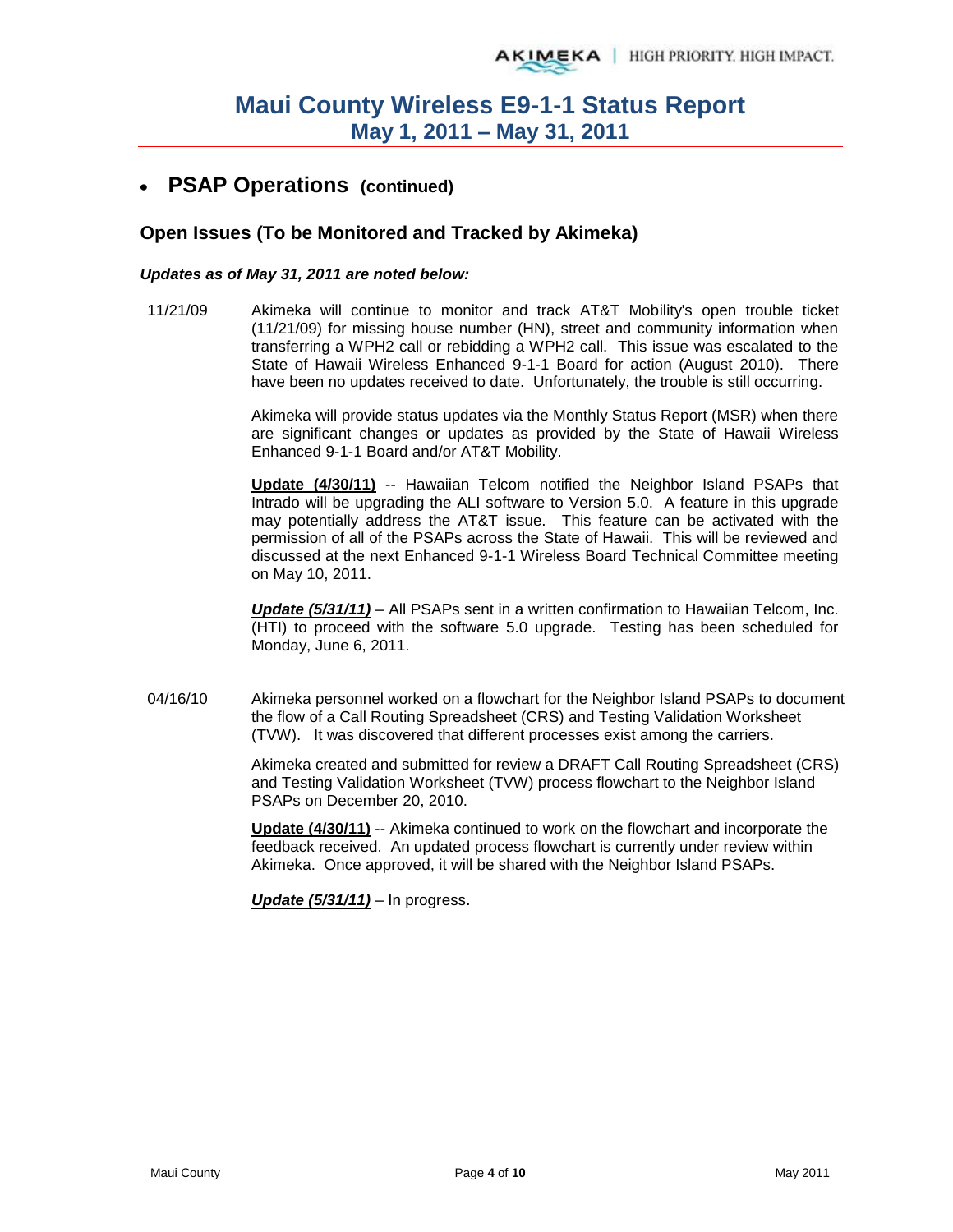# Maui County Wireless E9-1-1 Status Report
## May 1, 2011 – May 31, 2011

- ## PSAP Operations (continued)

### Open Issues (To be Monitored and Tracked by Akimeka)

***Updates as of May 31, 2011 are noted below:***

11/21/09 Akimeka will continue to monitor and track AT&T Mobility's open trouble ticket (11/21/09) for missing house number (HN), street and community information when transferring a WPH2 call or rebidding a WPH2 call. This issue was escalated to the State of Hawaii Wireless Enhanced 9-1-1 Board for action (August 2010). There have been no updates received to date. Unfortunately, the trouble is still occurring.

Akimeka will provide status updates via the Monthly Status Report (MSR) when there are significant changes or updates as provided by the State of Hawaii Wireless Enhanced 9-1-1 Board and/or AT&T Mobility.

**Update (4/30/11)** -- Hawaiian Telcom notified the Neighbor Island PSAPs that Intrado will be upgrading the ALI software to Version 5.0. A feature in this upgrade may potentially address the AT&T issue. This feature can be activated with the permission of all of the PSAPs across the State of Hawaii. This will be reviewed and discussed at the next Enhanced 9-1-1 Wireless Board Technical Committee meeting on May 10, 2011.

***Update (5/31/11)*** – All PSAPs sent in a written confirmation to Hawaiian Telcom, Inc. (HTI) to proceed with the software 5.0 upgrade. Testing has been scheduled for Monday, June 6, 2011.

04/16/10 Akimeka personnel worked on a flowchart for the Neighbor Island PSAPs to document the flow of a Call Routing Spreadsheet (CRS) and Testing Validation Worksheet (TVW). It was discovered that different processes exist among the carriers.

Akimeka created and submitted for review a DRAFT Call Routing Spreadsheet (CRS) and Testing Validation Worksheet (TVW) process flowchart to the Neighbor Island PSAPs on December 20, 2010.

**Update (4/30/11)** -- Akimeka continued to work on the flowchart and incorporate the feedback received. An updated process flowchart is currently under review within Akimeka. Once approved, it will be shared with the Neighbor Island PSAPs.

***Update (5/31/11)*** – In progress.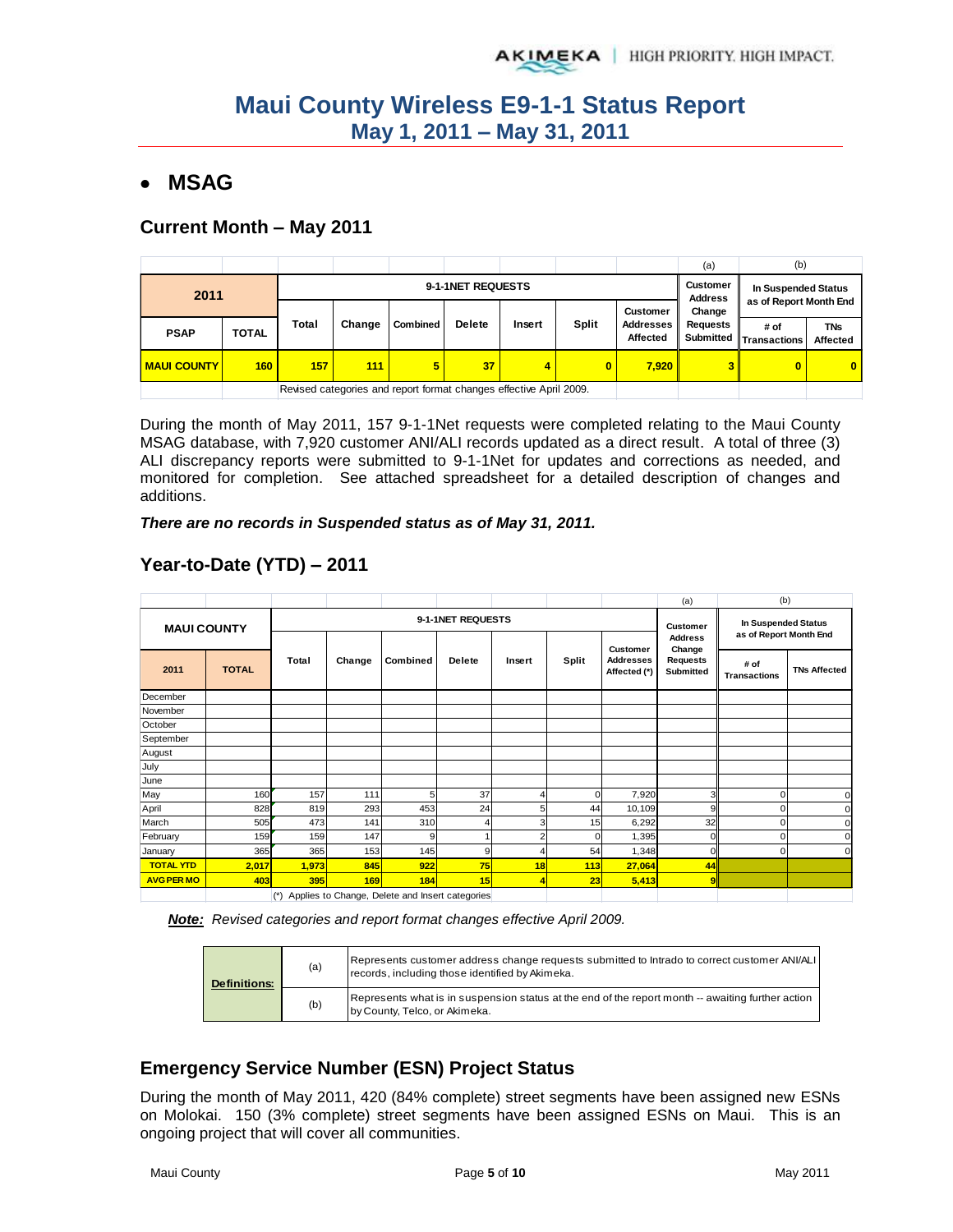# Maui County Wireless E9-1-1 Status Report
## May 1, 2011 – May 31, 2011

- **MSAG**

### Current Month – May 2011

| 2011 | | 9-1-1NET REQUESTS | | | | | | | (a) Customer Address Change Requests Submitted | (b) In Suspended Status as of Report Month End | |
|---|---|---|---|---|---|---|---|---|---|---|---|
| PSAP | TOTAL | Total | Change | Combined | Delete | Insert | Split | Customer Addresses Affected | | # of Transactions | TNs Affected |
| **MAUI COUNTY** | **160** | **157** | **111** | **5** | **37** | **4** | **0** | **7,920** | **3** | **0** | **0** |
| | | Revised categories and report format changes effective April 2009. | | | | | | | | | |

During the month of May 2011, 157 9-1-1Net requests were completed relating to the Maui County MSAG database, with 7,920 customer ANI/ALI records updated as a direct result. A total of three (3) ALI discrepancy reports were submitted to 9-1-1Net for updates and corrections as needed, and monitored for completion. See attached spreadsheet for a detailed description of changes and additions.

***There are no records in Suspended status as of May 31, 2011.***

### Year-to-Date (YTD) – 2011

| MAUI COUNTY | | 9-1-1NET REQUESTS | | | | | | | (a) Customer Address Change Requests Submitted | (b) In Suspended Status as of Report Month End | |
|---|---|---|---|---|---|---|---|---|---|---|---|
| 2011 | TOTAL | Total | Change | Combined | Delete | Insert | Split | Customer Addresses Affected (*) | | # of Transactions | TNs Affected |
| December | | | | | | | | | | | |
| November | | | | | | | | | | | |
| October | | | | | | | | | | | |
| September | | | | | | | | | | | |
| August | | | | | | | | | | | |
| July | | | | | | | | | | | |
| June | | | | | | | | | | | |
| May | 160 | 157 | 111 | 5 | 37 | 4 | 0 | 7,920 | 3 | 0 | 0 |
| April | 828 | 819 | 293 | 453 | 24 | 5 | 44 | 10,109 | 9 | 0 | 0 |
| March | 505 | 473 | 141 | 310 | 4 | 3 | 15 | 6,292 | 32 | 0 | 0 |
| February | 159 | 159 | 147 | 9 | 1 | 2 | 0 | 1,395 | 0 | 0 | 0 |
| January | 365 | 365 | 153 | 145 | 9 | 4 | 54 | 1,348 | 0 | 0 | 0 |
| **TOTAL YTD** | **2,017** | **1,973** | **845** | **922** | **75** | **18** | **113** | **27,064** | **44** | | |
| **AVG PER MO** | **403** | **395** | **169** | **184** | **15** | **4** | **23** | **5,413** | **9** | | |
| | | (*) Applies to Change, Delete and Insert categories | | | | | | | | | |

***Note:*** *Revised categories and report format changes effective April 2009.*

| Definitions: | | |
|---|---|---|
| | (a) | Represents customer address change requests submitted to Intrado to correct customer ANI/ALI records, including those identified by Akimeka. |
| | (b) | Represents what is in suspension status at the end of the report month -- awaiting further action by County, Telco, or Akimeka. |

### Emergency Service Number (ESN) Project Status

During the month of May 2011, 420 (84% complete) street segments have been assigned new ESNs on Molokai. 150 (3% complete) street segments have been assigned ESNs on Maui. This is an ongoing project that will cover all communities.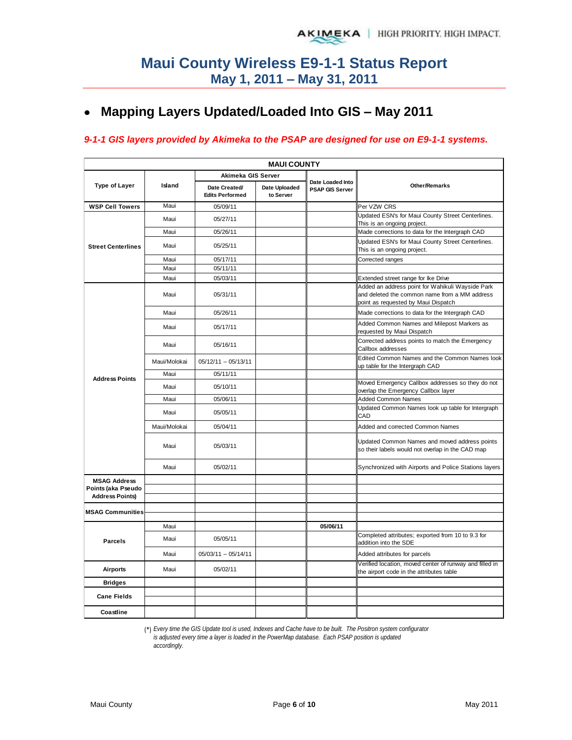# Maui County Wireless E9-1-1 Status Report
## May 1, 2011 – May 31, 2011

- ## Mapping Layers Updated/Loaded Into GIS – May 2011

***9-1-1 GIS layers provided by Akimeka to the PSAP are designed for use on E9-1-1 systems.***

| MAUI COUNTY | | | | | |
|---|---|---|---|---|---|
| Type of Layer | Island | Akimeka GIS Server | | Date Loaded Into PSAP GIS Server | Other/Remarks |
| | | Date Created/ Edits Performed | Date Uploaded to Server | | |
| **WSP Cell Towers** | Maui | 05/09/11 | | | Per VZW CRS |
| **Street Centerlines** | Maui | 05/27/11 | | | Updated ESN's for Maui County Street Centerlines. This is an ongoing project. |
| | Maui | 05/26/11 | | | Made corrections to data for the Intergraph CAD |
| | Maui | 05/25/11 | | | Updated ESN's for Maui County Street Centerlines. This is an ongoing project. |
| | Maui | 05/17/11 | | | Corrected ranges |
| | Maui | 05/11/11 | | | |
| | Maui | 05/03/11 | | | Extended street range for Ike Drive |
| **Address Points** | Maui | 05/31/11 | | | Added an address point for Wahikuli Wayside Park and deleted the common name from a MM address point as requested by Maui Dispatch |
| | Maui | 05/26/11 | | | Made corrections to data for the Intergraph CAD |
| | Maui | 05/17/11 | | | Added Common Names and Milepost Markers as requested by Maui Dispatch |
| | Maui | 05/16/11 | | | Corrected address points to match the Emergency Callbox addresses |
| | Maui/Molokai | 05/12/11 -- 05/13/11 | | | Edited Common Names and the Common Names look up table for the Intergraph CAD |
| | Maui | 05/11/11 | | | |
| | Maui | 05/10/11 | | | Moved Emergency Callbox addresses so they do not overlap the Emergency Callbox layer |
| | Maui | 05/06/11 | | | Added Common Names |
| | Maui | 05/05/11 | | | Updated Common Names look up table for Intergraph CAD |
| | Maui/Molokai | 05/04/11 | | | Added and corrected Common Names |
| | Maui | 05/03/11 | | | Updated Common Names and moved address points so their labels would not overlap in the CAD map |
| | Maui | 05/02/11 | | | Synchronized with Airports and Police Stations layers |
| **MSAG Address Points (aka Pseudo Address Points)** | | | | | |
| | | | | | |
| | | | | | |
| **MSAG Communities** | | | | | |
| | | | | | |
| **Parcels** | Maui | | | **05/06/11** | |
| | Maui | 05/05/11 | | | Completed attributes; exported from 10 to 9.3 for addition into the SDE |
| | Maui | 05/03/11 -- 05/14/11 | | | Added attributes for parcels |
| **Airports** | Maui | 05/02/11 | | | Verified location, moved center of runway and filled in the airport code in the attributes table |
| **Bridges** | | | | | |
| **Cane Fields** | | | | | |
| | | | | | |
| **Coastline** | | | | | |

(*) *Every time the GIS Update tool is used, Indexes and Cache have to be built. The Positron system configurator is adjusted every time a layer is loaded in the PowerMap database. Each PSAP position is updated accordingly.*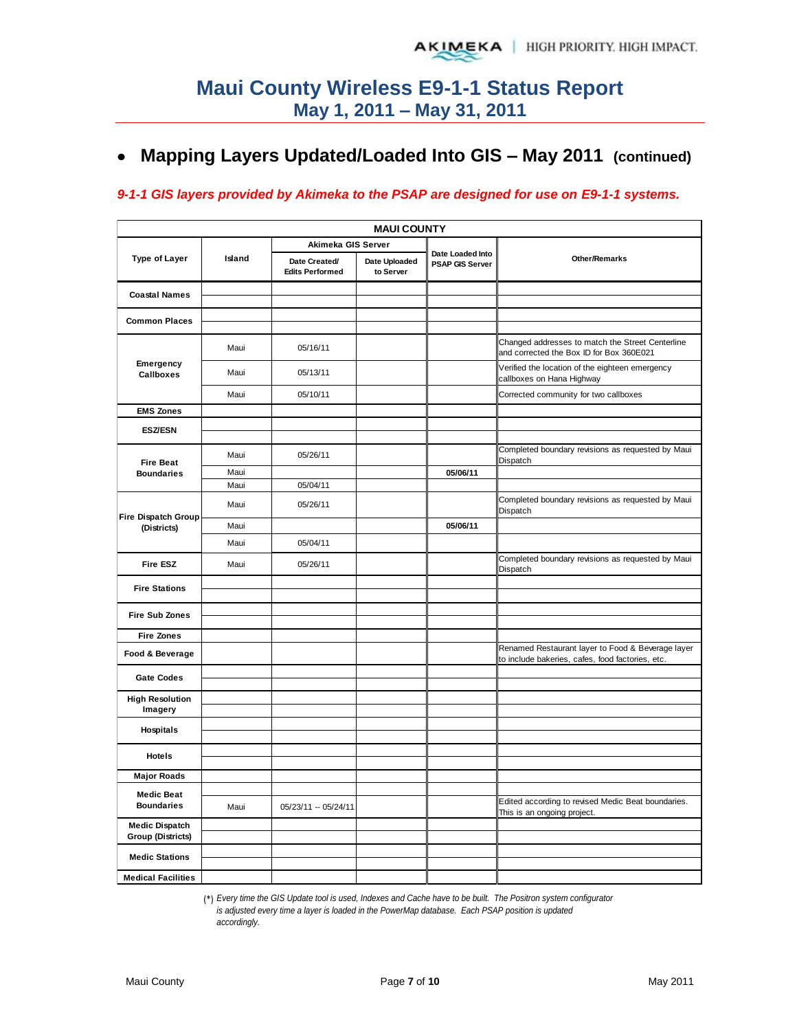# Maui County Wireless E9-1-1 Status Report
## May 1, 2011 – May 31, 2011

- **Mapping Layers Updated/Loaded Into GIS – May 2011 (continued)**

*9-1-1 GIS layers provided by Akimeka to the PSAP are designed for use on E9-1-1 systems.*

| MAUI COUNTY | | | | | |
|---|---|---|---|---|---|
| Type of Layer | Island | Akimeka GIS Server | | Date Loaded Into PSAP GIS Server | Other/Remarks |
| | | Date Created/ Edits Performed | Date Uploaded to Server | | |
| Coastal Names | | | | | |
| | | | | | |
| Common Places | | | | | |
| | | | | | |
| Emergency Callboxes | Maui | 05/16/11 | | | Changed addresses to match the Street Centerline and corrected the Box ID for Box 360E021 |
| | Maui | 05/13/11 | | | Verified the location of the eighteen emergency callboxes on Hana Highway |
| | Maui | 05/10/11 | | | Corrected community for two callboxes |
| EMS Zones | | | | | |
| ESZ/ESN | | | | | |
| | | | | | |
| Fire Beat Boundaries | Maui | 05/26/11 | | | Completed boundary revisions as requested by Maui Dispatch |
| | Maui | | | **05/06/11** | |
| | Maui | 05/04/11 | | | |
| Fire Dispatch Group (Districts) | Maui | 05/26/11 | | | Completed boundary revisions as requested by Maui Dispatch |
| | Maui | | | **05/06/11** | |
| | Maui | 05/04/11 | | | |
| Fire ESZ | Maui | 05/26/11 | | | Completed boundary revisions as requested by Maui Dispatch |
| Fire Stations | | | | | |
| | | | | | |
| Fire Sub Zones | | | | | |
| | | | | | |
| Fire Zones | | | | | |
| Food & Beverage | | | | | Renamed Restaurant layer to Food & Beverage layer to include bakeries, cafes, food factories, etc. |
| Gate Codes | | | | | |
| | | | | | |
| High Resolution Imagery | | | | | |
| | | | | | |
| Hospitals | | | | | |
| | | | | | |
| Hotels | | | | | |
| | | | | | |
| Major Roads | | | | | |
| Medic Beat Boundaries | | | | | |
| | Maui | 05/23/11 -- 05/24/11 | | | Edited according to revised Medic Beat boundaries. This is an ongoing project. |
| Medic Dispatch Group (Districts) | | | | | |
| | | | | | |
| Medic Stations | | | | | |
| | | | | | |
| Medical Facilities | | | | | |

(*) *Every time the GIS Update tool is used, Indexes and Cache have to be built. The Positron system configurator is adjusted every time a layer is loaded in the PowerMap database. Each PSAP position is updated accordingly.*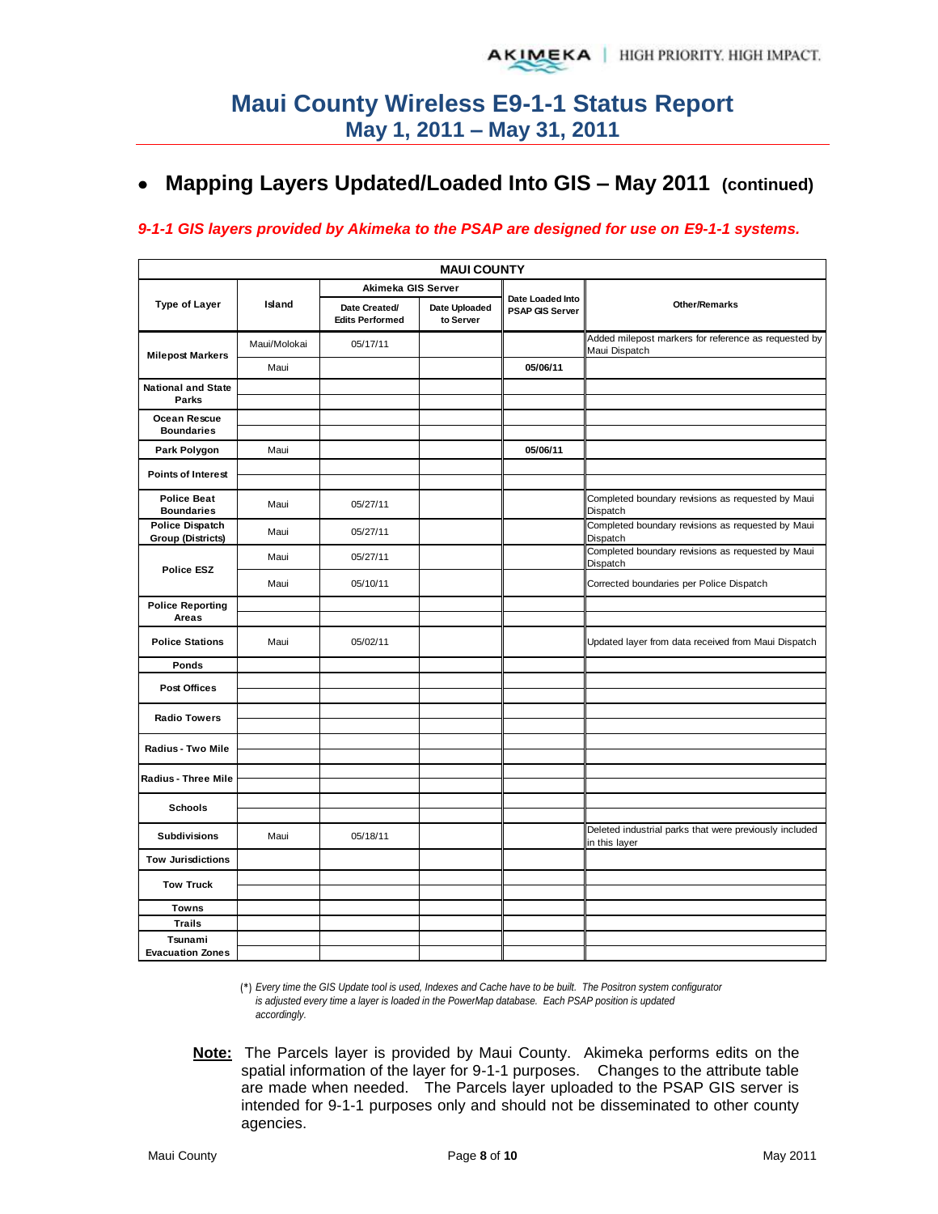# Maui County Wireless E9-1-1 Status Report
## May 1, 2011 – May 31, 2011

- **Mapping Layers Updated/Loaded Into GIS – May 2011 (continued)**

*9-1-1 GIS layers provided by Akimeka to the PSAP are designed for use on E9-1-1 systems.*

| MAUI COUNTY | | | | | |
|---|---|---|---|---|---|
| Type of Layer | Island | Akimeka GIS Server | | Date Loaded Into PSAP GIS Server | Other/Remarks |
| | | Date Created/ Edits Performed | Date Uploaded to Server | | |
| Milepost Markers | Maui/Molokai | 05/17/11 | | | Added milepost markers for reference as requested by Maui Dispatch |
| | Maui | | | 05/06/11 | |
| National and State Parks | | | | | |
| | | | | | |
| Ocean Rescue Boundaries | | | | | |
| | | | | | |
| Park Polygon | Maui | | | 05/06/11 | |
| Points of Interest | | | | | |
| | | | | | |
| Police Beat Boundaries | Maui | 05/27/11 | | | Completed boundary revisions as requested by Maui Dispatch |
| Police Dispatch Group (Districts) | Maui | 05/27/11 | | | Completed boundary revisions as requested by Maui Dispatch |
| Police ESZ | Maui | 05/27/11 | | | Completed boundary revisions as requested by Maui Dispatch |
| | Maui | 05/10/11 | | | Corrected boundaries per Police Dispatch |
| Police Reporting Areas | | | | | |
| | | | | | |
| Police Stations | Maui | 05/02/11 | | | Updated layer from data received from Maui Dispatch |
| Ponds | | | | | |
| Post Offices | | | | | |
| | | | | | |
| Radio Towers | | | | | |
| | | | | | |
| Radius - Two Mile | | | | | |
| | | | | | |
| Radius - Three Mile | | | | | |
| | | | | | |
| Schools | | | | | |
| | | | | | |
| Subdivisions | Maui | 05/18/11 | | | Deleted industrial parks that were previously included in this layer |
| Tow Jurisdictions | | | | | |
| Tow Truck | | | | | |
| | | | | | |
| Towns | | | | | |
| Trails | | | | | |
| Tsunami Evacuation Zones | | | | | |
| | | | | | |

(*) *Every time the GIS Update tool is used, Indexes and Cache have to be built. The Positron system configurator is adjusted every time a layer is loaded in the PowerMap database. Each PSAP position is updated accordingly.*

**Note:** The Parcels layer is provided by Maui County. Akimeka performs edits on the spatial information of the layer for 9-1-1 purposes. Changes to the attribute table are made when needed. The Parcels layer uploaded to the PSAP GIS server is intended for 9-1-1 purposes only and should not be disseminated to other county agencies.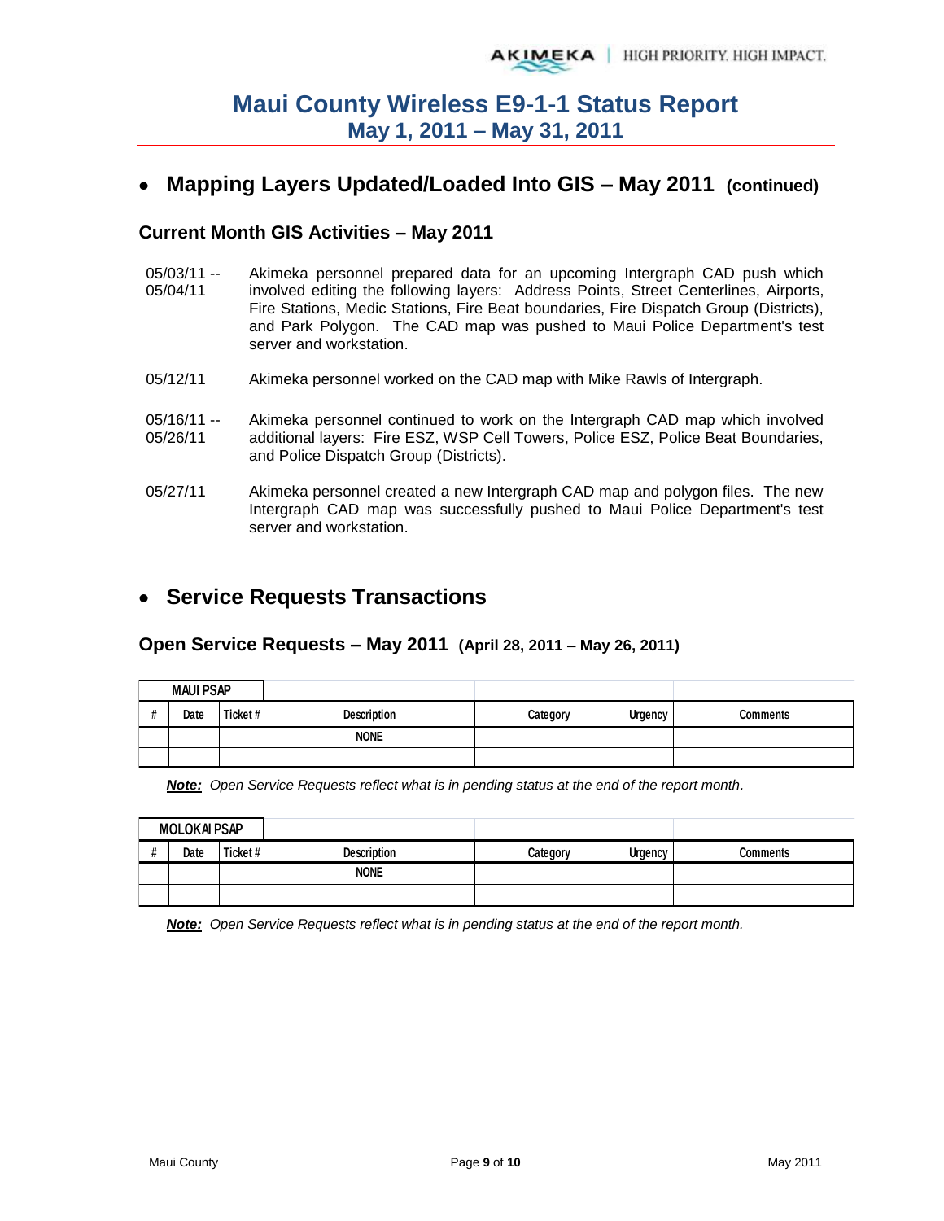# Maui County Wireless E9-1-1 Status Report
## May 1, 2011 – May 31, 2011

- ## Mapping Layers Updated/Loaded Into GIS – May 2011 (continued)

### Current Month GIS Activities – May 2011

05/03/11 -- 05/04/11 Akimeka personnel prepared data for an upcoming Intergraph CAD push which involved editing the following layers: Address Points, Street Centerlines, Airports, Fire Stations, Medic Stations, Fire Beat boundaries, Fire Dispatch Group (Districts), and Park Polygon. The CAD map was pushed to Maui Police Department's test server and workstation.

05/12/11 Akimeka personnel worked on the CAD map with Mike Rawls of Intergraph.

05/16/11 -- 05/26/11 Akimeka personnel continued to work on the Intergraph CAD map which involved additional layers: Fire ESZ, WSP Cell Towers, Police ESZ, Police Beat Boundaries, and Police Dispatch Group (Districts).

05/27/11 Akimeka personnel created a new Intergraph CAD map and polygon files. The new Intergraph CAD map was successfully pushed to Maui Police Department's test server and workstation.

- ## Service Requests Transactions

### Open Service Requests – May 2011 (April 28, 2011 – May 26, 2011)

| MAUI PSAP | | | | | | |
|---|---|---|---|---|---|---|
| # | Date | Ticket # | Description | Category | Urgency | Comments |
| | | | NONE | | | |
| | | | | | | |

***Note:*** *Open Service Requests reflect what is in pending status at the end of the report month.*

| MOLOKAI PSAP | | | | | | |
|---|---|---|---|---|---|---|
| # | Date | Ticket # | Description | Category | Urgency | Comments |
| | | | NONE | | | |
| | | | | | | |

***Note:*** *Open Service Requests reflect what is in pending status at the end of the report month.*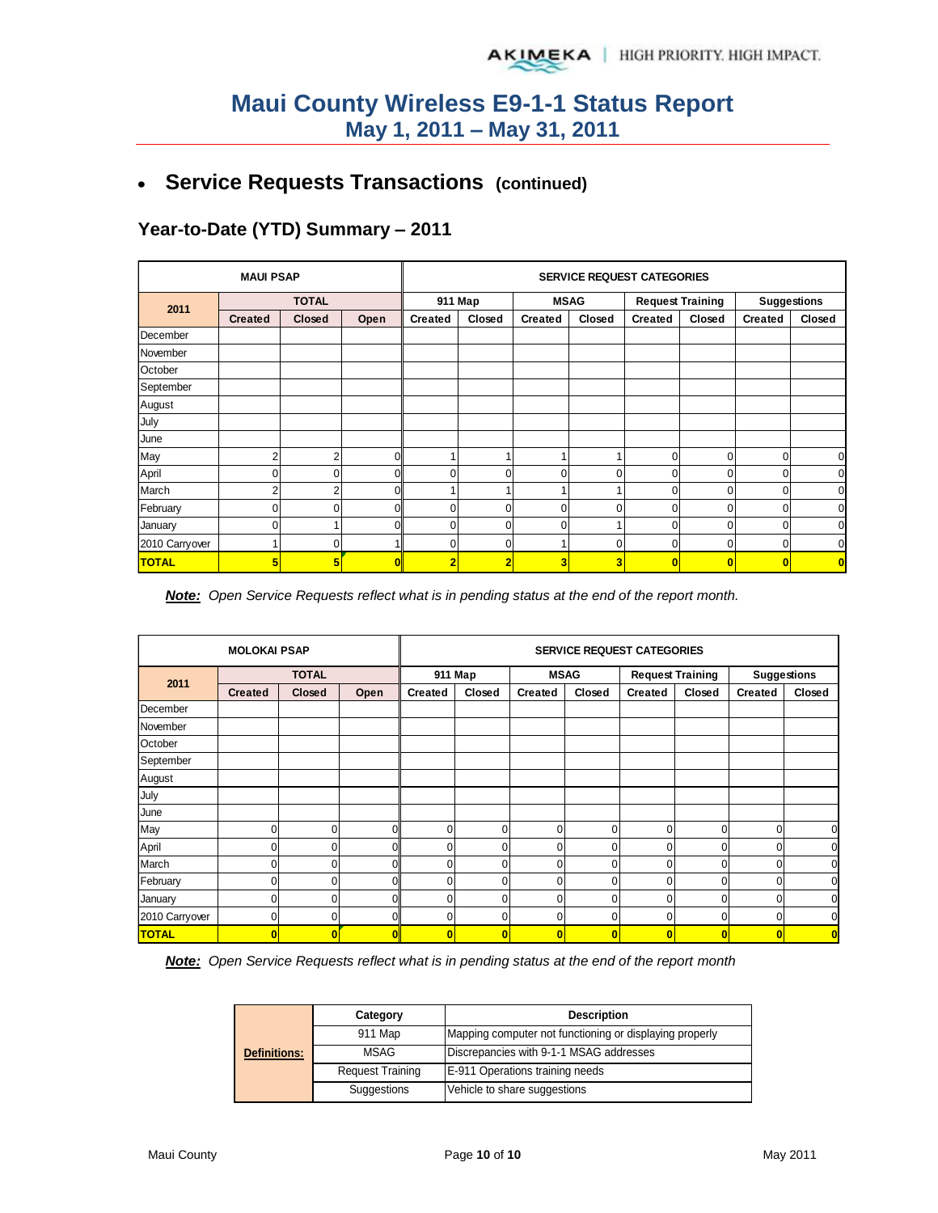# Maui County Wireless E9-1-1 Status Report
## May 1, 2011 – May 31, 2011

- ## Service Requests Transactions (continued)

### Year-to-Date (YTD) Summary – 2011

| MAUI PSAP | | | | SERVICE REQUEST CATEGORIES | | | | | | | |
|---|---|---|---|---|---|---|---|---|---|---|---|
| 2011 | TOTAL | | | 911 Map | | MSAG | | Request Training | | Suggestions | |
| | Created | Closed | Open | Created | Closed | Created | Closed | Created | Closed | Created | Closed |
| December | | | | | | | | | | | |
| November | | | | | | | | | | | |
| October | | | | | | | | | | | |
| September | | | | | | | | | | | |
| August | | | | | | | | | | | |
| July | | | | | | | | | | | |
| June | | | | | | | | | | | |
| May | 2 | 2 | 0 | 1 | 1 | 1 | 1 | 0 | 0 | 0 | 0 |
| April | 0 | 0 | 0 | 0 | 0 | 0 | 0 | 0 | 0 | 0 | 0 |
| March | 2 | 2 | 0 | 1 | 1 | 1 | 1 | 0 | 0 | 0 | 0 |
| February | 0 | 0 | 0 | 0 | 0 | 0 | 0 | 0 | 0 | 0 | 0 |
| January | 0 | 1 | 0 | 0 | 0 | 0 | 1 | 0 | 0 | 0 | 0 |
| 2010 Carryover | 1 | 0 | 1 | 0 | 0 | 1 | 0 | 0 | 0 | 0 | 0 |
| **TOTAL** | **5** | **5** | **0** | **2** | **2** | **3** | **3** | **0** | **0** | **0** | **0** |

***Note:*** *Open Service Requests reflect what is in pending status at the end of the report month.*

| MOLOKAI PSAP | | | | SERVICE REQUEST CATEGORIES | | | | | | | |
|---|---|---|---|---|---|---|---|---|---|---|---|
| 2011 | TOTAL | | | 911 Map | | MSAG | | Request Training | | Suggestions | |
| | Created | Closed | Open | Created | Closed | Created | Closed | Created | Closed | Created | Closed |
| December | | | | | | | | | | | |
| November | | | | | | | | | | | |
| October | | | | | | | | | | | |
| September | | | | | | | | | | | |
| August | | | | | | | | | | | |
| July | | | | | | | | | | | |
| June | | | | | | | | | | | |
| May | 0 | 0 | 0 | 0 | 0 | 0 | 0 | 0 | 0 | 0 | 0 |
| April | 0 | 0 | 0 | 0 | 0 | 0 | 0 | 0 | 0 | 0 | 0 |
| March | 0 | 0 | 0 | 0 | 0 | 0 | 0 | 0 | 0 | 0 | 0 |
| February | 0 | 0 | 0 | 0 | 0 | 0 | 0 | 0 | 0 | 0 | 0 |
| January | 0 | 0 | 0 | 0 | 0 | 0 | 0 | 0 | 0 | 0 | 0 |
| 2010 Carryover | 0 | 0 | 0 | 0 | 0 | 0 | 0 | 0 | 0 | 0 | 0 |
| **TOTAL** | **0** | **0** | **0** | **0** | **0** | **0** | **0** | **0** | **0** | **0** | **0** |

***Note:*** *Open Service Requests reflect what is in pending status at the end of the report month*

| | Category | Description |
|---|---|---|
| **Definitions:** | 911 Map | Mapping computer not functioning or displaying properly |
| | MSAG | Discrepancies with 9-1-1 MSAG addresses |
| | Request Training | E-911 Operations training needs |
| | Suggestions | Vehicle to share suggestions |